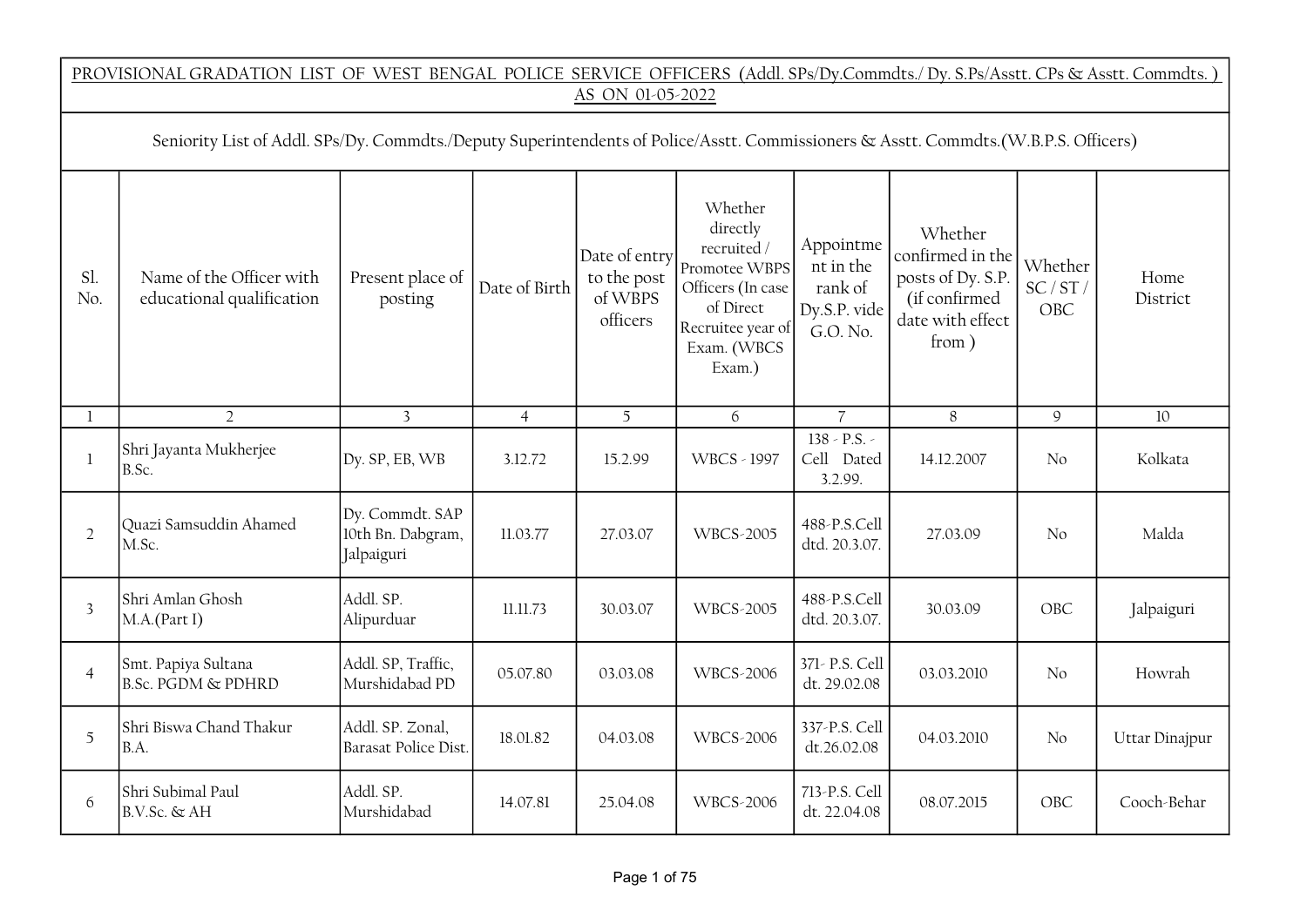**PROVISIONAL GRADATION LIST OF WEST BENGAL POLICE SERVICE OFFICERS (Addl. SPs/Dy.Commdts./ Dy. S.Ps/Asstt. CPs & Asstt. Commdts. ) AS ON 01-05-2022**

Seniority List of Addl. SPs/Dy. Commdts./Deputy Superintendents of Police/Asstt. Commissioners & Asstt. Commdts.(W.B.P.S. Officers)

| Sl. No. | Name of the Officer with educational qualification | Present place of posting | Date of Birth | Date of entry to the post of WBPS officers | Whether directly recruited / Promotee WBPS Officers (In case of Direct Recruitee year of Exam. (WBCS Exam.) | Appointment in the rank of Dy.S.P. vide G.O. No. | Whether confirmed in the posts of Dy. S.P. (if confirmed date with effect from ) | Whether SC / ST / OBC | Home District |
|---|---|---|---|---|---|---|---|---|---|
| 1 | 2 | 3 | 4 | 5 | 6 | 7 | 8 | 9 | 10 |
| 1 | Shri Jayanta Mukherjee B.Sc. | Dy. SP, EB, WB | 3.12.72 | 15.2.99 | WBCS - 1997 | 138 - P.S. - Cell Dated 3.2.99. | 14.12.2007 | No | Kolkata |
| 2 | Quazi Samsuddin Ahamed M.Sc. | Dy. Commdt. SAP 10th Bn. Dabgram, Jalpaiguri | 11.03.77 | 27.03.07 | WBCS-2005 | 488-P.S.Cell dtd. 20.3.07. | 27.03.09 | No | Malda |
| 3 | Shri Amlan Ghosh M.A.(Part I) | Addl. SP. Alipurduar | 11.11.73 | 30.03.07 | WBCS-2005 | 488-P.S.Cell dtd. 20.3.07. | 30.03.09 | OBC | Jalpaiguri |
| 4 | Smt. Papiya Sultana B.Sc. PGDM & PDHRD | Addl. SP, Traffic, Murshidabad PD | 05.07.80 | 03.03.08 | WBCS-2006 | 371- P.S. Cell dt. 29.02.08 | 03.03.2010 | No | Howrah |
| 5 | Shri Biswa Chand Thakur B.A. | Addl. SP. Zonal, Barasat Police Dist. | 18.01.82 | 04.03.08 | WBCS-2006 | 337-P.S. Cell dt.26.02.08 | 04.03.2010 | No | Uttar Dinajpur |
| 6 | Shri Subimal Paul B.V.Sc. & AH | Addl. SP. Murshidabad | 14.07.81 | 25.04.08 | WBCS-2006 | 713-P.S. Cell dt. 22.04.08 | 08.07.2015 | OBC | Cooch-Behar |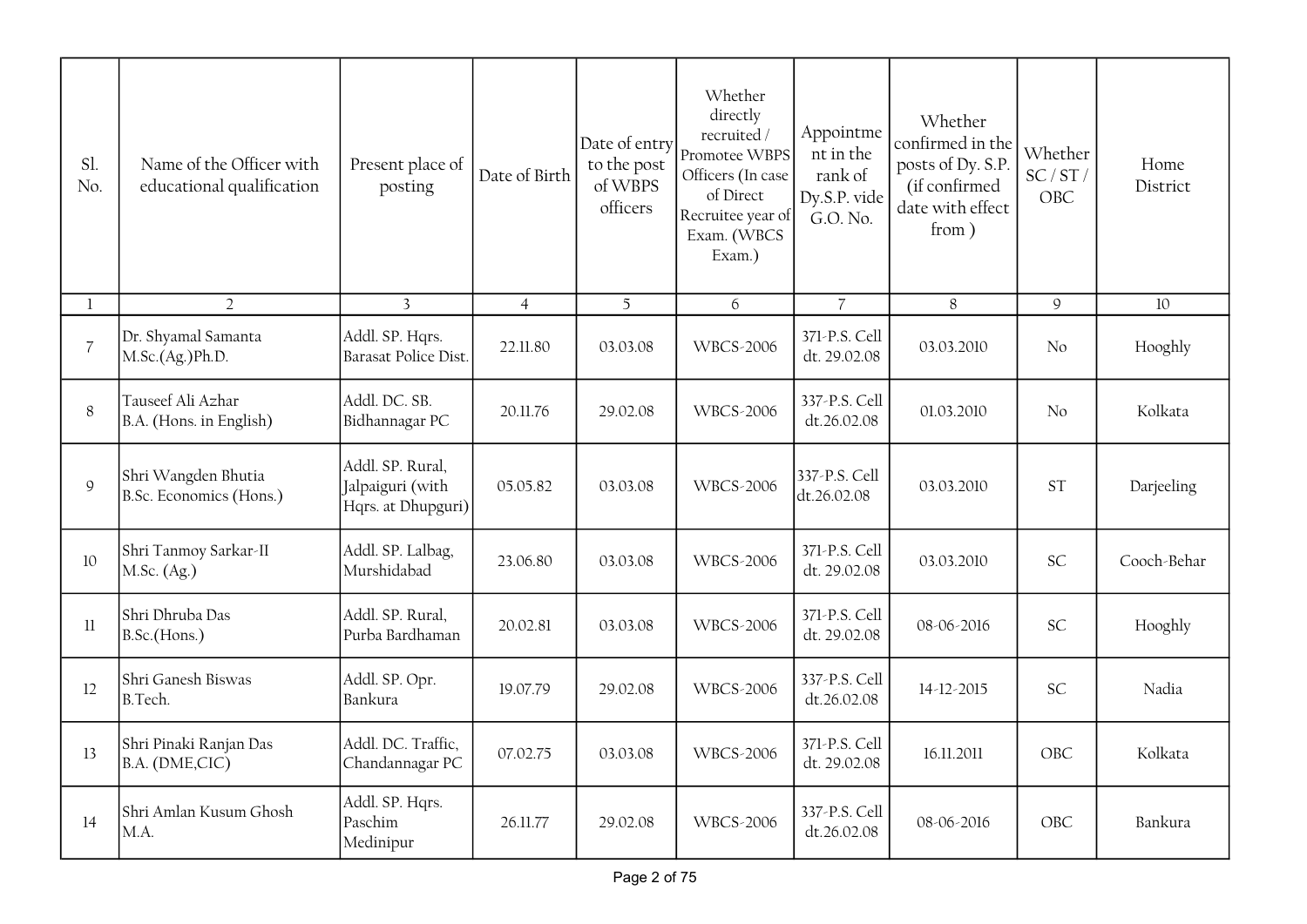| Sl. No. | Name of the Officer with educational qualification | Present place of posting | Date of Birth | Date of entry to the post of WBPS officers | Whether directly recruited / Promotee WBPS Officers (In case of Direct Recruitee year of Exam. (WBCS Exam.) | Appointment in the rank of Dy.S.P. vide G.O. No. | Whether confirmed in the posts of Dy. S.P. (if confirmed date with effect from ) | Whether SC / ST / OBC | Home District |
|---|---|---|---|---|---|---|---|---|---|
| 1 | 2 | 3 | 4 | 5 | 6 | 7 | 8 | 9 | 10 |
| 7 | Dr. Shyamal Samanta M.Sc.(Ag.)Ph.D. | Addl. SP. Hqrs. Barasat Police Dist. | 22.11.80 | 03.03.08 | WBCS-2006 | 371-P.S. Cell dt. 29.02.08 | 03.03.2010 | No | Hooghly |
| 8 | Tauseef Ali Azhar B.A. (Hons. in English) | Addl. DC. SB. Bidhannagar PC | 20.11.76 | 29.02.08 | WBCS-2006 | 337-P.S. Cell dt.26.02.08 | 01.03.2010 | No | Kolkata |
| 9 | Shri Wangden Bhutia B.Sc. Economics (Hons.) | Addl. SP. Rural, Jalpaiguri (with Hqrs. at Dhupguri) | 05.05.82 | 03.03.08 | WBCS-2006 | 337-P.S. Cell dt.26.02.08 | 03.03.2010 | ST | Darjeeling |
| 10 | Shri Tanmoy Sarkar-II M.Sc. (Ag.) | Addl. SP. Lalbag, Murshidabad | 23.06.80 | 03.03.08 | WBCS-2006 | 371-P.S. Cell dt. 29.02.08 | 03.03.2010 | SC | Cooch-Behar |
| 11 | Shri Dhruba Das B.Sc.(Hons.) | Addl. SP. Rural, Purba Bardhaman | 20.02.81 | 03.03.08 | WBCS-2006 | 371-P.S. Cell dt. 29.02.08 | 08-06-2016 | SC | Hooghly |
| 12 | Shri Ganesh Biswas B.Tech. | Addl. SP. Opr. Bankura | 19.07.79 | 29.02.08 | WBCS-2006 | 337-P.S. Cell dt.26.02.08 | 14-12-2015 | SC | Nadia |
| 13 | Shri Pinaki Ranjan Das B.A. (DME,CIC) | Addl. DC. Traffic, Chandannagar PC | 07.02.75 | 03.03.08 | WBCS-2006 | 371-P.S. Cell dt. 29.02.08 | 16.11.2011 | OBC | Kolkata |
| 14 | Shri Amlan Kusum Ghosh M.A. | Addl. SP. Hqrs. Paschim Medinipur | 26.11.77 | 29.02.08 | WBCS-2006 | 337-P.S. Cell dt.26.02.08 | 08-06-2016 | OBC | Bankura |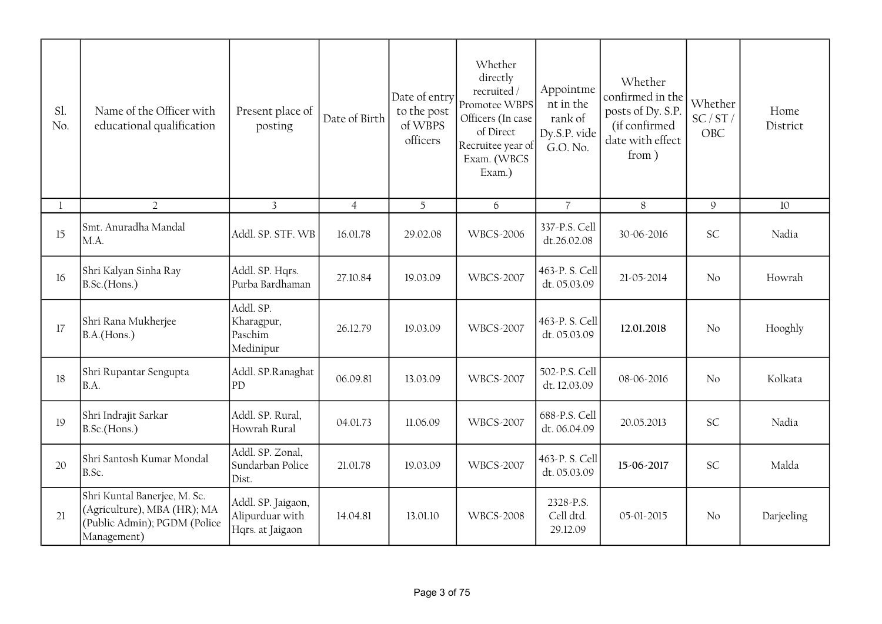| Sl. No. | Name of the Officer with educational qualification | Present place of posting | Date of Birth | Date of entry to the post of WBPS officers | Whether directly recruited / Promotee WBPS Officers (In case of Direct Recruitee year of Exam. (WBCS Exam.) | Appointment in the rank of Dy.S.P. vide G.O. No. | Whether confirmed in the posts of Dy. S.P. (if confirmed date with effect from ) | Whether SC / ST / OBC | Home District |
|---|---|---|---|---|---|---|---|---|---|
| 1 | 2 | 3 | 4 | 5 | 6 | 7 | 8 | 9 | 10 |
| 15 | Smt. Anuradha Mandal M.A. | Addl. SP. STF. WB | 16.01.78 | 29.02.08 | WBCS-2006 | 337-P.S. Cell dt.26.02.08 | 30-06-2016 | SC | Nadia |
| 16 | Shri Kalyan Sinha Ray B.Sc.(Hons.) | Addl. SP. Hqrs. Purba Bardhaman | 27.10.84 | 19.03.09 | WBCS-2007 | 463-P. S. Cell dt. 05.03.09 | 21-05-2014 | No | Howrah |
| 17 | Shri Rana Mukherjee B.A.(Hons.) | Addl. SP. Kharagpur, Paschim Medinipur | 26.12.79 | 19.03.09 | WBCS-2007 | 463-P. S. Cell dt. 05.03.09 | **12.01.2018** | No | Hooghly |
| 18 | Shri Rupantar Sengupta B.A. | Addl. SP.Ranaghat PD | 06.09.81 | 13.03.09 | WBCS-2007 | 502-P.S. Cell dt. 12.03.09 | 08-06-2016 | No | Kolkata |
| 19 | Shri Indrajit Sarkar B.Sc.(Hons.) | Addl. SP. Rural, Howrah Rural | 04.01.73 | 11.06.09 | WBCS-2007 | 688-P.S. Cell dt. 06.04.09 | 20.05.2013 | SC | Nadia |
| 20 | Shri Santosh Kumar Mondal B.Sc. | Addl. SP. Zonal, Sundarban Police Dist. | 21.01.78 | 19.03.09 | WBCS-2007 | 463-P. S. Cell dt. 05.03.09 | **15-06-2017** | SC | Malda |
| 21 | Shri Kuntal Banerjee, M. Sc. (Agriculture), MBA (HR); MA (Public Admin); PGDM (Police Management) | Addl. SP. Jaigaon, Alipurduar with Hqrs. at Jaigaon | 14.04.81 | 13.01.10 | WBCS-2008 | 2328-P.S. Cell dtd. 29.12.09 | 05-01-2015 | No | Darjeeling |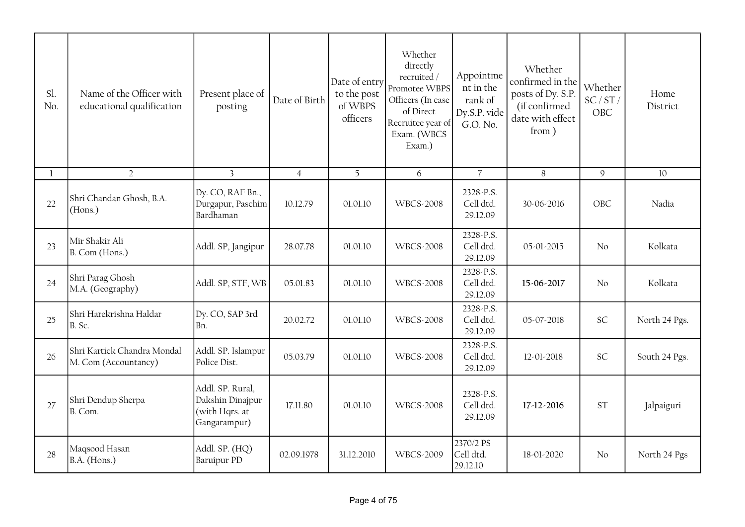| Sl. No. | Name of the Officer with educational qualification | Present place of posting | Date of Birth | Date of entry to the post of WBPS officers | Whether directly recruited / Promotee WBPS Officers (In case of Direct Recruitee year of Exam. (WBCS Exam.) | Appointment in the rank of Dy.S.P. vide G.O. No. | Whether confirmed in the posts of Dy. S.P. (if confirmed date with effect from ) | Whether SC / ST / OBC | Home District |
|---|---|---|---|---|---|---|---|---|---|
| 1 | 2 | 3 | 4 | 5 | 6 | 7 | 8 | 9 | 10 |
| 22 | Shri Chandan Ghosh, B.A. (Hons.) | Dy. CO, RAF Bn., Durgapur, Paschim Bardhaman | 10.12.79 | 01.01.10 | WBCS-2008 | 2328-P.S. Cell dtd. 29.12.09 | 30-06-2016 | OBC | Nadia |
| 23 | Mir Shakir Ali B. Com (Hons.) | Addl. SP, Jangipur | 28.07.78 | 01.01.10 | WBCS-2008 | 2328-P.S. Cell dtd. 29.12.09 | 05-01-2015 | No | Kolkata |
| 24 | Shri Parag Ghosh M.A. (Geography) | Addl. SP, STF, WB | 05.01.83 | 01.01.10 | WBCS-2008 | 2328-P.S. Cell dtd. 29.12.09 | **15-06-2017** | No | Kolkata |
| 25 | Shri Harekrishna Haldar B. Sc. | Dy. CO, SAP 3rd Bn. | 20.02.72 | 01.01.10 | WBCS-2008 | 2328-P.S. Cell dtd. 29.12.09 | 05-07-2018 | SC | North 24 Pgs. |
| 26 | Shri Kartick Chandra Mondal M. Com (Accountancy) | Addl. SP. Islampur Police Dist. | 05.03.79 | 01.01.10 | WBCS-2008 | 2328-P.S. Cell dtd. 29.12.09 | 12-01-2018 | SC | South 24 Pgs. |
| 27 | Shri Dendup Sherpa B. Com. | Addl. SP. Rural, Dakshin Dinajpur (with Hqrs. at Gangarampur) | 17.11.80 | 01.01.10 | WBCS-2008 | 2328-P.S. Cell dtd. 29.12.09 | **17-12-2016** | ST | Jalpaiguri |
| 28 | Maqsood Hasan B.A. (Hons.) | Addl. SP. (HQ) Baruipur PD | 02.09.1978 | 31.12.2010 | WBCS-2009 | 2370/2 PS Cell dtd. 29.12.10 | 18-01-2020 | No | North 24 Pgs |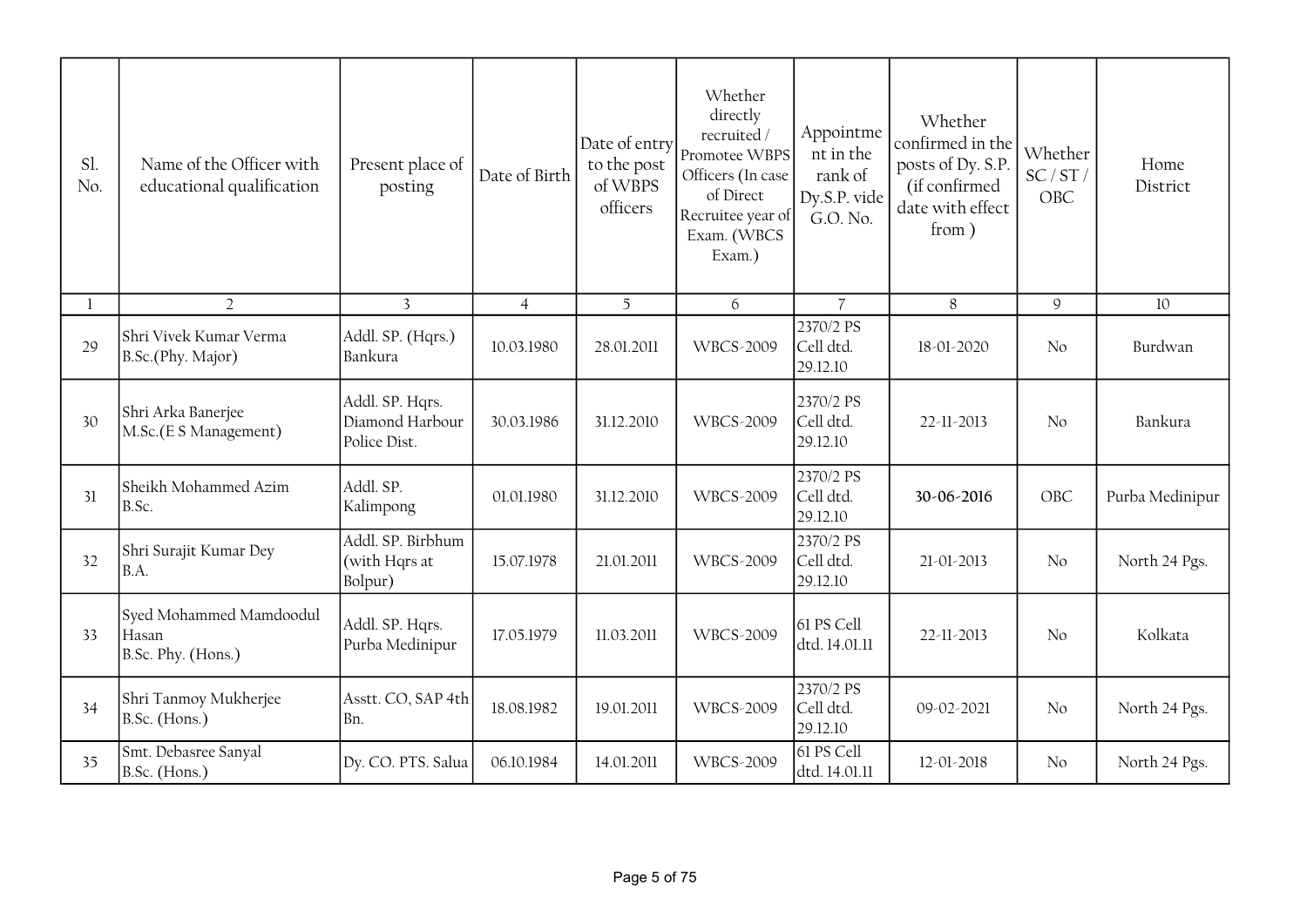| Sl. No. | Name of the Officer with educational qualification | Present place of posting | Date of Birth | Date of entry to the post of WBPS officers | Whether directly recruited / Promotee WBPS Officers (In case of Direct Recruitee year of Exam. (WBCS Exam.) | Appointment in the rank of Dy.S.P. vide G.O. No. | Whether confirmed in the posts of Dy. S.P. (if confirmed date with effect from ) | Whether SC / ST / OBC | Home District |
|---|---|---|---|---|---|---|---|---|---|
| 1 | 2 | 3 | 4 | 5 | 6 | 7 | 8 | 9 | 10 |
| 29 | Shri Vivek Kumar Verma B.Sc.(Phy. Major) | Addl. SP. (Hqrs.) Bankura | 10.03.1980 | 28.01.2011 | WBCS-2009 | 2370/2 PS Cell dtd. 29.12.10 | 18-01-2020 | No | Burdwan |
| 30 | Shri Arka Banerjee M.Sc.(E S Management) | Addl. SP. Hqrs. Diamond Harbour Police Dist. | 30.03.1986 | 31.12.2010 | WBCS-2009 | 2370/2 PS Cell dtd. 29.12.10 | 22-11-2013 | No | Bankura |
| 31 | Sheikh Mohammed Azim B.Sc. | Addl. SP. Kalimpong | 01.01.1980 | 31.12.2010 | WBCS-2009 | 2370/2 PS Cell dtd. 29.12.10 | **30-06-2016** | OBC | Purba Medinipur |
| 32 | Shri Surajit Kumar Dey B.A. | Addl. SP. Birbhum (with Hqrs at Bolpur) | 15.07.1978 | 21.01.2011 | WBCS-2009 | 2370/2 PS Cell dtd. 29.12.10 | 21-01-2013 | No | North 24 Pgs. |
| 33 | Syed Mohammed Mamdoodul Hasan B.Sc. Phy. (Hons.) | Addl. SP. Hqrs. Purba Medinipur | 17.05.1979 | 11.03.2011 | WBCS-2009 | 61 PS Cell dtd. 14.01.11 | 22-11-2013 | No | Kolkata |
| 34 | Shri Tanmoy Mukherjee B.Sc. (Hons.) | Asstt. CO, SAP 4th Bn. | 18.08.1982 | 19.01.2011 | WBCS-2009 | 2370/2 PS Cell dtd. 29.12.10 | 09-02-2021 | No | North 24 Pgs. |
| 35 | Smt. Debasree Sanyal B.Sc. (Hons.) | Dy. CO. PTS. Salua | 06.10.1984 | 14.01.2011 | WBCS-2009 | 61 PS Cell dtd. 14.01.11 | 12-01-2018 | No | North 24 Pgs. |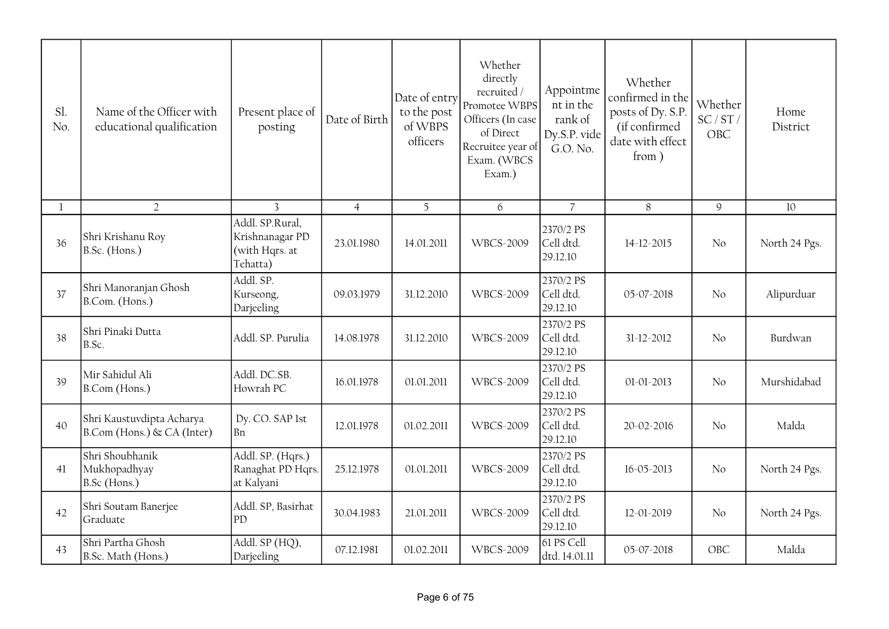| Sl. No. | Name of the Officer with educational qualification | Present place of posting | Date of Birth | Date of entry to the post of WBPS officers | Whether directly recruited / Promotee WBPS Officers (In case of Direct Recruitee year of Exam. (WBCS Exam.) | Appointment in the rank of Dy.S.P. vide G.O. No. | Whether confirmed in the posts of Dy. S.P. (if confirmed date with effect from ) | Whether SC / ST / OBC | Home District |
|---|---|---|---|---|---|---|---|---|---|
| 1 | 2 | 3 | 4 | 5 | 6 | 7 | 8 | 9 | 10 |
| 36 | Shri Krishanu Roy B.Sc. (Hons.) | Addl. SP.Rural, Krishnanagar PD (with Hqrs. at Tehatta) | 23.01.1980 | 14.01.2011 | WBCS-2009 | 2370/2 PS Cell dtd. 29.12.10 | 14-12-2015 | No | North 24 Pgs. |
| 37 | Shri Manoranjan Ghosh B.Com. (Hons.) | Addl. SP. Kurseong, Darjeeling | 09.03.1979 | 31.12.2010 | WBCS-2009 | 2370/2 PS Cell dtd. 29.12.10 | 05-07-2018 | No | Alipurduar |
| 38 | Shri Pinaki Dutta B.Sc. | Addl. SP. Purulia | 14.08.1978 | 31.12.2010 | WBCS-2009 | 2370/2 PS Cell dtd. 29.12.10 | 31-12-2012 | No | Burdwan |
| 39 | Mir Sahidul Ali B.Com (Hons.) | Addl. DC.SB. Howrah PC | 16.01.1978 | 01.01.2011 | WBCS-2009 | 2370/2 PS Cell dtd. 29.12.10 | 01-01-2013 | No | Murshidabad |
| 40 | Shri Kaustuvdipta Acharya B.Com (Hons.) & CA (Inter) | Dy. CO. SAP 1st Bn | 12.01.1978 | 01.02.2011 | WBCS-2009 | 2370/2 PS Cell dtd. 29.12.10 | 20-02-2016 | No | Malda |
| 41 | Shri Shoubhanik Mukhopadhyay B.Sc (Hons.) | Addl. SP. (Hqrs.) Ranaghat PD Hqrs. at Kalyani | 25.12.1978 | 01.01.2011 | WBCS-2009 | 2370/2 PS Cell dtd. 29.12.10 | 16-05-2013 | No | North 24 Pgs. |
| 42 | Shri Soutam Banerjee Graduate | Addl. SP, Basirhat PD | 30.04.1983 | 21.01.2011 | WBCS-2009 | 2370/2 PS Cell dtd. 29.12.10 | 12-01-2019 | No | North 24 Pgs. |
| 43 | Shri Partha Ghosh B.Sc. Math (Hons.) | Addl. SP (HQ), Darjeeling | 07.12.1981 | 01.02.2011 | WBCS-2009 | 61 PS Cell dtd. 14.01.11 | 05-07-2018 | OBC | Malda |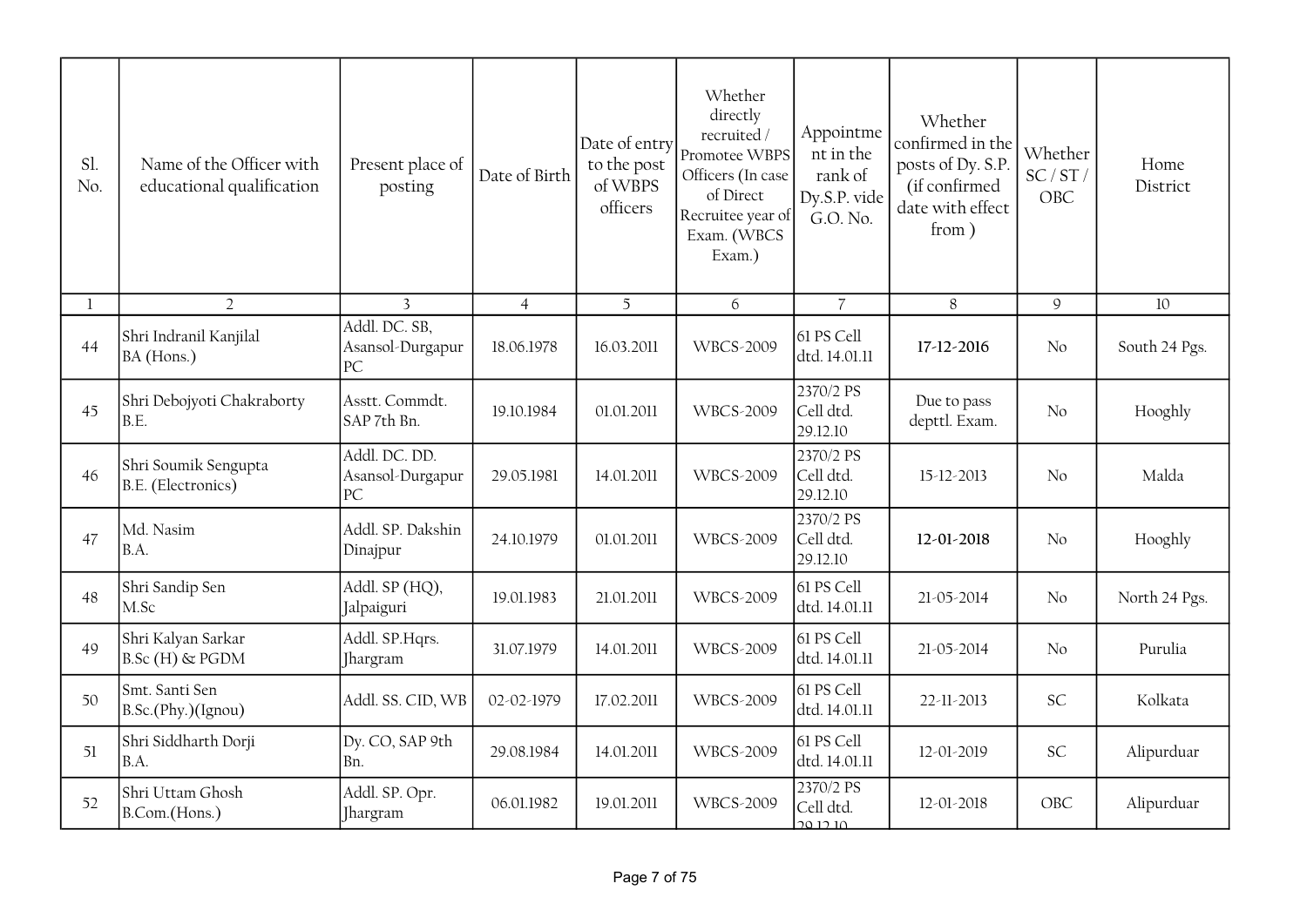| Sl. No. | Name of the Officer with educational qualification | Present place of posting | Date of Birth | Date of entry to the post of WBPS officers | Whether directly recruited / Promotee WBPS Officers (In case of Direct Recruitee year of Exam. (WBCS Exam.) | Appointment in the rank of Dy.S.P. vide G.O. No. | Whether confirmed in the posts of Dy. S.P. (if confirmed date with effect from ) | Whether SC / ST / OBC | Home District |
|---|---|---|---|---|---|---|---|---|---|
| 1 | 2 | 3 | 4 | 5 | 6 | 7 | 8 | 9 | 10 |
| 44 | Shri Indranil Kanjilal<br>BA (Hons.) | Addl. DC. SB, Asansol-Durgapur PC | 18.06.1978 | 16.03.2011 | WBCS-2009 | 61 PS Cell dtd. 14.01.11 | **17-12-2016** | No | South 24 Pgs. |
| 45 | Shri Debojyoti Chakraborty<br>B.E. | Asstt. Commdt. SAP 7th Bn. | 19.10.1984 | 01.01.2011 | WBCS-2009 | 2370/2 PS Cell dtd. 29.12.10 | Due to pass depttl. Exam. | No | Hooghly |
| 46 | Shri Soumik Sengupta<br>B.E. (Electronics) | Addl. DC. DD. Asansol-Durgapur PC | 29.05.1981 | 14.01.2011 | WBCS-2009 | 2370/2 PS Cell dtd. 29.12.10 | 15-12-2013 | No | Malda |
| 47 | Md. Nasim<br>B.A. | Addl. SP. Dakshin Dinajpur | 24.10.1979 | 01.01.2011 | WBCS-2009 | 2370/2 PS Cell dtd. 29.12.10 | **12-01-2018** | No | Hooghly |
| 48 | Shri Sandip Sen<br>M.Sc | Addl. SP (HQ), Jalpaiguri | 19.01.1983 | 21.01.2011 | WBCS-2009 | 61 PS Cell dtd. 14.01.11 | 21-05-2014 | No | North 24 Pgs. |
| 49 | Shri Kalyan Sarkar<br>B.Sc (H) & PGDM | Addl. SP.Hqrs. Jhargram | 31.07.1979 | 14.01.2011 | WBCS-2009 | 61 PS Cell dtd. 14.01.11 | 21-05-2014 | No | Purulia |
| 50 | Smt. Santi Sen<br>B.Sc.(Phy.)(Ignou) | Addl. SS. CID, WB | 02-02-1979 | 17.02.2011 | WBCS-2009 | 61 PS Cell dtd. 14.01.11 | 22-11-2013 | SC | Kolkata |
| 51 | Shri Siddharth Dorji<br>B.A. | Dy. CO, SAP 9th Bn. | 29.08.1984 | 14.01.2011 | WBCS-2009 | 61 PS Cell dtd. 14.01.11 | 12-01-2019 | SC | Alipurduar |
| 52 | Shri Uttam Ghosh<br>B.Com.(Hons.) | Addl. SP. Opr. Jhargram | 06.01.1982 | 19.01.2011 | WBCS-2009 | 2370/2 PS Cell dtd. 29.12.10 | 12-01-2018 | OBC | Alipurduar |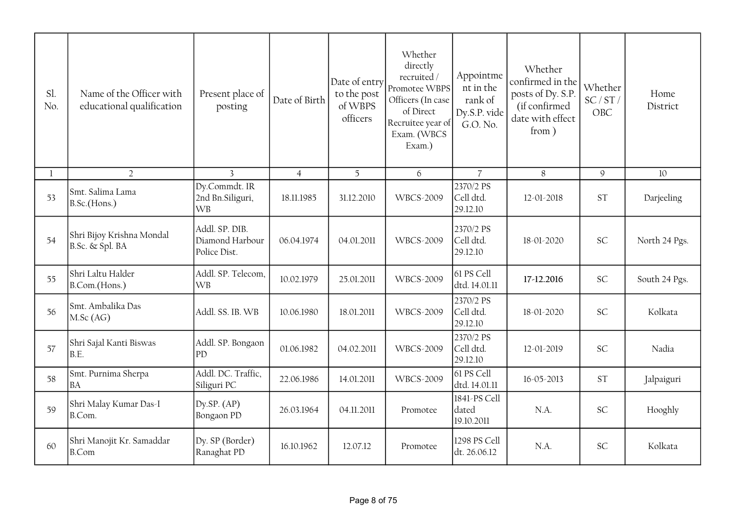| Sl. No. | Name of the Officer with educational qualification | Present place of posting | Date of Birth | Date of entry to the post of WBPS officers | Whether directly recruited / Promotee WBPS Officers (In case of Direct Recruitee year of Exam. (WBCS Exam.) | Appointment in the rank of Dy.S.P. vide G.O. No. | Whether confirmed in the posts of Dy. S.P. (if confirmed date with effect from ) | Whether SC / ST / OBC | Home District |
|---|---|---|---|---|---|---|---|---|---|
| 1 | 2 | 3 | 4 | 5 | 6 | 7 | 8 | 9 | 10 |
| 53 | Smt. Salima Lama B.Sc.(Hons.) | Dy.Commdt. IR 2nd Bn.Siliguri, WB | 18.11.1985 | 31.12.2010 | WBCS-2009 | 2370/2 PS Cell dtd. 29.12.10 | 12-01-2018 | ST | Darjeeling |
| 54 | Shri Bijoy Krishna Mondal B.Sc. & Spl. BA | Addl. SP. DIB. Diamond Harbour Police Dist. | 06.04.1974 | 04.01.2011 | WBCS-2009 | 2370/2 PS Cell dtd. 29.12.10 | 18-01-2020 | SC | North 24 Pgs. |
| 55 | Shri Laltu Halder B.Com.(Hons.) | Addl. SP. Telecom, WB | 10.02.1979 | 25.01.2011 | WBCS-2009 | 61 PS Cell dtd. 14.01.11 | **17-12.2016** | SC | South 24 Pgs. |
| 56 | Smt. Ambalika Das M.Sc (AG) | Addl. SS. IB. WB | 10.06.1980 | 18.01.2011 | WBCS-2009 | 2370/2 PS Cell dtd. 29.12.10 | 18-01-2020 | SC | Kolkata |
| 57 | Shri Sajal Kanti Biswas B.E. | Addl. SP. Bongaon PD | 01.06.1982 | 04.02.2011 | WBCS-2009 | 2370/2 PS Cell dtd. 29.12.10 | 12-01-2019 | SC | Nadia |
| 58 | Smt. Purnima Sherpa BA | Addl. DC. Traffic, Siliguri PC | 22.06.1986 | 14.01.2011 | WBCS-2009 | 61 PS Cell dtd. 14.01.11 | 16-05-2013 | ST | Jalpaiguri |
| 59 | Shri Malay Kumar Das-I B.Com. | Dy.SP. (AP) Bongaon PD | 26.03.1964 | 04.11.2011 | Promotee | 1841-PS Cell dated 19.10.2011 | N.A. | SC | Hooghly |
| 60 | Shri Manojit Kr. Samaddar B.Com | Dy. SP (Border) Ranaghat PD | 16.10.1962 | 12.07.12 | Promotee | 1298 PS Cell dt. 26.06.12 | N.A. | SC | Kolkata |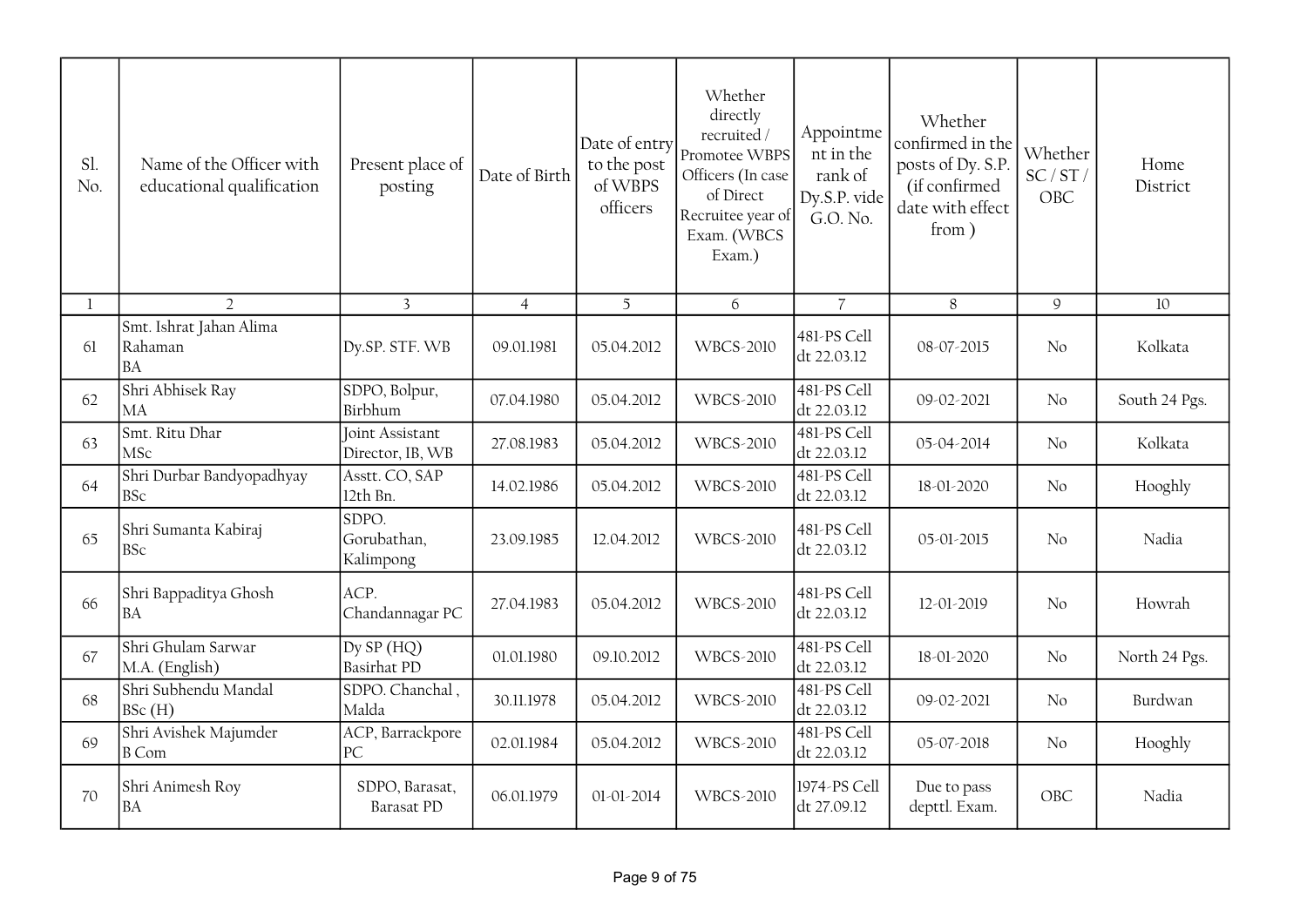| Sl. No. | Name of the Officer with educational qualification | Present place of posting | Date of Birth | Date of entry to the post of WBPS officers | Whether directly recruited / Promotee WBPS Officers (In case of Direct Recruitee year of Exam. (WBCS Exam.) | Appointment in the rank of Dy.S.P. vide G.O. No. | Whether confirmed in the posts of Dy. S.P. (if confirmed date with effect from ) | Whether SC / ST / OBC | Home District |
|---|---|---|---|---|---|---|---|---|---|
| 1 | 2 | 3 | 4 | 5 | 6 | 7 | 8 | 9 | 10 |
| 61 | Smt. Ishrat Jahan Alima Rahaman BA | Dy.SP. STF. WB | 09.01.1981 | 05.04.2012 | WBCS-2010 | 481-PS Cell dt 22.03.12 | 08-07-2015 | No | Kolkata |
| 62 | Shri Abhisek Ray MA | SDPO, Bolpur, Birbhum | 07.04.1980 | 05.04.2012 | WBCS-2010 | 481-PS Cell dt 22.03.12 | 09-02-2021 | No | South 24 Pgs. |
| 63 | Smt. Ritu Dhar MSc | Joint Assistant Director, IB, WB | 27.08.1983 | 05.04.2012 | WBCS-2010 | 481-PS Cell dt 22.03.12 | 05-04-2014 | No | Kolkata |
| 64 | Shri Durbar Bandyopadhyay BSc | Asstt. CO, SAP 12th Bn. | 14.02.1986 | 05.04.2012 | WBCS-2010 | 481-PS Cell dt 22.03.12 | 18-01-2020 | No | Hooghly |
| 65 | Shri Sumanta Kabiraj BSc | SDPO. Gorubathan, Kalimpong | 23.09.1985 | 12.04.2012 | WBCS-2010 | 481-PS Cell dt 22.03.12 | 05-01-2015 | No | Nadia |
| 66 | Shri Bappaditya Ghosh BA | ACP. Chandannagar PC | 27.04.1983 | 05.04.2012 | WBCS-2010 | 481-PS Cell dt 22.03.12 | 12-01-2019 | No | Howrah |
| 67 | Shri Ghulam Sarwar M.A. (English) | Dy SP (HQ) Basirhat PD | 01.01.1980 | 09.10.2012 | WBCS-2010 | 481-PS Cell dt 22.03.12 | 18-01-2020 | No | North 24 Pgs. |
| 68 | Shri Subhendu Mandal BSc (H) | SDPO. Chanchal , Malda | 30.11.1978 | 05.04.2012 | WBCS-2010 | 481-PS Cell dt 22.03.12 | 09-02-2021 | No | Burdwan |
| 69 | Shri Avishek Majumder B Com | ACP, Barrackpore PC | 02.01.1984 | 05.04.2012 | WBCS-2010 | 481-PS Cell dt 22.03.12 | 05-07-2018 | No | Hooghly |
| 70 | Shri Animesh Roy BA | SDPO, Barasat, Barasat PD | 06.01.1979 | 01-01-2014 | WBCS-2010 | 1974-PS Cell dt 27.09.12 | Due to pass depttl. Exam. | OBC | Nadia |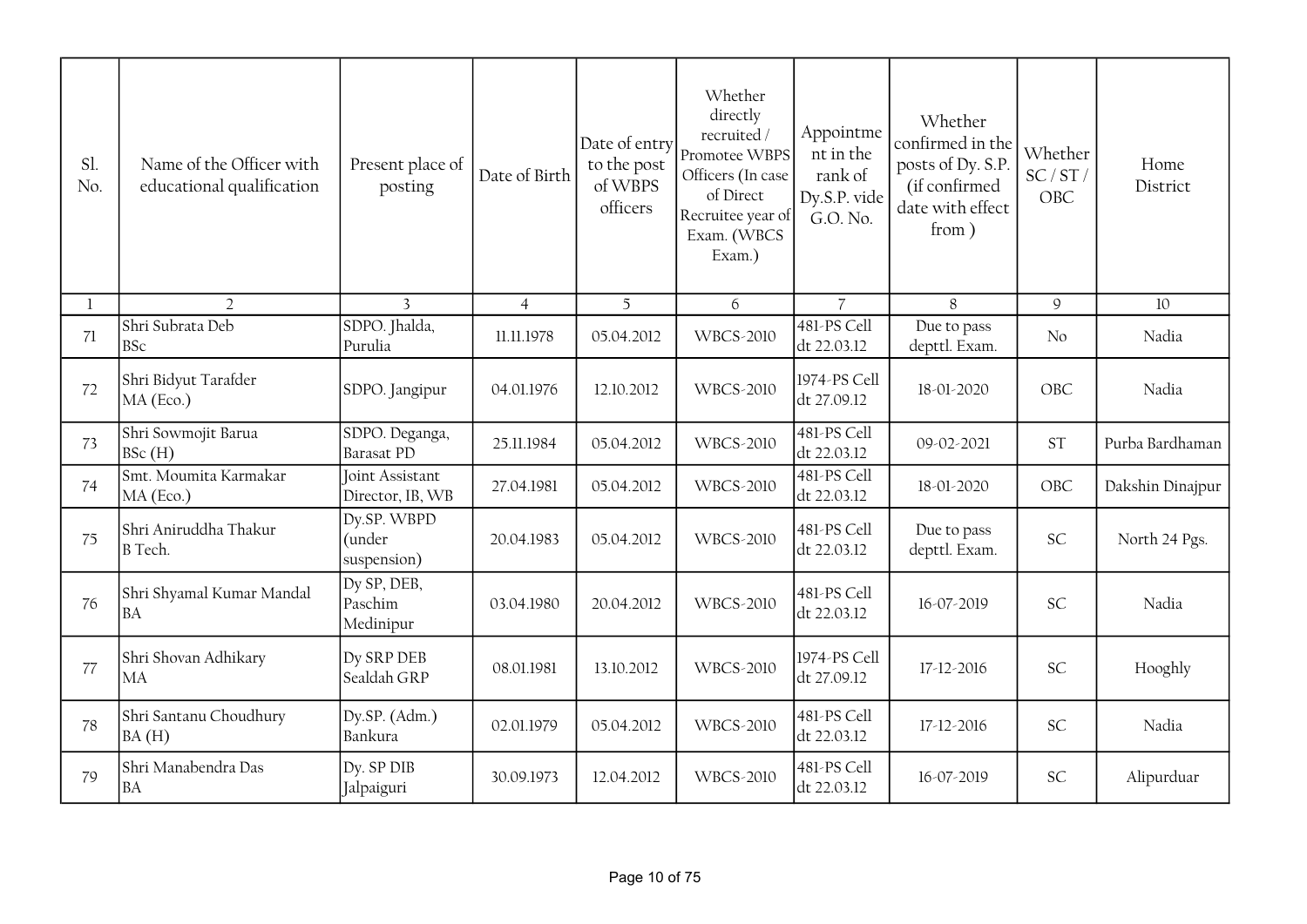| Sl. No. | Name of the Officer with educational qualification | Present place of posting | Date of Birth | Date of entry to the post of WBPS officers | Whether directly recruited / Promotee WBPS Officers (In case of Direct Recruitee year of Exam. (WBCS Exam.) | Appointment in the rank of Dy.S.P. vide G.O. No. | Whether confirmed in the posts of Dy. S.P. (if confirmed date with effect from ) | Whether SC / ST / OBC | Home District |
|---|---|---|---|---|---|---|---|---|---|
| 1 | 2 | 3 | 4 | 5 | 6 | 7 | 8 | 9 | 10 |
| 71 | Shri Subrata Deb BSc | SDPO. Jhalda, Purulia | 11.11.1978 | 05.04.2012 | WBCS-2010 | 481-PS Cell dt 22.03.12 | Due to pass depttl. Exam. | No | Nadia |
| 72 | Shri Bidyut Tarafder MA (Eco.) | SDPO. Jangipur | 04.01.1976 | 12.10.2012 | WBCS-2010 | 1974-PS Cell dt 27.09.12 | 18-01-2020 | OBC | Nadia |
| 73 | Shri Sowmojit Barua BSc (H) | SDPO. Deganga, Barasat PD | 25.11.1984 | 05.04.2012 | WBCS-2010 | 481-PS Cell dt 22.03.12 | 09-02-2021 | ST | Purba Bardhaman |
| 74 | Smt. Moumita Karmakar MA (Eco.) | Joint Assistant Director, IB, WB | 27.04.1981 | 05.04.2012 | WBCS-2010 | 481-PS Cell dt 22.03.12 | 18-01-2020 | OBC | Dakshin Dinajpur |
| 75 | Shri Aniruddha Thakur B Tech. | Dy.SP. WBPD (under suspension) | 20.04.1983 | 05.04.2012 | WBCS-2010 | 481-PS Cell dt 22.03.12 | Due to pass depttl. Exam. | SC | North 24 Pgs. |
| 76 | Shri Shyamal Kumar Mandal BA | Dy SP, DEB, Paschim Medinipur | 03.04.1980 | 20.04.2012 | WBCS-2010 | 481-PS Cell dt 22.03.12 | 16-07-2019 | SC | Nadia |
| 77 | Shri Shovan Adhikary MA | Dy SRP DEB Sealdah GRP | 08.01.1981 | 13.10.2012 | WBCS-2010 | 1974-PS Cell dt 27.09.12 | 17-12-2016 | SC | Hooghly |
| 78 | Shri Santanu Choudhury BA (H) | Dy.SP. (Adm.) Bankura | 02.01.1979 | 05.04.2012 | WBCS-2010 | 481-PS Cell dt 22.03.12 | 17-12-2016 | SC | Nadia |
| 79 | Shri Manabendra Das BA | Dy. SP DIB Jalpaiguri | 30.09.1973 | 12.04.2012 | WBCS-2010 | 481-PS Cell dt 22.03.12 | 16-07-2019 | SC | Alipurduar |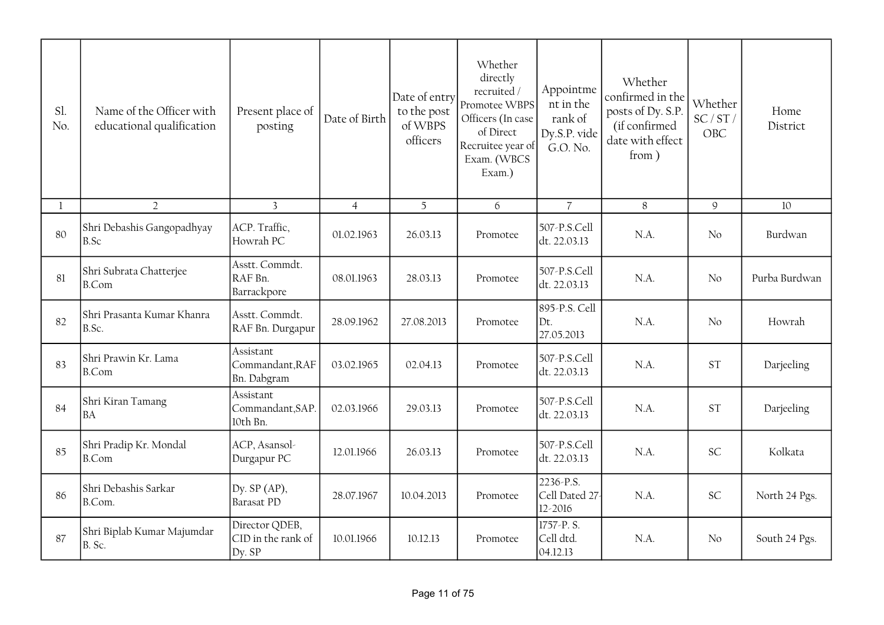| Sl. No. | Name of the Officer with educational qualification | Present place of posting | Date of Birth | Date of entry to the post of WBPS officers | Whether directly recruited / Promotee WBPS Officers (In case of Direct Recruitee year of Exam. (WBCS Exam.) | Appointment in the rank of Dy.S.P. vide G.O. No. | Whether confirmed in the posts of Dy. S.P. (if confirmed date with effect from ) | Whether SC / ST / OBC | Home District |
|---|---|---|---|---|---|---|---|---|---|
| 1 | 2 | 3 | 4 | 5 | 6 | 7 | 8 | 9 | 10 |
| 80 | Shri Debashis Gangopadhyay B.Sc | ACP. Traffic, Howrah PC | 01.02.1963 | 26.03.13 | Promotee | 507-P.S.Cell dt. 22.03.13 | N.A. | No | Burdwan |
| 81 | Shri Subrata Chatterjee B.Com | Asstt. Commdt. RAF Bn. Barrackpore | 08.01.1963 | 28.03.13 | Promotee | 507-P.S.Cell dt. 22.03.13 | N.A. | No | Purba Burdwan |
| 82 | Shri Prasanta Kumar Khanra B.Sc. | Asstt. Commdt. RAF Bn. Durgapur | 28.09.1962 | 27.08.2013 | Promotee | 895-P.S. Cell Dt. 27.05.2013 | N.A. | No | Howrah |
| 83 | Shri Prawin Kr. Lama B.Com | Assistant Commandant,RAF Bn. Dabgram | 03.02.1965 | 02.04.13 | Promotee | 507-P.S.Cell dt. 22.03.13 | N.A. | ST | Darjeeling |
| 84 | Shri Kiran Tamang BA | Assistant Commandant,SAP. 10th Bn. | 02.03.1966 | 29.03.13 | Promotee | 507-P.S.Cell dt. 22.03.13 | N.A. | ST | Darjeeling |
| 85 | Shri Pradip Kr. Mondal B.Com | ACP, Asansol-Durgapur PC | 12.01.1966 | 26.03.13 | Promotee | 507-P.S.Cell dt. 22.03.13 | N.A. | SC | Kolkata |
| 86 | Shri Debashis Sarkar B.Com. | Dy. SP (AP), Barasat PD | 28.07.1967 | 10.04.2013 | Promotee | 2236-P.S. Cell Dated 27-12-2016 | N.A. | SC | North 24 Pgs. |
| 87 | Shri Biplab Kumar Majumdar B. Sc. | Director QDEB, CID in the rank of Dy. SP | 10.01.1966 | 10.12.13 | Promotee | 1757-P. S. Cell dtd. 04.12.13 | N.A. | No | South 24 Pgs. |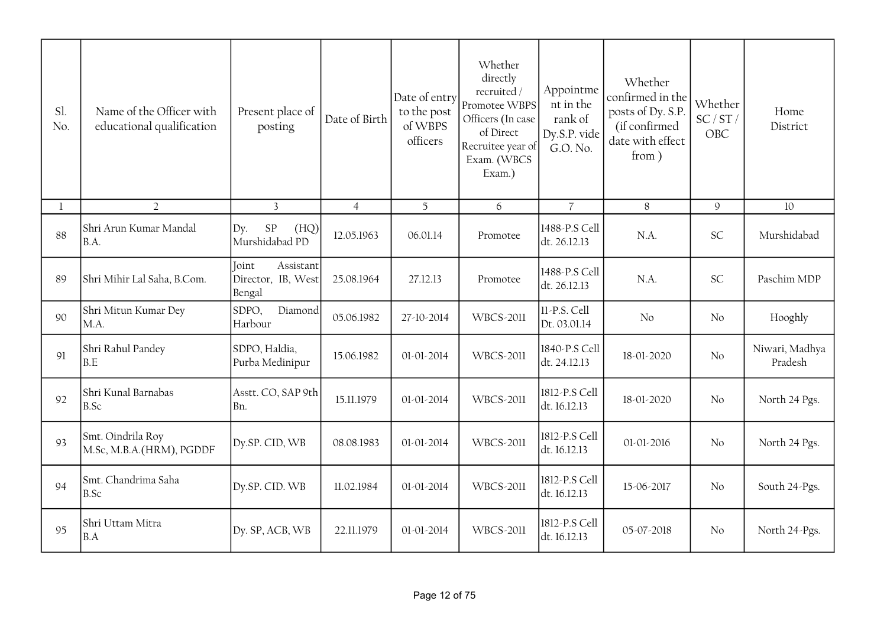| Sl. No. | Name of the Officer with educational qualification | Present place of posting | Date of Birth | Date of entry to the post of WBPS officers | Whether directly recruited / Promotee WBPS Officers (In case of Direct Recruitee year of Exam. (WBCS Exam.) | Appointment in the rank of Dy.S.P. vide G.O. No. | Whether confirmed in the posts of Dy. S.P. (if confirmed date with effect from ) | Whether SC / ST / OBC | Home District |
|---|---|---|---|---|---|---|---|---|---|
| 1 | 2 | 3 | 4 | 5 | 6 | 7 | 8 | 9 | 10 |
| 88 | Shri Arun Kumar Mandal B.A. | Dy. SP (HQ) Murshidabad PD | 12.05.1963 | 06.01.14 | Promotee | 1488-P.S Cell dt. 26.12.13 | N.A. | SC | Murshidabad |
| 89 | Shri Mihir Lal Saha, B.Com. | Joint Assistant Director, IB, West Bengal | 25.08.1964 | 27.12.13 | Promotee | 1488-P.S Cell dt. 26.12.13 | N.A. | SC | Paschim MDP |
| 90 | Shri Mitun Kumar Dey M.A. | SDPO, Diamond Harbour | 05.06.1982 | 27-10-2014 | WBCS-2011 | 11-P.S. Cell Dt. 03.01.14 | No | No | Hooghly |
| 91 | Shri Rahul Pandey B.E | SDPO, Haldia, Purba Medinipur | 15.06.1982 | 01-01-2014 | WBCS-2011 | 1840-P.S Cell dt. 24.12.13 | 18-01-2020 | No | Niwari, Madhya Pradesh |
| 92 | Shri Kunal Barnabas B.Sc | Asstt. CO, SAP 9th Bn. | 15.11.1979 | 01-01-2014 | WBCS-2011 | 1812-P.S Cell dt. 16.12.13 | 18-01-2020 | No | North 24 Pgs. |
| 93 | Smt. Oindrila Roy M.Sc, M.B.A.(HRM), PGDDF | Dy.SP. CID, WB | 08.08.1983 | 01-01-2014 | WBCS-2011 | 1812-P.S Cell dt. 16.12.13 | 01-01-2016 | No | North 24 Pgs. |
| 94 | Smt. Chandrima Saha B.Sc | Dy.SP. CID. WB | 11.02.1984 | 01-01-2014 | WBCS-2011 | 1812-P.S Cell dt. 16.12.13 | 15-06-2017 | No | South 24-Pgs. |
| 95 | Shri Uttam Mitra B.A | Dy. SP, ACB, WB | 22.11.1979 | 01-01-2014 | WBCS-2011 | 1812-P.S Cell dt. 16.12.13 | 05-07-2018 | No | North 24-Pgs. |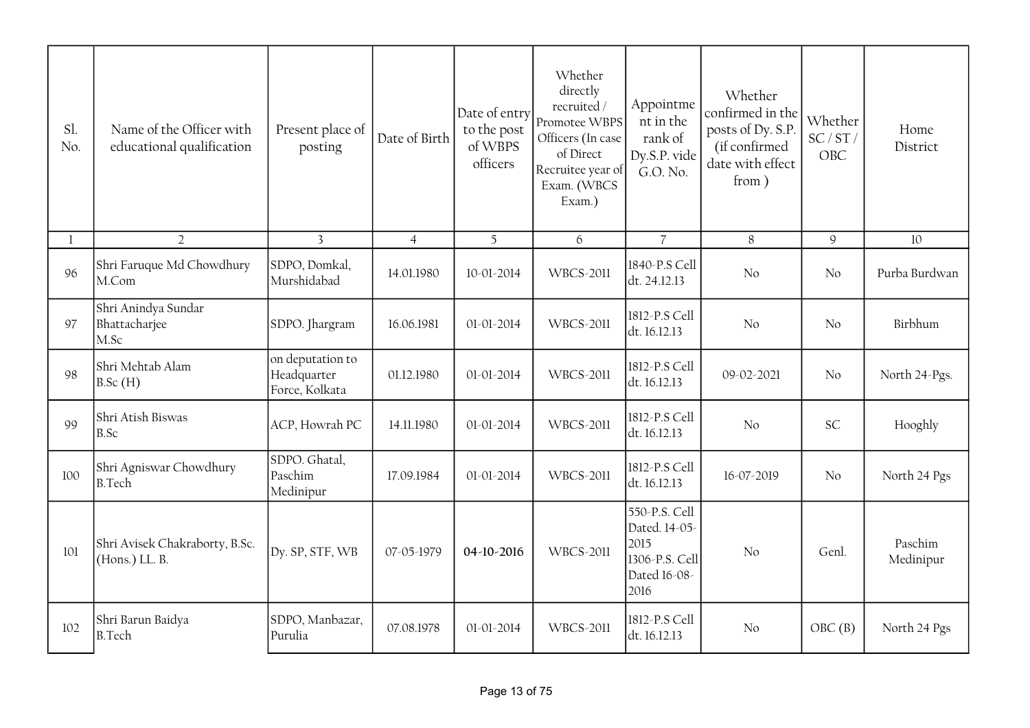| Sl. No. | Name of the Officer with educational qualification | Present place of posting | Date of Birth | Date of entry to the post of WBPS officers | Whether directly recruited / Promotee WBPS Officers (In case of Direct Recruitee year of Exam. (WBCS Exam.) | Appointment in the rank of Dy.S.P. vide G.O. No. | Whether confirmed in the posts of Dy. S.P. (if confirmed date with effect from ) | Whether SC / ST / OBC | Home District |
|---|---|---|---|---|---|---|---|---|---|
| 1 | 2 | 3 | 4 | 5 | 6 | 7 | 8 | 9 | 10 |
| 96 | Shri Faruque Md Chowdhury M.Com | SDPO, Domkal, Murshidabad | 14.01.1980 | 10-01-2014 | WBCS-2011 | 1840-P.S Cell dt. 24.12.13 | No | No | Purba Burdwan |
| 97 | Shri Anindya Sundar Bhattacharjee M.Sc | SDPO. Jhargram | 16.06.1981 | 01-01-2014 | WBCS-2011 | 1812-P.S Cell dt. 16.12.13 | No | No | Birbhum |
| 98 | Shri Mehtab Alam B.Sc (H) | on deputation to Headquarter Force, Kolkata | 01.12.1980 | 01-01-2014 | WBCS-2011 | 1812-P.S Cell dt. 16.12.13 | 09-02-2021 | No | North 24-Pgs. |
| 99 | Shri Atish Biswas B.Sc | ACP, Howrah PC | 14.11.1980 | 01-01-2014 | WBCS-2011 | 1812-P.S Cell dt. 16.12.13 | No | SC | Hooghly |
| 100 | Shri Agniswar Chowdhury B.Tech | SDPO. Ghatal, Paschim Medinipur | 17.09.1984 | 01-01-2014 | WBCS-2011 | 1812-P.S Cell dt. 16.12.13 | 16-07-2019 | No | North 24 Pgs |
| 101 | Shri Avisek Chakraborty, B.Sc. (Hons.) LL. B. | Dy. SP, STF, WB | 07-05-1979 | **04-10-2016** | WBCS-2011 | 550-P.S. Cell Dated. 14-05-2015 1306-P.S. Cell Dated 16-08-2016 | No | Genl. | Paschim Medinipur |
| 102 | Shri Barun Baidya B.Tech | SDPO, Manbazar, Purulia | 07.08.1978 | 01-01-2014 | WBCS-2011 | 1812-P.S Cell dt. 16.12.13 | No | OBC (B) | North 24 Pgs |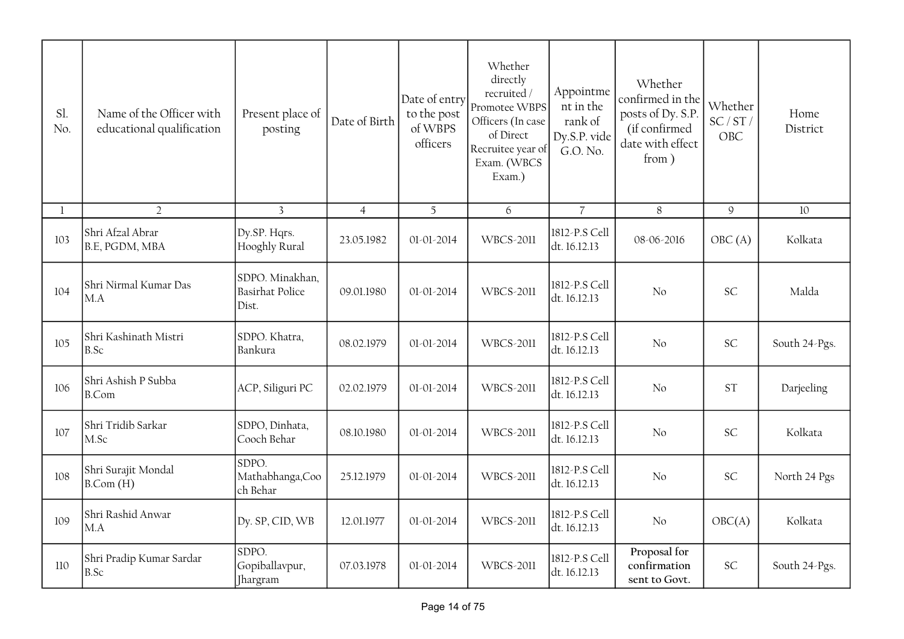| Sl. No. | Name of the Officer with educational qualification | Present place of posting | Date of Birth | Date of entry to the post of WBPS officers | Whether directly recruited / Promotee WBPS Officers (In case of Direct Recruitee year of Exam. (WBCS Exam.) | Appointment in the rank of Dy.S.P. vide G.O. No. | Whether confirmed in the posts of Dy. S.P. (if confirmed date with effect from ) | Whether SC / ST / OBC | Home District |
|---|---|---|---|---|---|---|---|---|---|
| 1 | 2 | 3 | 4 | 5 | 6 | 7 | 8 | 9 | 10 |
| 103 | Shri Afzal Abrar<br>B.E, PGDM, MBA | Dy.SP. Hqrs. Hooghly Rural | 23.05.1982 | 01-01-2014 | WBCS-2011 | 1812-P.S Cell dt. 16.12.13 | 08-06-2016 | OBC (A) | Kolkata |
| 104 | Shri Nirmal Kumar Das<br>M.A | SDPO. Minakhan, Basirhat Police Dist. | 09.01.1980 | 01-01-2014 | WBCS-2011 | 1812-P.S Cell dt. 16.12.13 | No | SC | Malda |
| 105 | Shri Kashinath Mistri<br>B.Sc | SDPO. Khatra, Bankura | 08.02.1979 | 01-01-2014 | WBCS-2011 | 1812-P.S Cell dt. 16.12.13 | No | SC | South 24-Pgs. |
| 106 | Shri Ashish P Subba<br>B.Com | ACP, Siliguri PC | 02.02.1979 | 01-01-2014 | WBCS-2011 | 1812-P.S Cell dt. 16.12.13 | No | ST | Darjeeling |
| 107 | Shri Tridib Sarkar<br>M.Sc | SDPO, Dinhata, Cooch Behar | 08.10.1980 | 01-01-2014 | WBCS-2011 | 1812-P.S Cell dt. 16.12.13 | No | SC | Kolkata |
| 108 | Shri Surajit Mondal<br>B.Com (H) | SDPO. Mathabhanga,Cooch Behar | 25.12.1979 | 01-01-2014 | WBCS-2011 | 1812-P.S Cell dt. 16.12.13 | No | SC | North 24 Pgs |
| 109 | Shri Rashid Anwar<br>M.A | Dy. SP, CID, WB | 12.01.1977 | 01-01-2014 | WBCS-2011 | 1812-P.S Cell dt. 16.12.13 | No | OBC(A) | Kolkata |
| 110 | Shri Pradip Kumar Sardar<br>B.Sc | SDPO. Gopiballavpur, Jhargram | 07.03.1978 | 01-01-2014 | WBCS-2011 | 1812-P.S Cell dt. 16.12.13 | **Proposal for confirmation sent to Govt.** | SC | South 24-Pgs. |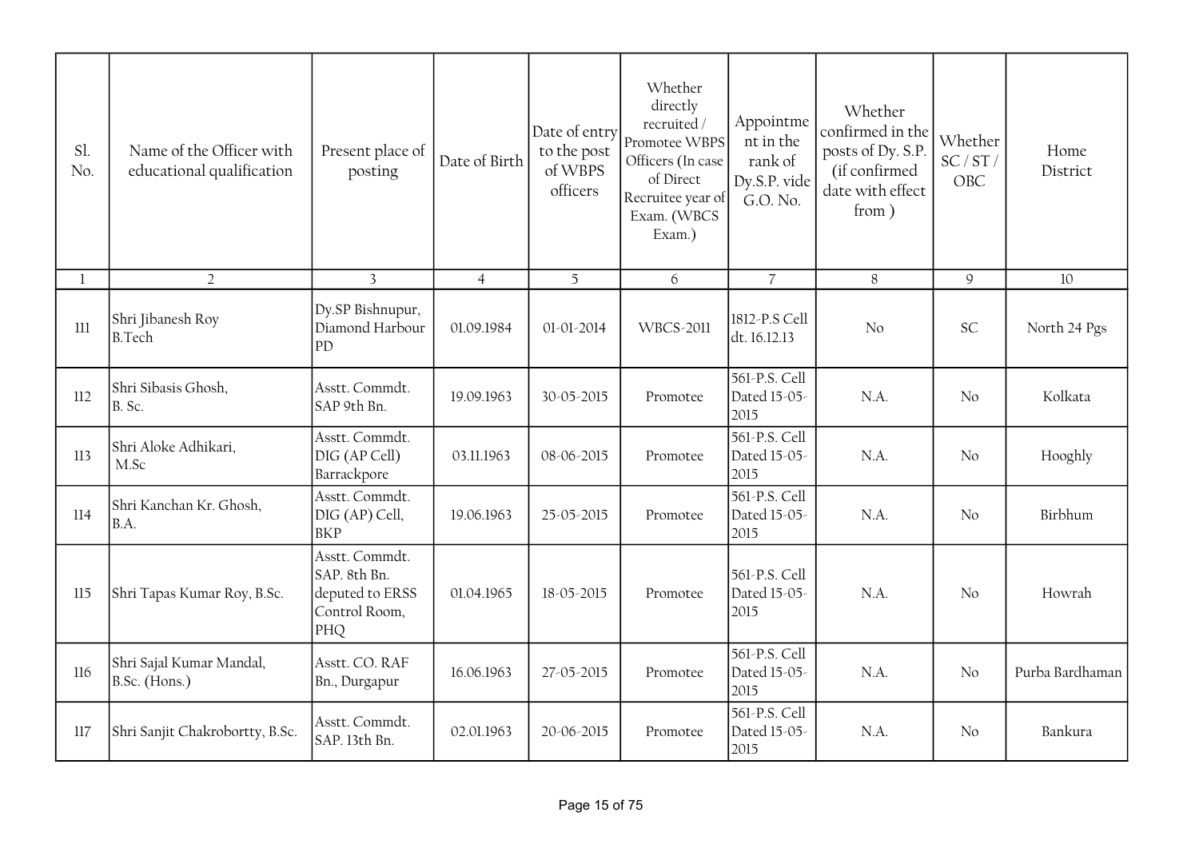| Sl. No. | Name of the Officer with educational qualification | Present place of posting | Date of Birth | Date of entry to the post of WBPS officers | Whether directly recruited / Promotee WBPS Officers (In case of Direct Recruitee year of Exam. (WBCS Exam.) | Appointment in the rank of Dy.S.P. vide G.O. No. | Whether confirmed in the posts of Dy. S.P. (if confirmed date with effect from ) | Whether SC / ST / OBC | Home District |
|---|---|---|---|---|---|---|---|---|---|
| 1 | 2 | 3 | 4 | 5 | 6 | 7 | 8 | 9 | 10 |
| 111 | Shri Jibanesh Roy B.Tech | Dy.SP Bishnupur, Diamond Harbour PD | 01.09.1984 | 01-01-2014 | WBCS-2011 | 1812-P.S Cell dt. 16.12.13 | No | SC | North 24 Pgs |
| 112 | Shri Sibasis Ghosh, B. Sc. | Asstt. Commdt. SAP 9th Bn. | 19.09.1963 | 30-05-2015 | Promotee | 561-P.S. Cell Dated 15-05-2015 | N.A. | No | Kolkata |
| 113 | Shri Aloke Adhikari, M.Sc | Asstt. Commdt. DIG (AP Cell) Barrackpore | 03.11.1963 | 08-06-2015 | Promotee | 561-P.S. Cell Dated 15-05-2015 | N.A. | No | Hooghly |
| 114 | Shri Kanchan Kr. Ghosh, B.A. | Asstt. Commdt. DIG (AP) Cell, BKP | 19.06.1963 | 25-05-2015 | Promotee | 561-P.S. Cell Dated 15-05-2015 | N.A. | No | Birbhum |
| 115 | Shri Tapas Kumar Roy, B.Sc. | Asstt. Commdt. SAP. 8th Bn. deputed to ERSS Control Room, PHQ | 01.04.1965 | 18-05-2015 | Promotee | 561-P.S. Cell Dated 15-05-2015 | N.A. | No | Howrah |
| 116 | Shri Sajal Kumar Mandal, B.Sc. (Hons.) | Asstt. CO. RAF Bn., Durgapur | 16.06.1963 | 27-05-2015 | Promotee | 561-P.S. Cell Dated 15-05-2015 | N.A. | No | Purba Bardhaman |
| 117 | Shri Sanjit Chakrobortty, B.Sc. | Asstt. Commdt. SAP. 13th Bn. | 02.01.1963 | 20-06-2015 | Promotee | 561-P.S. Cell Dated 15-05-2015 | N.A. | No | Bankura |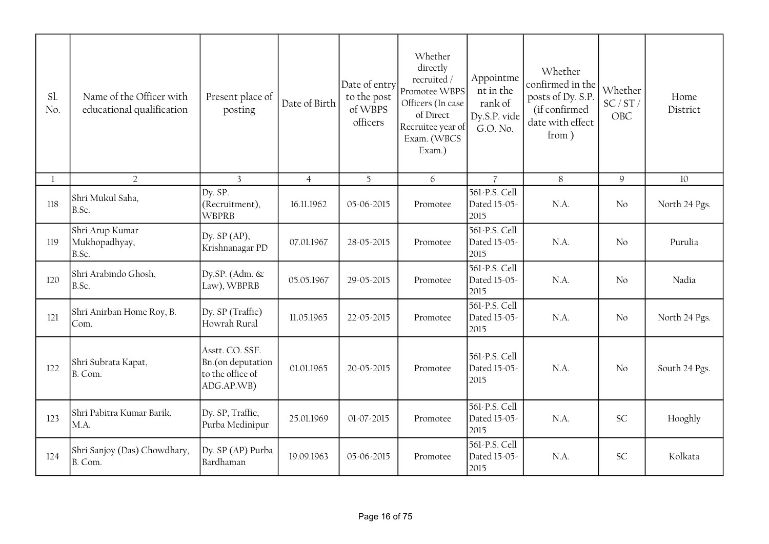| Sl. No. | Name of the Officer with educational qualification | Present place of posting | Date of Birth | Date of entry to the post of WBPS officers | Whether directly recruited / Promotee WBPS Officers (In case of Direct Recruitee year of Exam. (WBCS Exam.) | Appointment in the rank of Dy.S.P. vide G.O. No. | Whether confirmed in the posts of Dy. S.P. (if confirmed date with effect from ) | Whether SC / ST / OBC | Home District |
|---|---|---|---|---|---|---|---|---|---|
| 1 | 2 | 3 | 4 | 5 | 6 | 7 | 8 | 9 | 10 |
| 118 | Shri Mukul Saha, B.Sc. | Dy. SP. (Recruitment), WBPRB | 16.11.1962 | 05-06-2015 | Promotee | 561-P.S. Cell Dated 15-05-2015 | N.A. | No | North 24 Pgs. |
| 119 | Shri Arup Kumar Mukhopadhyay, B.Sc. | Dy. SP (AP), Krishnanagar PD | 07.01.1967 | 28-05-2015 | Promotee | 561-P.S. Cell Dated 15-05-2015 | N.A. | No | Purulia |
| 120 | Shri Arabindo Ghosh, B.Sc. | Dy.SP. (Adm. & Law), WBPRB | 05.05.1967 | 29-05-2015 | Promotee | 561-P.S. Cell Dated 15-05-2015 | N.A. | No | Nadia |
| 121 | Shri Anirban Home Roy, B. Com. | Dy. SP (Traffic) Howrah Rural | 11.05.1965 | 22-05-2015 | Promotee | 561-P.S. Cell Dated 15-05-2015 | N.A. | No | North 24 Pgs. |
| 122 | Shri Subrata Kapat, B. Com. | Asstt. CO. SSF. Bn.(on deputation to the office of ADG.AP.WB) | 01.01.1965 | 20-05-2015 | Promotee | 561-P.S. Cell Dated 15-05-2015 | N.A. | No | South 24 Pgs. |
| 123 | Shri Pabitra Kumar Barik, M.A. | Dy. SP, Traffic, Purba Medinipur | 25.01.1969 | 01-07-2015 | Promotee | 561-P.S. Cell Dated 15-05-2015 | N.A. | SC | Hooghly |
| 124 | Shri Sanjoy (Das) Chowdhary, B. Com. | Dy. SP (AP) Purba Bardhaman | 19.09.1963 | 05-06-2015 | Promotee | 561-P.S. Cell Dated 15-05-2015 | N.A. | SC | Kolkata |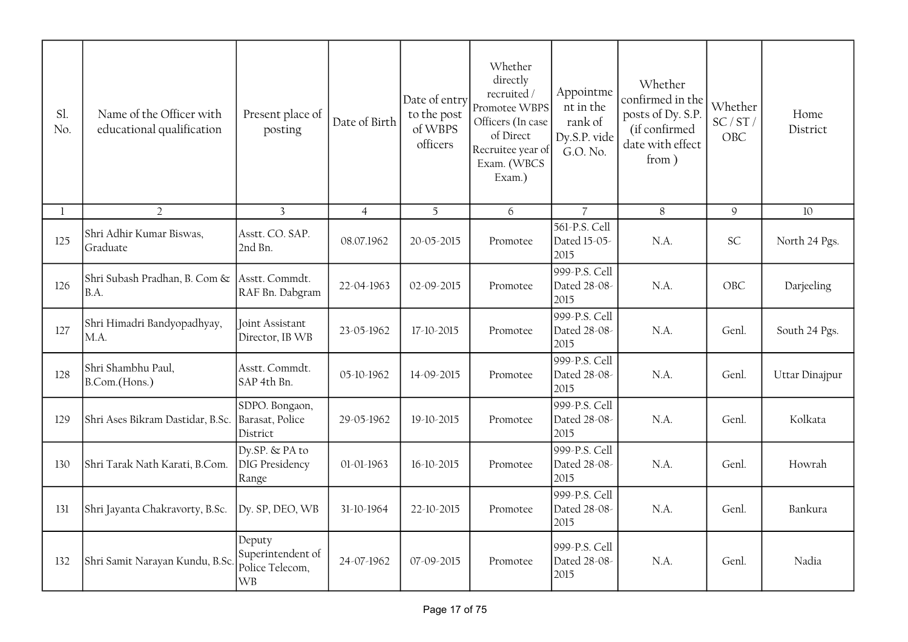| Sl. No. | Name of the Officer with educational qualification | Present place of posting | Date of Birth | Date of entry to the post of WBPS officers | Whether directly recruited / Promotee WBPS Officers (In case of Direct Recruitee year of Exam. (WBCS Exam.) | Appointment in the rank of Dy.S.P. vide G.O. No. | Whether confirmed in the posts of Dy. S.P. (if confirmed date with effect from ) | Whether SC / ST / OBC | Home District |
|---|---|---|---|---|---|---|---|---|---|
| 1 | 2 | 3 | 4 | 5 | 6 | 7 | 8 | 9 | 10 |
| 125 | Shri Adhir Kumar Biswas, Graduate | Asstt. CO. SAP. 2nd Bn. | 08.07.1962 | 20-05-2015 | Promotee | 561-P.S. Cell Dated 15-05-2015 | N.A. | SC | North 24 Pgs. |
| 126 | Shri Subash Pradhan, B. Com & B.A. | Asstt. Commdt. RAF Bn. Dabgram | 22-04-1963 | 02-09-2015 | Promotee | 999-P.S. Cell Dated 28-08-2015 | N.A. | OBC | Darjeeling |
| 127 | Shri Himadri Bandyopadhyay, M.A. | Joint Assistant Director, IB WB | 23-05-1962 | 17-10-2015 | Promotee | 999-P.S. Cell Dated 28-08-2015 | N.A. | Genl. | South 24 Pgs. |
| 128 | Shri Shambhu Paul, B.Com.(Hons.) | Asstt. Commdt. SAP 4th Bn. | 05-10-1962 | 14-09-2015 | Promotee | 999-P.S. Cell Dated 28-08-2015 | N.A. | Genl. | Uttar Dinajpur |
| 129 | Shri Ases Bikram Dastidar, B.Sc. | SDPO. Bongaon, Barasat, Police District | 29-05-1962 | 19-10-2015 | Promotee | 999-P.S. Cell Dated 28-08-2015 | N.A. | Genl. | Kolkata |
| 130 | Shri Tarak Nath Karati, B.Com. | Dy.SP. & PA to DIG Presidency Range | 01-01-1963 | 16-10-2015 | Promotee | 999-P.S. Cell Dated 28-08-2015 | N.A. | Genl. | Howrah |
| 131 | Shri Jayanta Chakravorty, B.Sc. | Dy. SP, DEO, WB | 31-10-1964 | 22-10-2015 | Promotee | 999-P.S. Cell Dated 28-08-2015 | N.A. | Genl. | Bankura |
| 132 | Shri Samit Narayan Kundu, B.Sc. | Deputy Superintendent of Police Telecom, WB | 24-07-1962 | 07-09-2015 | Promotee | 999-P.S. Cell Dated 28-08-2015 | N.A. | Genl. | Nadia |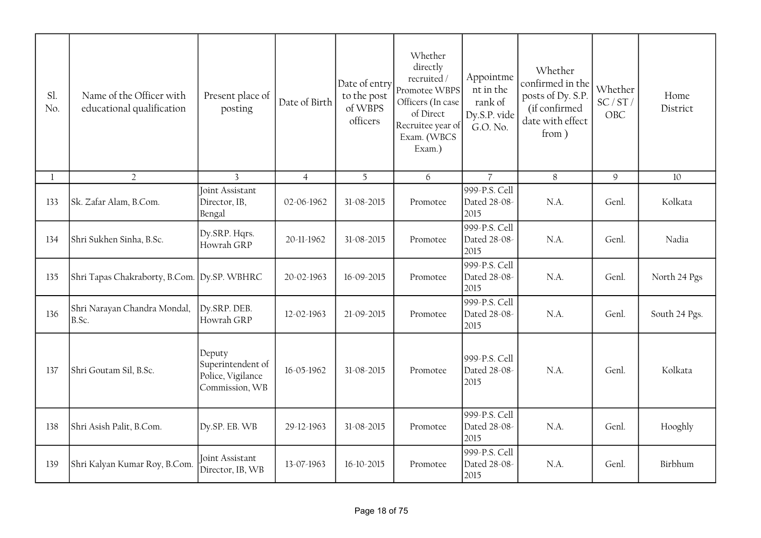| Sl. No. | Name of the Officer with educational qualification | Present place of posting | Date of Birth | Date of entry to the post of WBPS officers | Whether directly recruited / Promotee WBPS Officers (In case of Direct Recruitee year of Exam. (WBCS Exam.) | Appointment in the rank of Dy.S.P. vide G.O. No. | Whether confirmed in the posts of Dy. S.P. (if confirmed date with effect from ) | Whether SC / ST / OBC | Home District |
|---|---|---|---|---|---|---|---|---|---|
| 1 | 2 | 3 | 4 | 5 | 6 | 7 | 8 | 9 | 10 |
| 133 | Sk. Zafar Alam, B.Com. | Joint Assistant Director, IB, Bengal | 02-06-1962 | 31-08-2015 | Promotee | 999-P.S. Cell Dated 28-08-2015 | N.A. | Genl. | Kolkata |
| 134 | Shri Sukhen Sinha, B.Sc. | Dy.SRP. Hqrs. Howrah GRP | 20-11-1962 | 31-08-2015 | Promotee | 999-P.S. Cell Dated 28-08-2015 | N.A. | Genl. | Nadia |
| 135 | Shri Tapas Chakraborty, B.Com. | Dy.SP. WBHRC | 20-02-1963 | 16-09-2015 | Promotee | 999-P.S. Cell Dated 28-08-2015 | N.A. | Genl. | North 24 Pgs |
| 136 | Shri Narayan Chandra Mondal, B.Sc. | Dy.SRP. DEB. Howrah GRP | 12-02-1963 | 21-09-2015 | Promotee | 999-P.S. Cell Dated 28-08-2015 | N.A. | Genl. | South 24 Pgs. |
| 137 | Shri Goutam Sil, B.Sc. | Deputy Superintendent of Police, Vigilance Commission, WB | 16-05-1962 | 31-08-2015 | Promotee | 999-P.S. Cell Dated 28-08-2015 | N.A. | Genl. | Kolkata |
| 138 | Shri Asish Palit, B.Com. | Dy.SP. EB. WB | 29-12-1963 | 31-08-2015 | Promotee | 999-P.S. Cell Dated 28-08-2015 | N.A. | Genl. | Hooghly |
| 139 | Shri Kalyan Kumar Roy, B.Com. | Joint Assistant Director, IB, WB | 13-07-1963 | 16-10-2015 | Promotee | 999-P.S. Cell Dated 28-08-2015 | N.A. | Genl. | Birbhum |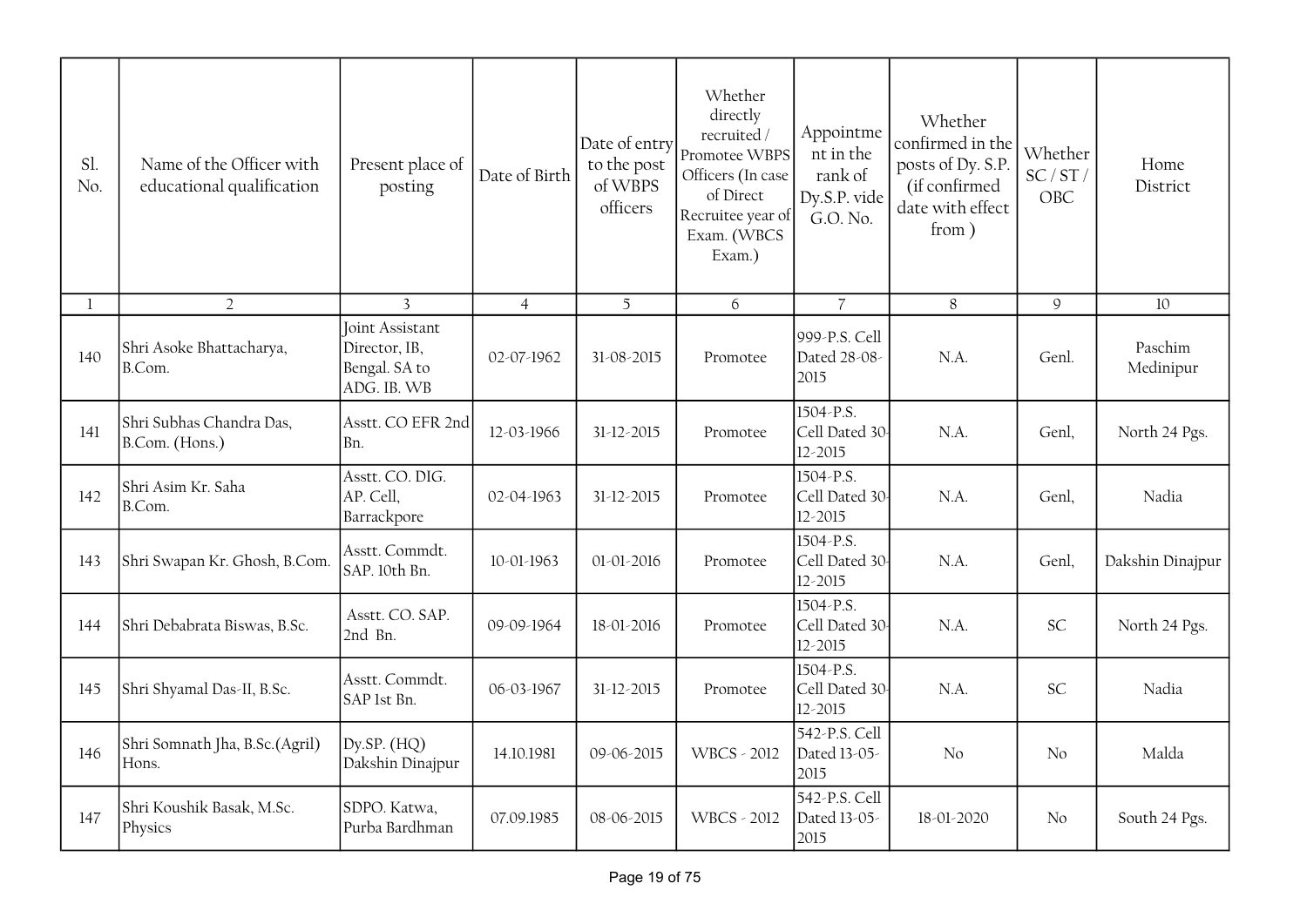| Sl. No. | Name of the Officer with educational qualification | Present place of posting | Date of Birth | Date of entry to the post of WBPS officers | Whether directly recruited / Promotee WBPS Officers (In case of Direct Recruitee year of Exam. (WBCS Exam.) | Appointment in the rank of Dy.S.P. vide G.O. No. | Whether confirmed in the posts of Dy. S.P. (if confirmed date with effect from ) | Whether SC / ST / OBC | Home District |
|---|---|---|---|---|---|---|---|---|---|
| 1 | 2 | 3 | 4 | 5 | 6 | 7 | 8 | 9 | 10 |
| 140 | Shri Asoke Bhattacharya, B.Com. | Joint Assistant Director, IB, Bengal. SA to ADG. IB. WB | 02-07-1962 | 31-08-2015 | Promotee | 999-P.S. Cell Dated 28-08-2015 | N.A. | Genl. | Paschim Medinipur |
| 141 | Shri Subhas Chandra Das, B.Com. (Hons.) | Asstt. CO EFR 2nd Bn. | 12-03-1966 | 31-12-2015 | Promotee | 1504-P.S. Cell Dated 30-12-2015 | N.A. | Genl, | North 24 Pgs. |
| 142 | Shri Asim Kr. Saha B.Com. | Asstt. CO. DIG. AP. Cell, Barrackpore | 02-04-1963 | 31-12-2015 | Promotee | 1504-P.S. Cell Dated 30-12-2015 | N.A. | Genl, | Nadia |
| 143 | Shri Swapan Kr. Ghosh, B.Com. | Asstt. Commdt. SAP. 10th Bn. | 10-01-1963 | 01-01-2016 | Promotee | 1504-P.S. Cell Dated 30-12-2015 | N.A. | Genl, | Dakshin Dinajpur |
| 144 | Shri Debabrata Biswas, B.Sc. | Asstt. CO. SAP. 2nd Bn. | 09-09-1964 | 18-01-2016 | Promotee | 1504-P.S. Cell Dated 30-12-2015 | N.A. | SC | North 24 Pgs. |
| 145 | Shri Shyamal Das-II, B.Sc. | Asstt. Commdt. SAP 1st Bn. | 06-03-1967 | 31-12-2015 | Promotee | 1504-P.S. Cell Dated 30-12-2015 | N.A. | SC | Nadia |
| 146 | Shri Somnath Jha, B.Sc.(Agril) Hons. | Dy.SP. (HQ) Dakshin Dinajpur | 14.10.1981 | 09-06-2015 | WBCS - 2012 | 542-P.S. Cell Dated 13-05-2015 | No | No | Malda |
| 147 | Shri Koushik Basak, M.Sc. Physics | SDPO. Katwa, Purba Bardhman | 07.09.1985 | 08-06-2015 | WBCS - 2012 | 542-P.S. Cell Dated 13-05-2015 | 18-01-2020 | No | South 24 Pgs. |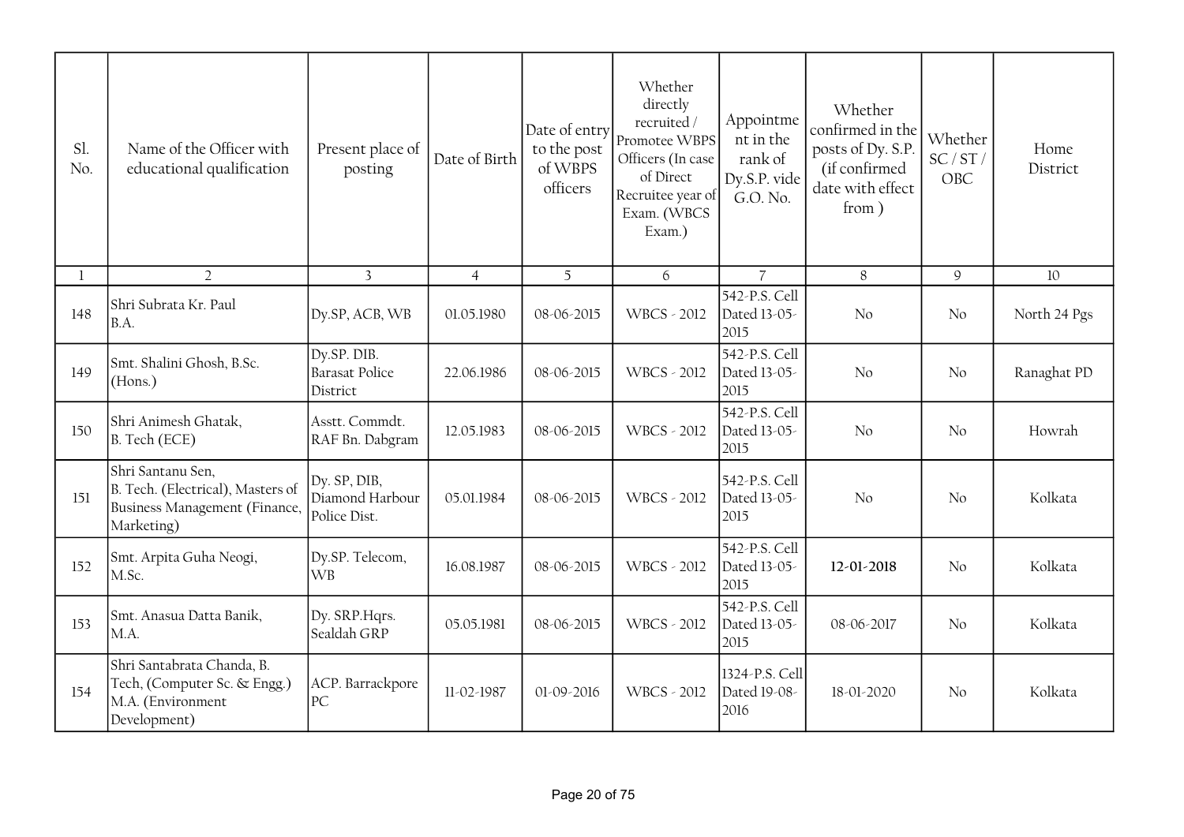| Sl. No. | Name of the Officer with educational qualification | Present place of posting | Date of Birth | Date of entry to the post of WBPS officers | Whether directly recruited / Promotee WBPS Officers (In case of Direct Recruitee year of Exam. (WBCS Exam.) | Appointment in the rank of Dy.S.P. vide G.O. No. | Whether confirmed in the posts of Dy. S.P. (if confirmed date with effect from ) | Whether SC / ST / OBC | Home District |
|---|---|---|---|---|---|---|---|---|---|
| 1 | 2 | 3 | 4 | 5 | 6 | 7 | 8 | 9 | 10 |
| 148 | Shri Subrata Kr. Paul B.A. | Dy.SP, ACB, WB | 01.05.1980 | 08-06-2015 | WBCS - 2012 | 542-P.S. Cell Dated 13-05-2015 | No | No | North 24 Pgs |
| 149 | Smt. Shalini Ghosh, B.Sc. (Hons.) | Dy.SP. DIB. Barasat Police District | 22.06.1986 | 08-06-2015 | WBCS - 2012 | 542-P.S. Cell Dated 13-05-2015 | No | No | Ranaghat PD |
| 150 | Shri Animesh Ghatak, B. Tech (ECE) | Asstt. Commdt. RAF Bn. Dabgram | 12.05.1983 | 08-06-2015 | WBCS - 2012 | 542-P.S. Cell Dated 13-05-2015 | No | No | Howrah |
| 151 | Shri Santanu Sen, B. Tech. (Electrical), Masters of Business Management (Finance, Marketing) | Dy. SP, DIB, Diamond Harbour Police Dist. | 05.01.1984 | 08-06-2015 | WBCS - 2012 | 542-P.S. Cell Dated 13-05-2015 | No | No | Kolkata |
| 152 | Smt. Arpita Guha Neogi, M.Sc. | Dy.SP. Telecom, WB | 16.08.1987 | 08-06-2015 | WBCS - 2012 | 542-P.S. Cell Dated 13-05-2015 | **12-01-2018** | No | Kolkata |
| 153 | Smt. Anasua Datta Banik, M.A. | Dy. SRP.Hqrs. Sealdah GRP | 05.05.1981 | 08-06-2015 | WBCS - 2012 | 542-P.S. Cell Dated 13-05-2015 | 08-06-2017 | No | Kolkata |
| 154 | Shri Santabrata Chanda, B. Tech, (Computer Sc. & Engg.) M.A. (Environment Development) | ACP. Barrackpore PC | 11-02-1987 | 01-09-2016 | WBCS - 2012 | 1324-P.S. Cell Dated 19-08-2016 | 18-01-2020 | No | Kolkata |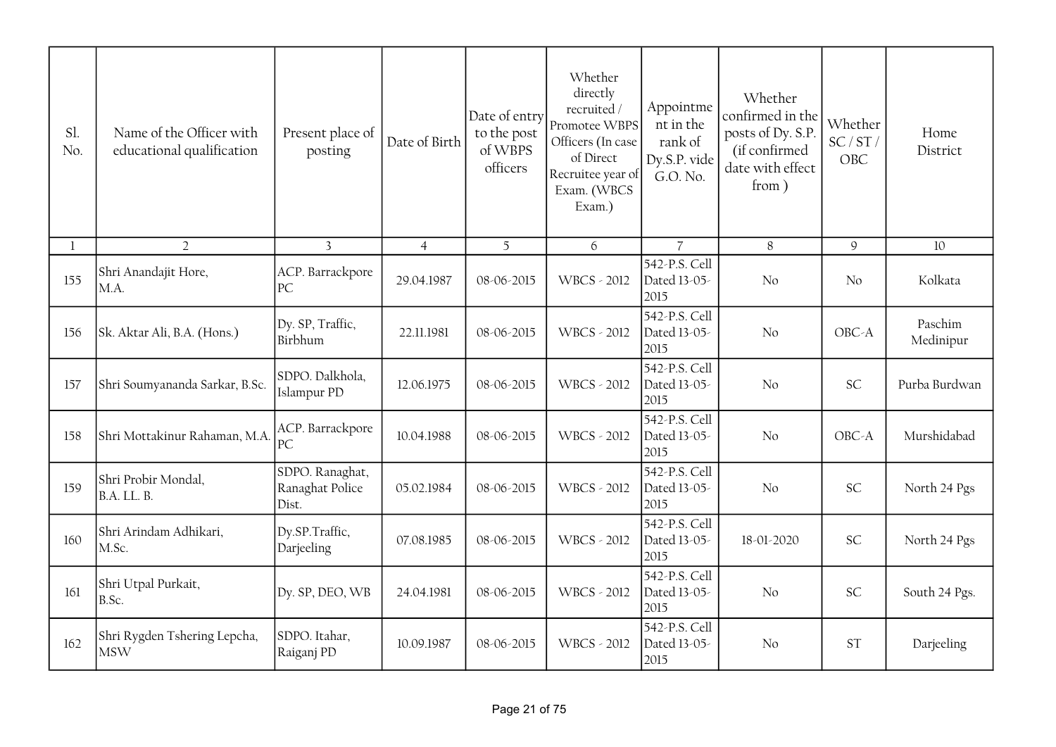| Sl. No. | Name of the Officer with educational qualification | Present place of posting | Date of Birth | Date of entry to the post of WBPS officers | Whether directly recruited / Promotee WBPS Officers (In case of Direct Recruitee year of Exam. (WBCS Exam.) | Appointment in the rank of Dy.S.P. vide G.O. No. | Whether confirmed in the posts of Dy. S.P. (if confirmed date with effect from ) | Whether SC / ST / OBC | Home District |
|---|---|---|---|---|---|---|---|---|---|
| 1 | 2 | 3 | 4 | 5 | 6 | 7 | 8 | 9 | 10 |
| 155 | Shri Anandajit Hore, M.A. | ACP. Barrackpore PC | 29.04.1987 | 08-06-2015 | WBCS - 2012 | 542-P.S. Cell Dated 13-05-2015 | No | No | Kolkata |
| 156 | Sk. Aktar Ali, B.A. (Hons.) | Dy. SP, Traffic, Birbhum | 22.11.1981 | 08-06-2015 | WBCS - 2012 | 542-P.S. Cell Dated 13-05-2015 | No | OBC-A | Paschim Medinipur |
| 157 | Shri Soumyananda Sarkar, B.Sc. | SDPO. Dalkhola, Islampur PD | 12.06.1975 | 08-06-2015 | WBCS - 2012 | 542-P.S. Cell Dated 13-05-2015 | No | SC | Purba Burdwan |
| 158 | Shri Mottakinur Rahaman, M.A. | ACP. Barrackpore PC | 10.04.1988 | 08-06-2015 | WBCS - 2012 | 542-P.S. Cell Dated 13-05-2015 | No | OBC-A | Murshidabad |
| 159 | Shri Probir Mondal, B.A. LL. B. | SDPO. Ranaghat, Ranaghat Police Dist. | 05.02.1984 | 08-06-2015 | WBCS - 2012 | 542-P.S. Cell Dated 13-05-2015 | No | SC | North 24 Pgs |
| 160 | Shri Arindam Adhikari, M.Sc. | Dy.SP.Traffic, Darjeeling | 07.08.1985 | 08-06-2015 | WBCS - 2012 | 542-P.S. Cell Dated 13-05-2015 | 18-01-2020 | SC | North 24 Pgs |
| 161 | Shri Utpal Purkait, B.Sc. | Dy. SP, DEO, WB | 24.04.1981 | 08-06-2015 | WBCS - 2012 | 542-P.S. Cell Dated 13-05-2015 | No | SC | South 24 Pgs. |
| 162 | Shri Rygden Tshering Lepcha, MSW | SDPO. Itahar, Raiganj PD | 10.09.1987 | 08-06-2015 | WBCS - 2012 | 542-P.S. Cell Dated 13-05-2015 | No | ST | Darjeeling |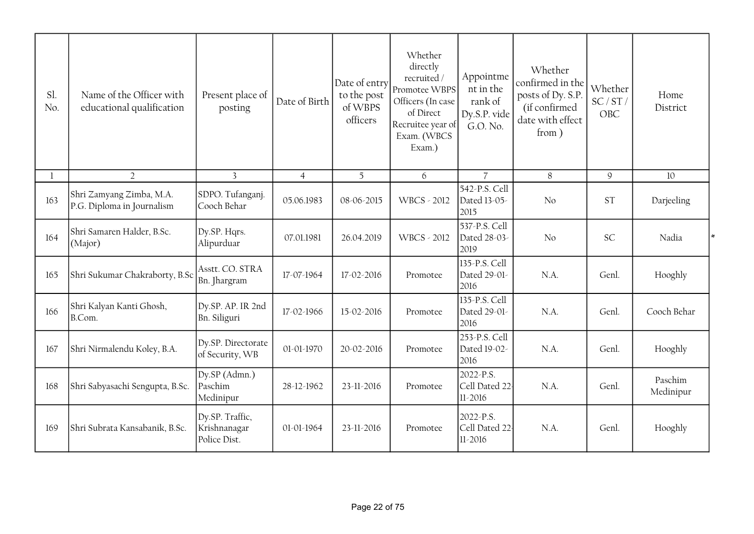| Sl. No. | Name of the Officer with educational qualification | Present place of posting | Date of Birth | Date of entry to the post of WBPS officers | Whether directly recruited / Promotee WBPS Officers (In case of Direct Recruitee year of Exam. (WBCS Exam.) | Appointment in the rank of Dy.S.P. vide G.O. No. | Whether confirmed in the posts of Dy. S.P. (if confirmed date with effect from ) | Whether SC / ST / OBC | Home District |
|---|---|---|---|---|---|---|---|---|---|
| 1 | 2 | 3 | 4 | 5 | 6 | 7 | 8 | 9 | 10 |
| 163 | Shri Zamyang Zimba, M.A. P.G. Diploma in Journalism | SDPO. Tufanganj. Cooch Behar | 05.06.1983 | 08-06-2015 | WBCS - 2012 | 542-P.S. Cell Dated 13-05-2015 | No | ST | Darjeeling |
| 164 | Shri Samaren Halder, B.Sc. (Major) | Dy.SP. Hqrs. Alipurduar | 07.01.1981 | 26.04.2019 | WBCS - 2012 | 537-P.S. Cell Dated 28-03-2019 | No | SC | Nadia * |
| 165 | Shri Sukumar Chakraborty, B.Sc | Asstt. CO. STRA Bn. Jhargram | 17-07-1964 | 17-02-2016 | Promotee | 135-P.S. Cell Dated 29-01-2016 | N.A. | Genl. | Hooghly |
| 166 | Shri Kalyan Kanti Ghosh, B.Com. | Dy.SP. AP. IR 2nd Bn. Siliguri | 17-02-1966 | 15-02-2016 | Promotee | 135-P.S. Cell Dated 29-01-2016 | N.A. | Genl. | Cooch Behar |
| 167 | Shri Nirmalendu Koley, B.A. | Dy.SP. Directorate of Security, WB | 01-01-1970 | 20-02-2016 | Promotee | 253-P.S. Cell Dated 19-02-2016 | N.A. | Genl. | Hooghly |
| 168 | Shri Sabyasachi Sengupta, B.Sc. | Dy.SP (Admn.) Paschim Medinipur | 28-12-1962 | 23-11-2016 | Promotee | 2022-P.S. Cell Dated 22-11-2016 | N.A. | Genl. | Paschim Medinipur |
| 169 | Shri Subrata Kansabanik, B.Sc. | Dy.SP. Traffic, Krishnanagar Police Dist. | 01-01-1964 | 23-11-2016 | Promotee | 2022-P.S. Cell Dated 22-11-2016 | N.A. | Genl. | Hooghly |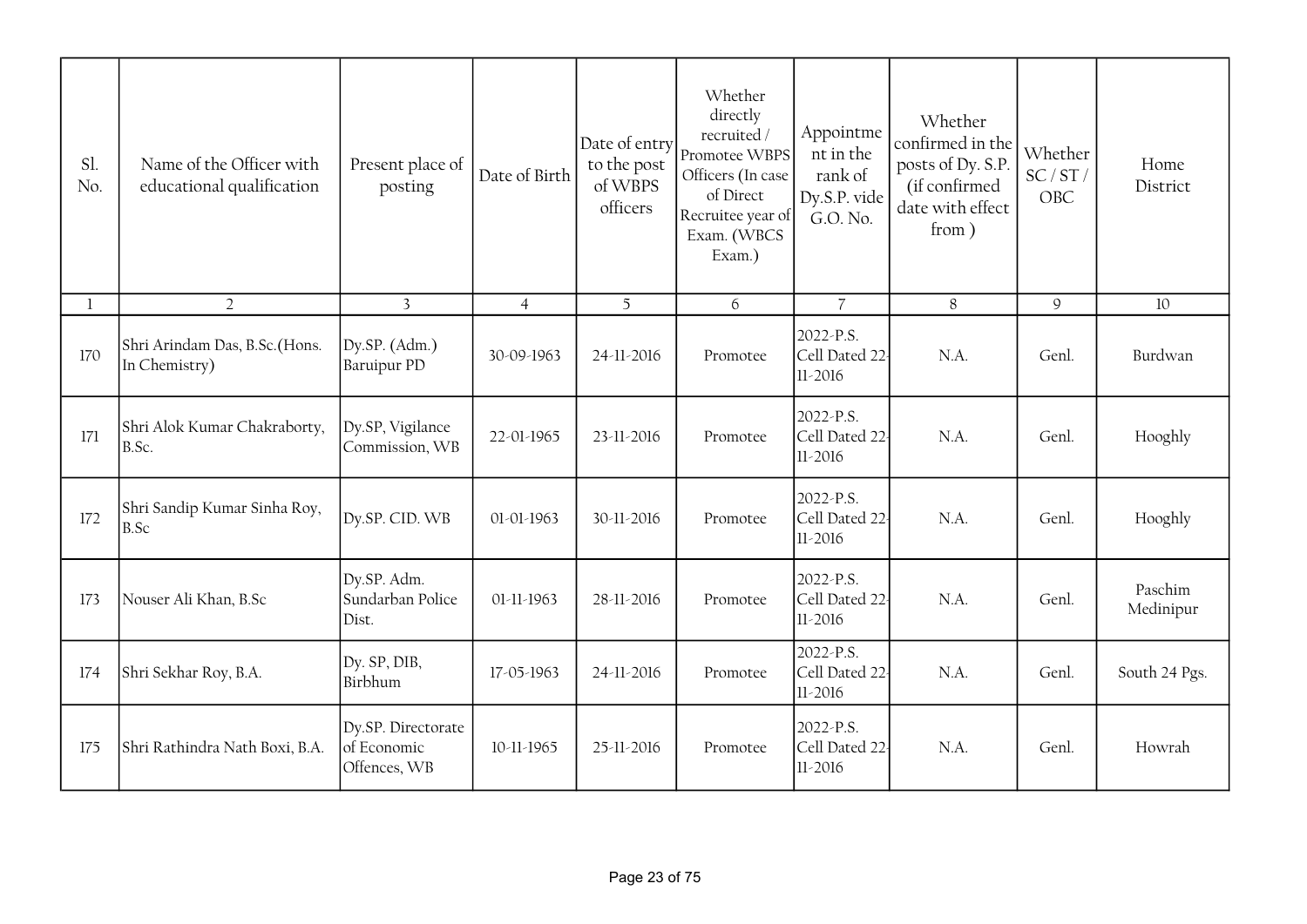| Sl. No. | Name of the Officer with educational qualification | Present place of posting | Date of Birth | Date of entry to the post of WBPS officers | Whether directly recruited / Promotee WBPS Officers (In case of Direct Recruitee year of Exam. (WBCS Exam.) | Appointment in the rank of Dy.S.P. vide G.O. No. | Whether confirmed in the posts of Dy. S.P. (if confirmed date with effect from ) | Whether SC / ST / OBC | Home District |
|---|---|---|---|---|---|---|---|---|---|
| 1 | 2 | 3 | 4 | 5 | 6 | 7 | 8 | 9 | 10 |
| 170 | Shri Arindam Das, B.Sc.(Hons. In Chemistry) | Dy.SP. (Adm.) Baruipur PD | 30-09-1963 | 24-11-2016 | Promotee | 2022-P.S. Cell Dated 22-11-2016 | N.A. | Genl. | Burdwan |
| 171 | Shri Alok Kumar Chakraborty, B.Sc. | Dy.SP, Vigilance Commission, WB | 22-01-1965 | 23-11-2016 | Promotee | 2022-P.S. Cell Dated 22-11-2016 | N.A. | Genl. | Hooghly |
| 172 | Shri Sandip Kumar Sinha Roy, B.Sc | Dy.SP. CID. WB | 01-01-1963 | 30-11-2016 | Promotee | 2022-P.S. Cell Dated 22-11-2016 | N.A. | Genl. | Hooghly |
| 173 | Nouser Ali Khan, B.Sc | Dy.SP. Adm. Sundarban Police Dist. | 01-11-1963 | 28-11-2016 | Promotee | 2022-P.S. Cell Dated 22-11-2016 | N.A. | Genl. | Paschim Medinipur |
| 174 | Shri Sekhar Roy, B.A. | Dy. SP, DIB, Birbhum | 17-05-1963 | 24-11-2016 | Promotee | 2022-P.S. Cell Dated 22-11-2016 | N.A. | Genl. | South 24 Pgs. |
| 175 | Shri Rathindra Nath Boxi, B.A. | Dy.SP. Directorate of Economic Offences, WB | 10-11-1965 | 25-11-2016 | Promotee | 2022-P.S. Cell Dated 22-11-2016 | N.A. | Genl. | Howrah |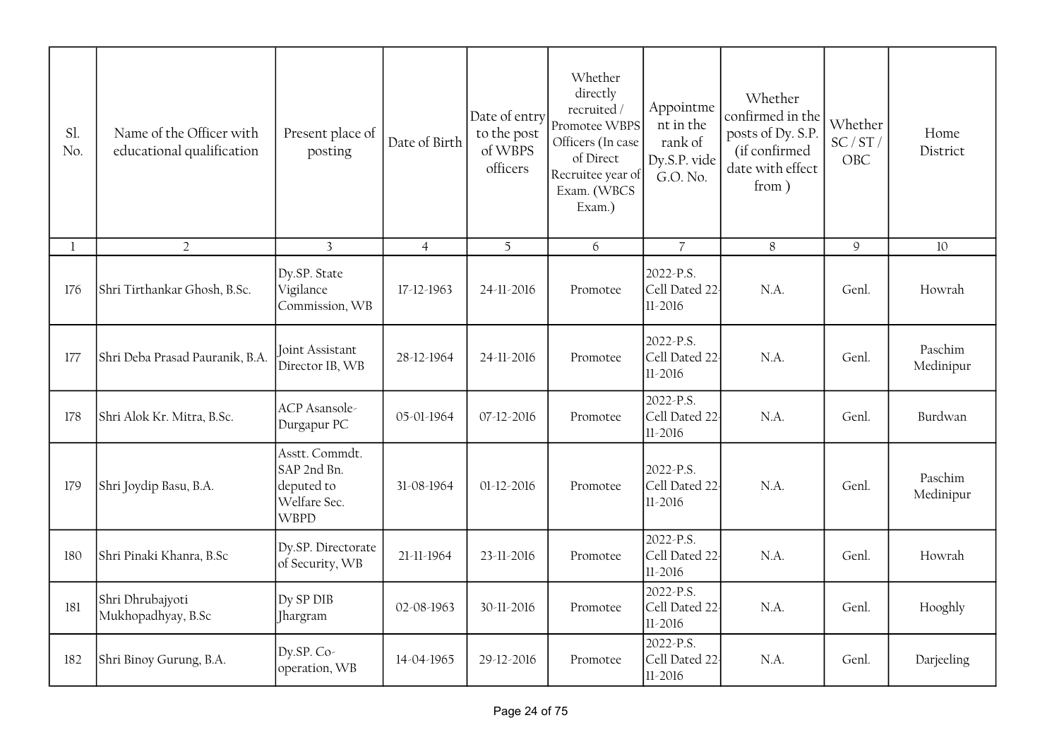| Sl. No. | Name of the Officer with educational qualification | Present place of posting | Date of Birth | Date of entry to the post of WBPS officers | Whether directly recruited / Promotee WBPS Officers (In case of Direct Recruitee year of Exam. (WBCS Exam.) | Appointment in the rank of Dy.S.P. vide G.O. No. | Whether confirmed in the posts of Dy. S.P. (if confirmed date with effect from ) | Whether SC / ST / OBC | Home District |
|---|---|---|---|---|---|---|---|---|---|
| 1 | 2 | 3 | 4 | 5 | 6 | 7 | 8 | 9 | 10 |
| 176 | Shri Tirthankar Ghosh, B.Sc. | Dy.SP. State Vigilance Commission, WB | 17-12-1963 | 24-11-2016 | Promotee | 2022-P.S. Cell Dated 22-11-2016 | N.A. | Genl. | Howrah |
| 177 | Shri Deba Prasad Pauranik, B.A. | Joint Assistant Director IB, WB | 28-12-1964 | 24-11-2016 | Promotee | 2022-P.S. Cell Dated 22-11-2016 | N.A. | Genl. | Paschim Medinipur |
| 178 | Shri Alok Kr. Mitra, B.Sc. | ACP Asansole-Durgapur PC | 05-01-1964 | 07-12-2016 | Promotee | 2022-P.S. Cell Dated 22-11-2016 | N.A. | Genl. | Burdwan |
| 179 | Shri Joydip Basu, B.A. | Asstt. Commdt. SAP 2nd Bn. deputed to Welfare Sec. WBPD | 31-08-1964 | 01-12-2016 | Promotee | 2022-P.S. Cell Dated 22-11-2016 | N.A. | Genl. | Paschim Medinipur |
| 180 | Shri Pinaki Khanra, B.Sc | Dy.SP. Directorate of Security, WB | 21-11-1964 | 23-11-2016 | Promotee | 2022-P.S. Cell Dated 22-11-2016 | N.A. | Genl. | Howrah |
| 181 | Shri Dhrubajyoti Mukhopadhyay, B.Sc | Dy SP DIB Jhargram | 02-08-1963 | 30-11-2016 | Promotee | 2022-P.S. Cell Dated 22-11-2016 | N.A. | Genl. | Hooghly |
| 182 | Shri Binoy Gurung, B.A. | Dy.SP. Co-operation, WB | 14-04-1965 | 29-12-2016 | Promotee | 2022-P.S. Cell Dated 22-11-2016 | N.A. | Genl. | Darjeeling |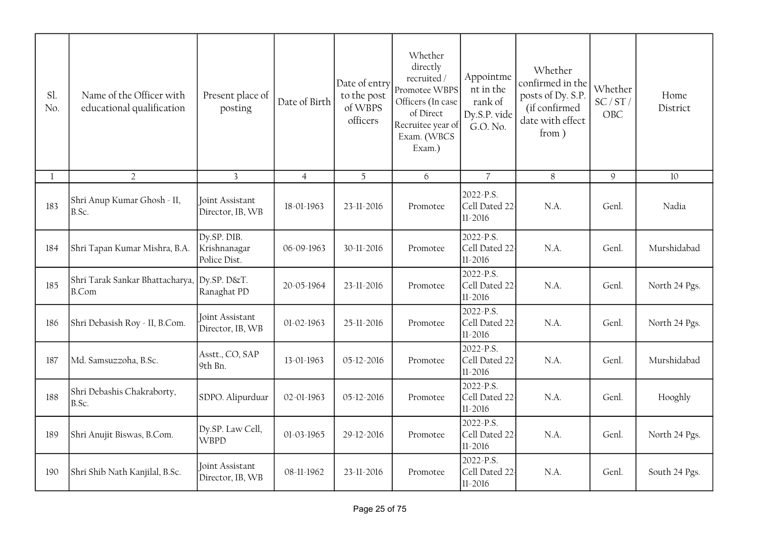| Sl. No. | Name of the Officer with educational qualification | Present place of posting | Date of Birth | Date of entry to the post of WBPS officers | Whether directly recruited / Promotee WBPS Officers (In case of Direct Recruitee year of Exam. (WBCS Exam.) | Appointment in the rank of Dy.S.P. vide G.O. No. | Whether confirmed in the posts of Dy. S.P. (if confirmed date with effect from ) | Whether SC / ST / OBC | Home District |
|---|---|---|---|---|---|---|---|---|---|
| 1 | 2 | 3 | 4 | 5 | 6 | 7 | 8 | 9 | 10 |
| 183 | Shri Anup Kumar Ghosh - II, B.Sc. | Joint Assistant Director, IB, WB | 18-01-1963 | 23-11-2016 | Promotee | 2022-P.S. Cell Dated 22-11-2016 | N.A. | Genl. | Nadia |
| 184 | Shri Tapan Kumar Mishra, B.A. | Dy.SP. DIB. Krishnanagar Police Dist. | 06-09-1963 | 30-11-2016 | Promotee | 2022-P.S. Cell Dated 22-11-2016 | N.A. | Genl. | Murshidabad |
| 185 | Shri Tarak Sankar Bhattacharya, B.Com | Dy.SP. D&T. Ranaghat PD | 20-05-1964 | 23-11-2016 | Promotee | 2022-P.S. Cell Dated 22-11-2016 | N.A. | Genl. | North 24 Pgs. |
| 186 | Shri Debasish Roy - II, B.Com. | Joint Assistant Director, IB, WB | 01-02-1963 | 25-11-2016 | Promotee | 2022-P.S. Cell Dated 22-11-2016 | N.A. | Genl. | North 24 Pgs. |
| 187 | Md. Samsuzzoha, B.Sc. | Asstt., CO, SAP 9th Bn. | 13-01-1963 | 05-12-2016 | Promotee | 2022-P.S. Cell Dated 22-11-2016 | N.A. | Genl. | Murshidabad |
| 188 | Shri Debashis Chakraborty, B.Sc. | SDPO. Alipurduar | 02-01-1963 | 05-12-2016 | Promotee | 2022-P.S. Cell Dated 22-11-2016 | N.A. | Genl. | Hooghly |
| 189 | Shri Anujit Biswas, B.Com. | Dy.SP. Law Cell, WBPD | 01-03-1965 | 29-12-2016 | Promotee | 2022-P.S. Cell Dated 22-11-2016 | N.A. | Genl. | North 24 Pgs. |
| 190 | Shri Shib Nath Kanjilal, B.Sc. | Joint Assistant Director, IB, WB | 08-11-1962 | 23-11-2016 | Promotee | 2022-P.S. Cell Dated 22-11-2016 | N.A. | Genl. | South 24 Pgs. |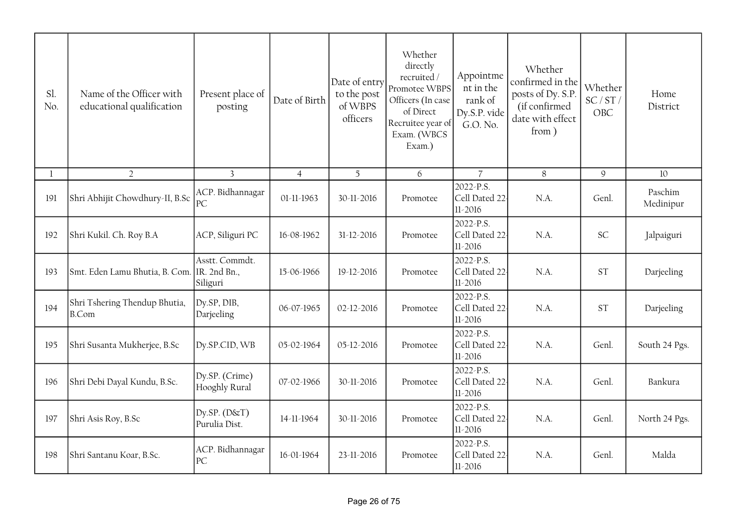| Sl. No. | Name of the Officer with educational qualification | Present place of posting | Date of Birth | Date of entry to the post of WBPS officers | Whether directly recruited / Promotee WBPS Officers (In case of Direct Recruitee year of Exam. (WBCS Exam.) | Appointment in the rank of Dy.S.P. vide G.O. No. | Whether confirmed in the posts of Dy. S.P. (if confirmed date with effect from ) | Whether SC / ST / OBC | Home District |
|---|---|---|---|---|---|---|---|---|---|
| 1 | 2 | 3 | 4 | 5 | 6 | 7 | 8 | 9 | 10 |
| 191 | Shri Abhijit Chowdhury-II, B.Sc | ACP. Bidhannagar PC | 01-11-1963 | 30-11-2016 | Promotee | 2022-P.S. Cell Dated 22-11-2016 | N.A. | Genl. | Paschim Medinipur |
| 192 | Shri Kukil. Ch. Roy B.A | ACP, Siliguri PC | 16-08-1962 | 31-12-2016 | Promotee | 2022-P.S. Cell Dated 22-11-2016 | N.A. | SC | Jalpaiguri |
| 193 | Smt. Eden Lamu Bhutia, B. Com. | Asstt. Commdt. IR. 2nd Bn., Siliguri | 15-06-1966 | 19-12-2016 | Promotee | 2022-P.S. Cell Dated 22-11-2016 | N.A. | ST | Darjeeling |
| 194 | Shri Tshering Thendup Bhutia, B.Com | Dy.SP, DIB, Darjeeling | 06-07-1965 | 02-12-2016 | Promotee | 2022-P.S. Cell Dated 22-11-2016 | N.A. | ST | Darjeeling |
| 195 | Shri Susanta Mukherjee, B.Sc | Dy.SP.CID, WB | 05-02-1964 | 05-12-2016 | Promotee | 2022-P.S. Cell Dated 22-11-2016 | N.A. | Genl. | South 24 Pgs. |
| 196 | Shri Debi Dayal Kundu, B.Sc. | Dy.SP. (Crime) Hooghly Rural | 07-02-1966 | 30-11-2016 | Promotee | 2022-P.S. Cell Dated 22-11-2016 | N.A. | Genl. | Bankura |
| 197 | Shri Asis Roy, B.Sc | Dy.SP. (D&T) Purulia Dist. | 14-11-1964 | 30-11-2016 | Promotee | 2022-P.S. Cell Dated 22-11-2016 | N.A. | Genl. | North 24 Pgs. |
| 198 | Shri Santanu Koar, B.Sc. | ACP. Bidhannagar PC | 16-01-1964 | 23-11-2016 | Promotee | 2022-P.S. Cell Dated 22-11-2016 | N.A. | Genl. | Malda |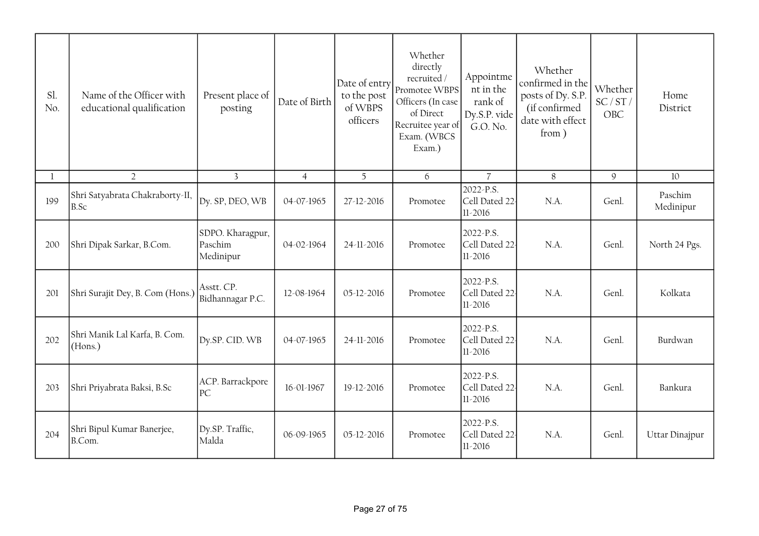| Sl. No. | Name of the Officer with educational qualification | Present place of posting | Date of Birth | Date of entry to the post of WBPS officers | Whether directly recruited / Promotee WBPS Officers (In case of Direct Recruitee year of Exam. (WBCS Exam.) | Appointment in the rank of Dy.S.P. vide G.O. No. | Whether confirmed in the posts of Dy. S.P. (if confirmed date with effect from ) | Whether SC / ST / OBC | Home District |
|---|---|---|---|---|---|---|---|---|---|
| 1 | 2 | 3 | 4 | 5 | 6 | 7 | 8 | 9 | 10 |
| 199 | Shri Satyabrata Chakraborty-II, B.Sc | Dy. SP, DEO, WB | 04-07-1965 | 27-12-2016 | Promotee | 2022-P.S. Cell Dated 22-11-2016 | N.A. | Genl. | Paschim Medinipur |
| 200 | Shri Dipak Sarkar, B.Com. | SDPO. Kharagpur, Paschim Medinipur | 04-02-1964 | 24-11-2016 | Promotee | 2022-P.S. Cell Dated 22-11-2016 | N.A. | Genl. | North 24 Pgs. |
| 201 | Shri Surajit Dey, B. Com (Hons.) | Asstt. CP. Bidhannagar P.C. | 12-08-1964 | 05-12-2016 | Promotee | 2022-P.S. Cell Dated 22-11-2016 | N.A. | Genl. | Kolkata |
| 202 | Shri Manik Lal Karfa, B. Com. (Hons.) | Dy.SP. CID. WB | 04-07-1965 | 24-11-2016 | Promotee | 2022-P.S. Cell Dated 22-11-2016 | N.A. | Genl. | Burdwan |
| 203 | Shri Priyabrata Baksi, B.Sc | ACP. Barrackpore PC | 16-01-1967 | 19-12-2016 | Promotee | 2022-P.S. Cell Dated 22-11-2016 | N.A. | Genl. | Bankura |
| 204 | Shri Bipul Kumar Banerjee, B.Com. | Dy.SP. Traffic, Malda | 06-09-1965 | 05-12-2016 | Promotee | 2022-P.S. Cell Dated 22-11-2016 | N.A. | Genl. | Uttar Dinajpur |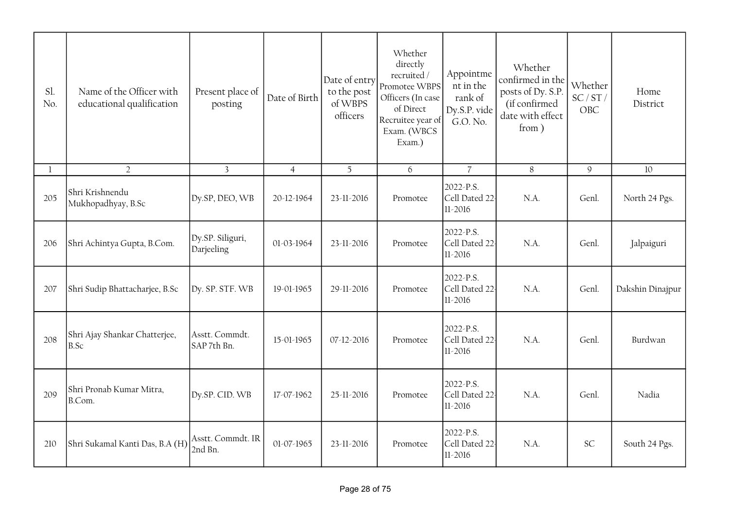| Sl. No. | Name of the Officer with educational qualification | Present place of posting | Date of Birth | Date of entry to the post of WBPS officers | Whether directly recruited / Promotee WBPS Officers (In case of Direct Recruitee year of Exam. (WBCS Exam.) | Appointment in the rank of Dy.S.P. vide G.O. No. | Whether confirmed in the posts of Dy. S.P. (if confirmed date with effect from ) | Whether SC / ST / OBC | Home District |
|---|---|---|---|---|---|---|---|---|---|
| 1 | 2 | 3 | 4 | 5 | 6 | 7 | 8 | 9 | 10 |
| 205 | Shri Krishnendu Mukhopadhyay, B.Sc | Dy.SP, DEO, WB | 20-12-1964 | 23-11-2016 | Promotee | 2022-P.S. Cell Dated 22-11-2016 | N.A. | Genl. | North 24 Pgs. |
| 206 | Shri Achintya Gupta, B.Com. | Dy.SP. Siliguri, Darjeeling | 01-03-1964 | 23-11-2016 | Promotee | 2022-P.S. Cell Dated 22-11-2016 | N.A. | Genl. | Jalpaiguri |
| 207 | Shri Sudip Bhattacharjee, B.Sc | Dy. SP. STF. WB | 19-01-1965 | 29-11-2016 | Promotee | 2022-P.S. Cell Dated 22-11-2016 | N.A. | Genl. | Dakshin Dinajpur |
| 208 | Shri Ajay Shankar Chatterjee, B.Sc | Asstt. Commdt. SAP 7th Bn. | 15-01-1965 | 07-12-2016 | Promotee | 2022-P.S. Cell Dated 22-11-2016 | N.A. | Genl. | Burdwan |
| 209 | Shri Pronab Kumar Mitra, B.Com. | Dy.SP. CID. WB | 17-07-1962 | 25-11-2016 | Promotee | 2022-P.S. Cell Dated 22-11-2016 | N.A. | Genl. | Nadia |
| 210 | Shri Sukamal Kanti Das, B.A (H) | Asstt. Commdt. IR 2nd Bn. | 01-07-1965 | 23-11-2016 | Promotee | 2022-P.S. Cell Dated 22-11-2016 | N.A. | SC | South 24 Pgs. |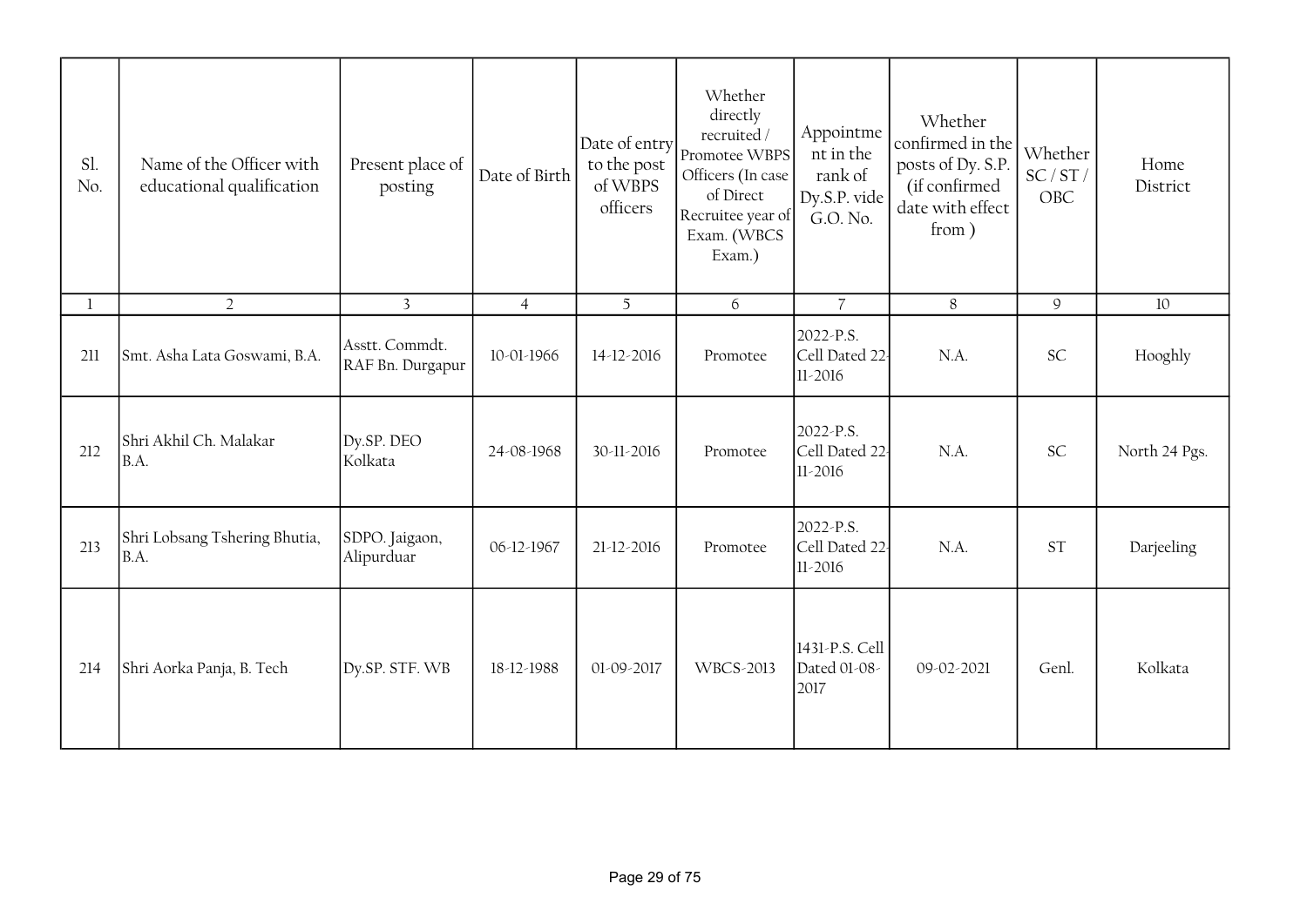| Sl. No. | Name of the Officer with educational qualification | Present place of posting | Date of Birth | Date of entry to the post of WBPS officers | Whether directly recruited / Promotee WBPS Officers (In case of Direct Recruitee year of Exam. (WBCS Exam.) | Appointment in the rank of Dy.S.P. vide G.O. No. | Whether confirmed in the posts of Dy. S.P. (if confirmed date with effect from ) | Whether SC / ST / OBC | Home District |
|---|---|---|---|---|---|---|---|---|---|
| 1 | 2 | 3 | 4 | 5 | 6 | 7 | 8 | 9 | 10 |
| 211 | Smt. Asha Lata Goswami, B.A. | Asstt. Commdt. RAF Bn. Durgapur | 10-01-1966 | 14-12-2016 | Promotee | 2022-P.S. Cell Dated 22-11-2016 | N.A. | SC | Hooghly |
| 212 | Shri Akhil Ch. Malakar B.A. | Dy.SP. DEO Kolkata | 24-08-1968 | 30-11-2016 | Promotee | 2022-P.S. Cell Dated 22-11-2016 | N.A. | SC | North 24 Pgs. |
| 213 | Shri Lobsang Tshering Bhutia, B.A. | SDPO. Jaigaon, Alipurduar | 06-12-1967 | 21-12-2016 | Promotee | 2022-P.S. Cell Dated 22-11-2016 | N.A. | ST | Darjeeling |
| 214 | Shri Aorka Panja, B. Tech | Dy.SP. STF. WB | 18-12-1988 | 01-09-2017 | WBCS-2013 | 1431-P.S. Cell Dated 01-08-2017 | 09-02-2021 | Genl. | Kolkata |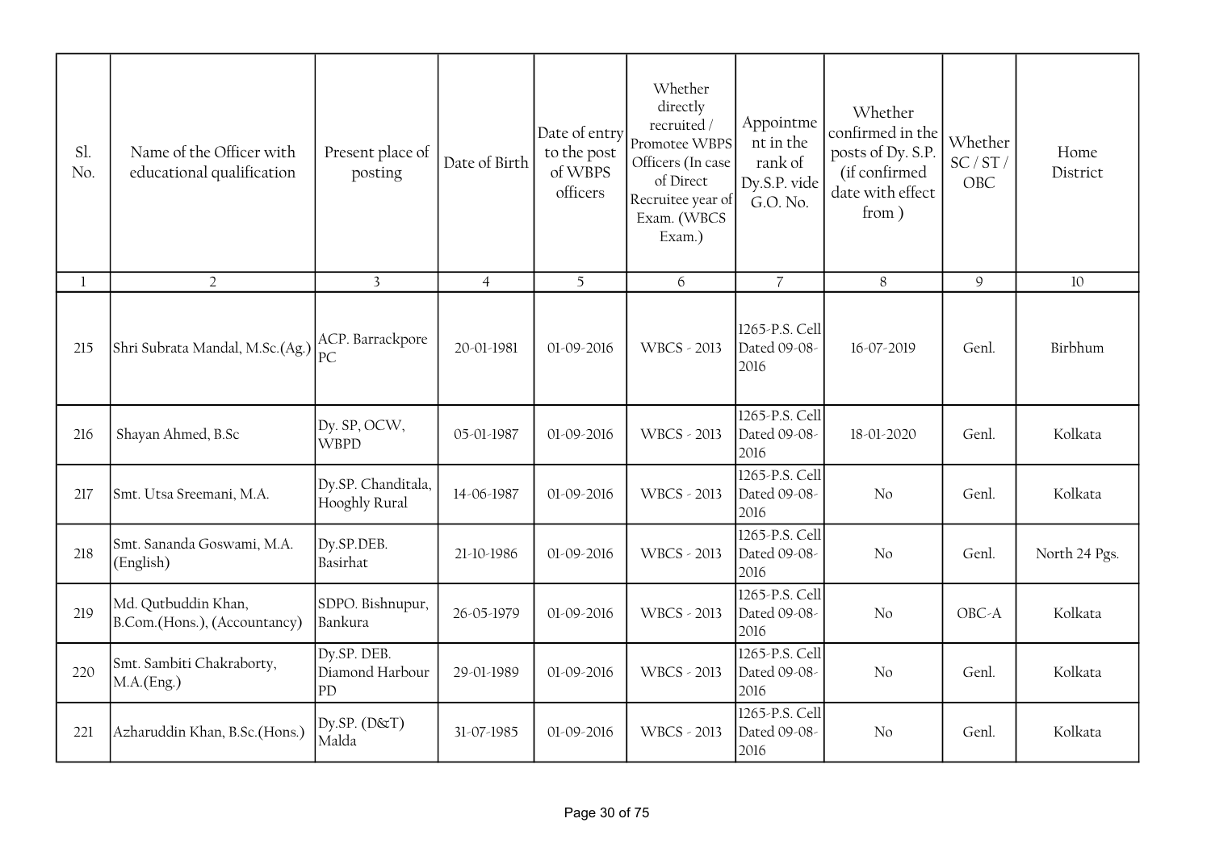| Sl. No. | Name of the Officer with educational qualification | Present place of posting | Date of Birth | Date of entry to the post of WBPS officers | Whether directly recruited / Promotee WBPS Officers (In case of Direct Recruitee year of Exam. (WBCS Exam.) | Appointment in the rank of Dy.S.P. vide G.O. No. | Whether confirmed in the posts of Dy. S.P. (if confirmed date with effect from ) | Whether SC / ST / OBC | Home District |
|---|---|---|---|---|---|---|---|---|---|
| 1 | 2 | 3 | 4 | 5 | 6 | 7 | 8 | 9 | 10 |
| 215 | Shri Subrata Mandal, M.Sc.(Ag.) | ACP. Barrackpore PC | 20-01-1981 | 01-09-2016 | WBCS - 2013 | 1265-P.S. Cell Dated 09-08-2016 | 16-07-2019 | Genl. | Birbhum |
| 216 | Shayan Ahmed, B.Sc | Dy. SP, OCW, WBPD | 05-01-1987 | 01-09-2016 | WBCS - 2013 | 1265-P.S. Cell Dated 09-08-2016 | 18-01-2020 | Genl. | Kolkata |
| 217 | Smt. Utsa Sreemani, M.A. | Dy.SP. Chanditala, Hooghly Rural | 14-06-1987 | 01-09-2016 | WBCS - 2013 | 1265-P.S. Cell Dated 09-08-2016 | No | Genl. | Kolkata |
| 218 | Smt. Sananda Goswami, M.A. (English) | Dy.SP.DEB. Basirhat | 21-10-1986 | 01-09-2016 | WBCS - 2013 | 1265-P.S. Cell Dated 09-08-2016 | No | Genl. | North 24 Pgs. |
| 219 | Md. Qutbuddin Khan, B.Com.(Hons.), (Accountancy) | SDPO. Bishnupur, Bankura | 26-05-1979 | 01-09-2016 | WBCS - 2013 | 1265-P.S. Cell Dated 09-08-2016 | No | OBC-A | Kolkata |
| 220 | Smt. Sambiti Chakraborty, M.A.(Eng.) | Dy.SP. DEB. Diamond Harbour PD | 29-01-1989 | 01-09-2016 | WBCS - 2013 | 1265-P.S. Cell Dated 09-08-2016 | No | Genl. | Kolkata |
| 221 | Azharuddin Khan, B.Sc.(Hons.) | Dy.SP. (D&T) Malda | 31-07-1985 | 01-09-2016 | WBCS - 2013 | 1265-P.S. Cell Dated 09-08-2016 | No | Genl. | Kolkata |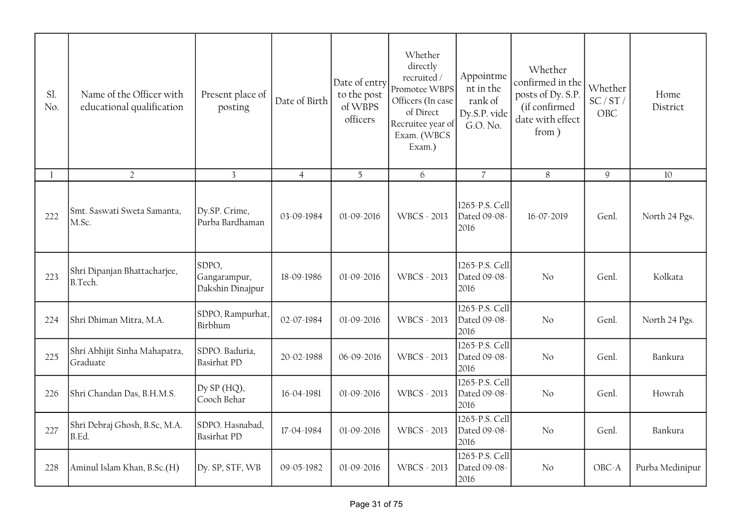| Sl. No. | Name of the Officer with educational qualification | Present place of posting | Date of Birth | Date of entry to the post of WBPS officers | Whether directly recruited / Promotee WBPS Officers (In case of Direct Recruitee year of Exam. (WBCS Exam.) | Appointment in the rank of Dy.S.P. vide G.O. No. | Whether confirmed in the posts of Dy. S.P. (if confirmed date with effect from ) | Whether SC / ST / OBC | Home District |
|---|---|---|---|---|---|---|---|---|---|
| 1 | 2 | 3 | 4 | 5 | 6 | 7 | 8 | 9 | 10 |
| 222 | Smt. Saswati Sweta Samanta, M.Sc. | Dy.SP. Crime, Purba Bardhaman | 03-09-1984 | 01-09-2016 | WBCS - 2013 | 1265-P.S. Cell Dated 09-08-2016 | 16-07-2019 | Genl. | North 24 Pgs. |
| 223 | Shri Dipanjan Bhattacharjee, B.Tech. | SDPO, Gangarampur, Dakshin Dinajpur | 18-09-1986 | 01-09-2016 | WBCS - 2013 | 1265-P.S. Cell Dated 09-08-2016 | No | Genl. | Kolkata |
| 224 | Shri Dhiman Mitra, M.A. | SDPO, Rampurhat, Birbhum | 02-07-1984 | 01-09-2016 | WBCS - 2013 | 1265-P.S. Cell Dated 09-08-2016 | No | Genl. | North 24 Pgs. |
| 225 | Shri Abhijit Sinha Mahapatra, Graduate | SDPO. Baduria, Basirhat PD | 20-02-1988 | 06-09-2016 | WBCS - 2013 | 1265-P.S. Cell Dated 09-08-2016 | No | Genl. | Bankura |
| 226 | Shri Chandan Das, B.H.M.S. | Dy SP (HQ), Cooch Behar | 16-04-1981 | 01-09-2016 | WBCS - 2013 | 1265-P.S. Cell Dated 09-08-2016 | No | Genl. | Howrah |
| 227 | Shri Debraj Ghosh, B.Sc, M.A. B.Ed. | SDPO. Hasnabad, Basirhat PD | 17-04-1984 | 01-09-2016 | WBCS - 2013 | 1265-P.S. Cell Dated 09-08-2016 | No | Genl. | Bankura |
| 228 | Aminul Islam Khan, B.Sc.(H) | Dy. SP, STF, WB | 09-05-1982 | 01-09-2016 | WBCS - 2013 | 1265-P.S. Cell Dated 09-08-2016 | No | OBC-A | Purba Medinipur |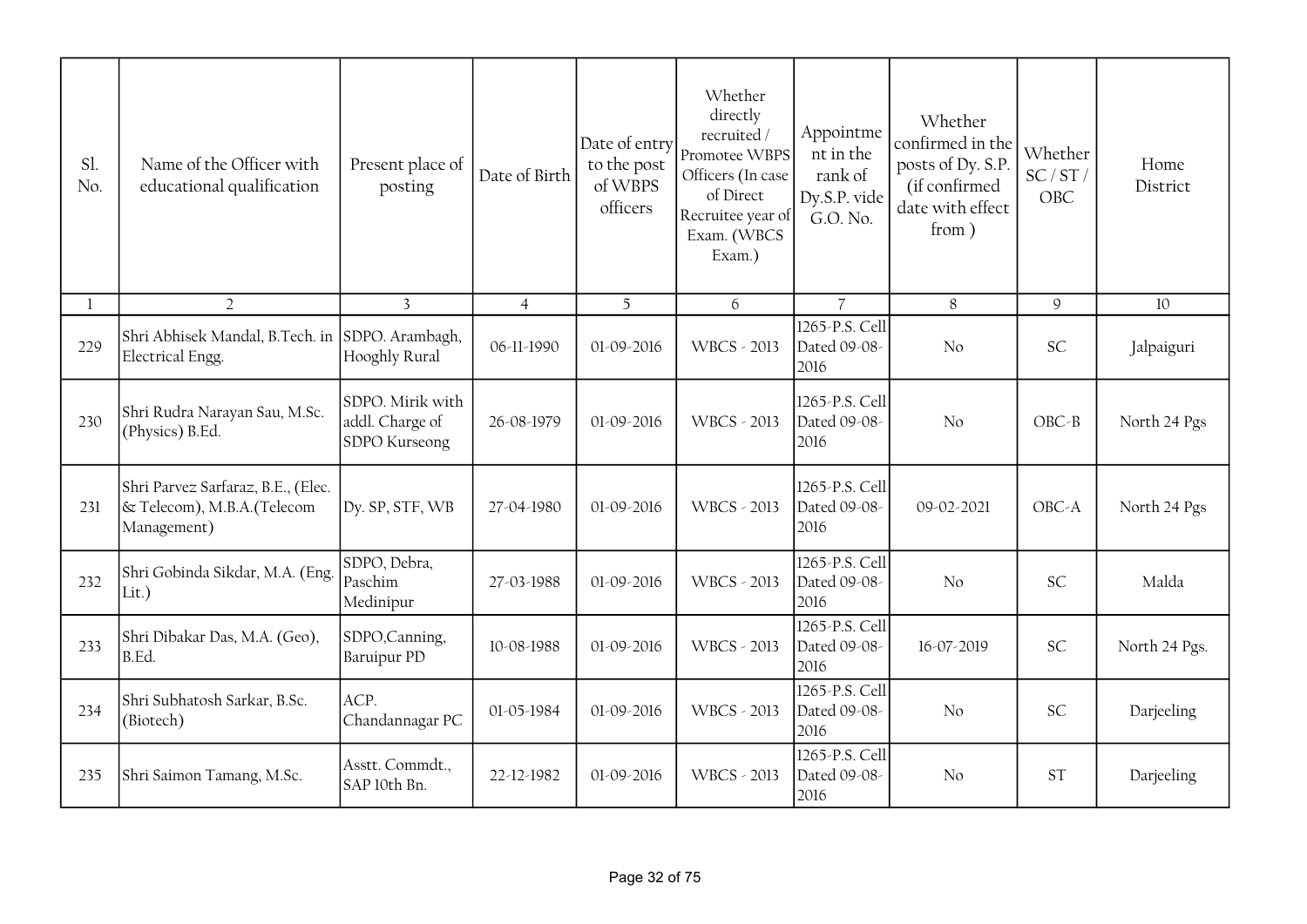| Sl. No. | Name of the Officer with educational qualification | Present place of posting | Date of Birth | Date of entry to the post of WBPS officers | Whether directly recruited / Promotee WBPS Officers (In case of Direct Recruitee year of Exam. (WBCS Exam.) | Appointment in the rank of Dy.S.P. vide G.O. No. | Whether confirmed in the posts of Dy. S.P. (if confirmed date with effect from ) | Whether SC / ST / OBC | Home District |
|---|---|---|---|---|---|---|---|---|---|
| 1 | 2 | 3 | 4 | 5 | 6 | 7 | 8 | 9 | 10 |
| 229 | Shri Abhisek Mandal, B.Tech. in Electrical Engg. | SDPO. Arambagh, Hooghly Rural | 06-11-1990 | 01-09-2016 | WBCS - 2013 | 1265-P.S. Cell Dated 09-08-2016 | No | SC | Jalpaiguri |
| 230 | Shri Rudra Narayan Sau, M.Sc. (Physics) B.Ed. | SDPO. Mirik with addl. Charge of SDPO Kurseong | 26-08-1979 | 01-09-2016 | WBCS - 2013 | 1265-P.S. Cell Dated 09-08-2016 | No | OBC-B | North 24 Pgs |
| 231 | Shri Parvez Sarfaraz, B.E., (Elec. & Telecom), M.B.A.(Telecom Management) | Dy. SP, STF, WB | 27-04-1980 | 01-09-2016 | WBCS - 2013 | 1265-P.S. Cell Dated 09-08-2016 | 09-02-2021 | OBC-A | North 24 Pgs |
| 232 | Shri Gobinda Sikdar, M.A. (Eng. Lit.) | SDPO, Debra, Paschim Medinipur | 27-03-1988 | 01-09-2016 | WBCS - 2013 | 1265-P.S. Cell Dated 09-08-2016 | No | SC | Malda |
| 233 | Shri Dibakar Das, M.A. (Geo), B.Ed. | SDPO,Canning, Baruipur PD | 10-08-1988 | 01-09-2016 | WBCS - 2013 | 1265-P.S. Cell Dated 09-08-2016 | 16-07-2019 | SC | North 24 Pgs. |
| 234 | Shri Subhatosh Sarkar, B.Sc. (Biotech) | ACP. Chandannagar PC | 01-05-1984 | 01-09-2016 | WBCS - 2013 | 1265-P.S. Cell Dated 09-08-2016 | No | SC | Darjeeling |
| 235 | Shri Saimon Tamang, M.Sc. | Asstt. Commdt., SAP 10th Bn. | 22-12-1982 | 01-09-2016 | WBCS - 2013 | 1265-P.S. Cell Dated 09-08-2016 | No | ST | Darjeeling |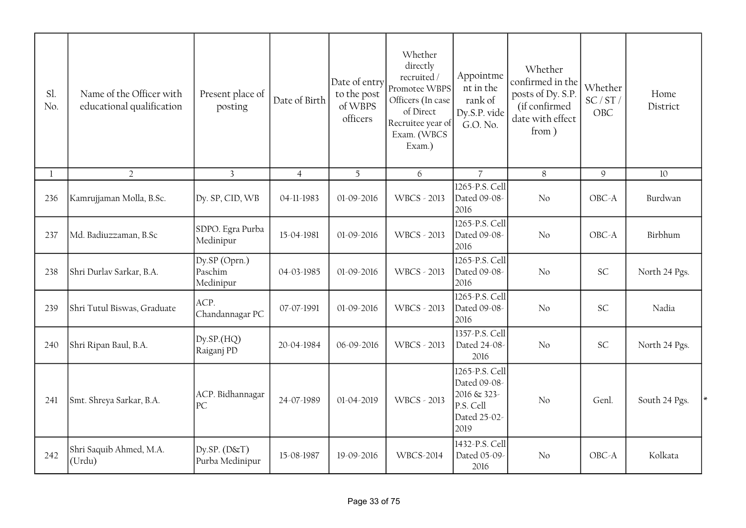| Sl. No. | Name of the Officer with educational qualification | Present place of posting | Date of Birth | Date of entry to the post of WBPS officers | Whether directly recruited / Promotee WBPS Officers (In case of Direct Recruitee year of Exam. (WBCS Exam.) | Appointment in the rank of Dy.S.P. vide G.O. No. | Whether confirmed in the posts of Dy. S.P. (if confirmed date with effect from ) | Whether SC / ST / OBC | Home District | |
|---|---|---|---|---|---|---|---|---|---|---|
| 1 | 2 | 3 | 4 | 5 | 6 | 7 | 8 | 9 | 10 | |
| 236 | Kamrujjaman Molla, B.Sc. | Dy. SP, CID, WB | 04-11-1983 | 01-09-2016 | WBCS - 2013 | 1265-P.S. Cell Dated 09-08-2016 | No | OBC-A | Burdwan | |
| 237 | Md. Badiuzzaman, B.Sc | SDPO. Egra Purba Medinipur | 15-04-1981 | 01-09-2016 | WBCS - 2013 | 1265-P.S. Cell Dated 09-08-2016 | No | OBC-A | Birbhum | |
| 238 | Shri Durlav Sarkar, B.A. | Dy.SP (Oprn.) Paschim Medinipur | 04-03-1985 | 01-09-2016 | WBCS - 2013 | 1265-P.S. Cell Dated 09-08-2016 | No | SC | North 24 Pgs. | |
| 239 | Shri Tutul Biswas, Graduate | ACP. Chandannagar PC | 07-07-1991 | 01-09-2016 | WBCS - 2013 | 1265-P.S. Cell Dated 09-08-2016 | No | SC | Nadia | |
| 240 | Shri Ripan Baul, B.A. | Dy.SP.(HQ) Raiganj PD | 20-04-1984 | 06-09-2016 | WBCS - 2013 | 1357-P.S. Cell Dated 24-08-2016 | No | SC | North 24 Pgs. | |
| 241 | Smt. Shreya Sarkar, B.A. | ACP. Bidhannagar PC | 24-07-1989 | 01-04-2019 | WBCS - 2013 | 1265-P.S. Cell Dated 09-08-2016 & 323-P.S. Cell Dated 25-02-2019 | No | Genl. | South 24 Pgs. | * |
| 242 | Shri Saquib Ahmed, M.A. (Urdu) | Dy.SP. (D&T) Purba Medinipur | 15-08-1987 | 19-09-2016 | WBCS-2014 | 1432-P.S. Cell Dated 05-09-2016 | No | OBC-A | Kolkata | |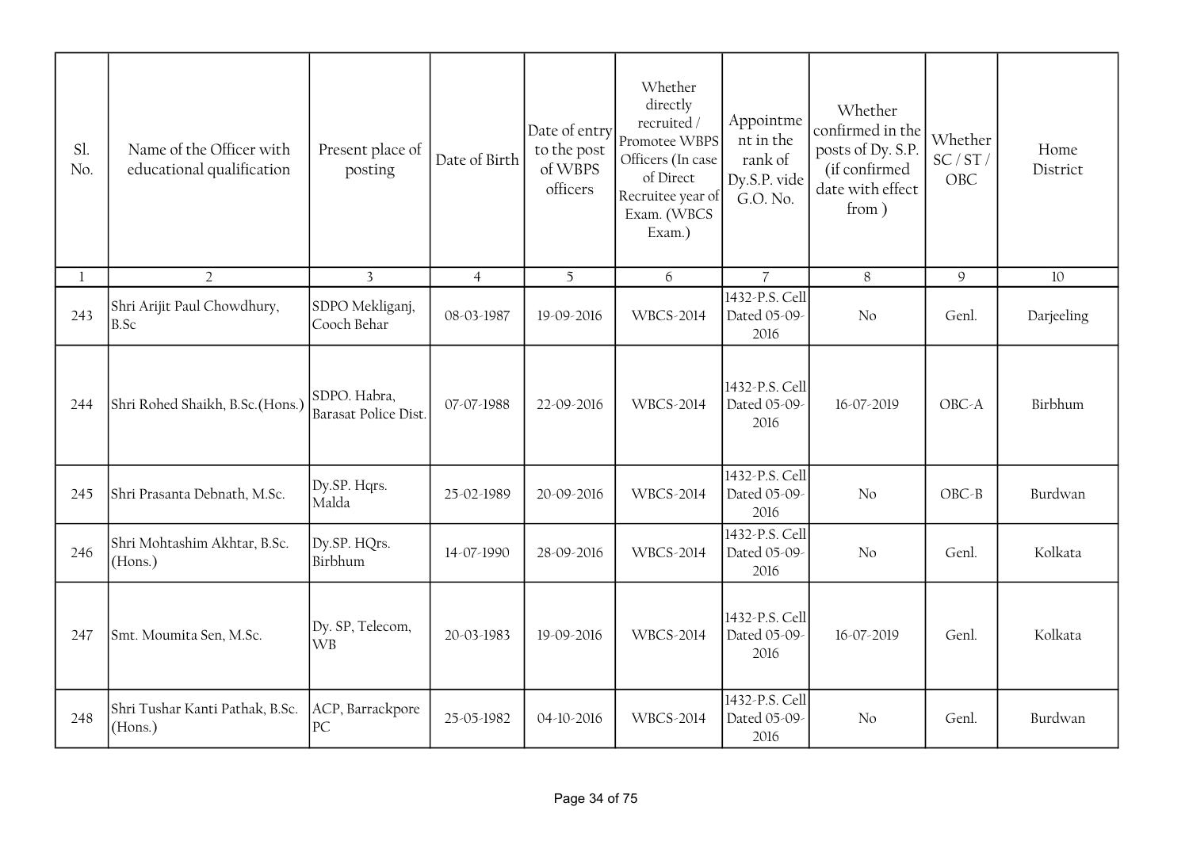| Sl. No. | Name of the Officer with educational qualification | Present place of posting | Date of Birth | Date of entry to the post of WBPS officers | Whether directly recruited / Promotee WBPS Officers (In case of Direct Recruitee year of Exam. (WBCS Exam.) | Appointment in the rank of Dy.S.P. vide G.O. No. | Whether confirmed in the posts of Dy. S.P. (if confirmed date with effect from ) | Whether SC / ST / OBC | Home District |
|---|---|---|---|---|---|---|---|---|---|
| 1 | 2 | 3 | 4 | 5 | 6 | 7 | 8 | 9 | 10 |
| 243 | Shri Arijit Paul Chowdhury, B.Sc | SDPO Mekliganj, Cooch Behar | 08-03-1987 | 19-09-2016 | WBCS-2014 | 1432-P.S. Cell Dated 05-09-2016 | No | Genl. | Darjeeling |
| 244 | Shri Rohed Shaikh, B.Sc.(Hons.) | SDPO. Habra, Barasat Police Dist. | 07-07-1988 | 22-09-2016 | WBCS-2014 | 1432-P.S. Cell Dated 05-09-2016 | 16-07-2019 | OBC-A | Birbhum |
| 245 | Shri Prasanta Debnath, M.Sc. | Dy.SP. Hqrs. Malda | 25-02-1989 | 20-09-2016 | WBCS-2014 | 1432-P.S. Cell Dated 05-09-2016 | No | OBC-B | Burdwan |
| 246 | Shri Mohtashim Akhtar, B.Sc. (Hons.) | Dy.SP. HQrs. Birbhum | 14-07-1990 | 28-09-2016 | WBCS-2014 | 1432-P.S. Cell Dated 05-09-2016 | No | Genl. | Kolkata |
| 247 | Smt. Moumita Sen, M.Sc. | Dy. SP, Telecom, WB | 20-03-1983 | 19-09-2016 | WBCS-2014 | 1432-P.S. Cell Dated 05-09-2016 | 16-07-2019 | Genl. | Kolkata |
| 248 | Shri Tushar Kanti Pathak, B.Sc. (Hons.) | ACP, Barrackpore PC | 25-05-1982 | 04-10-2016 | WBCS-2014 | 1432-P.S. Cell Dated 05-09-2016 | No | Genl. | Burdwan |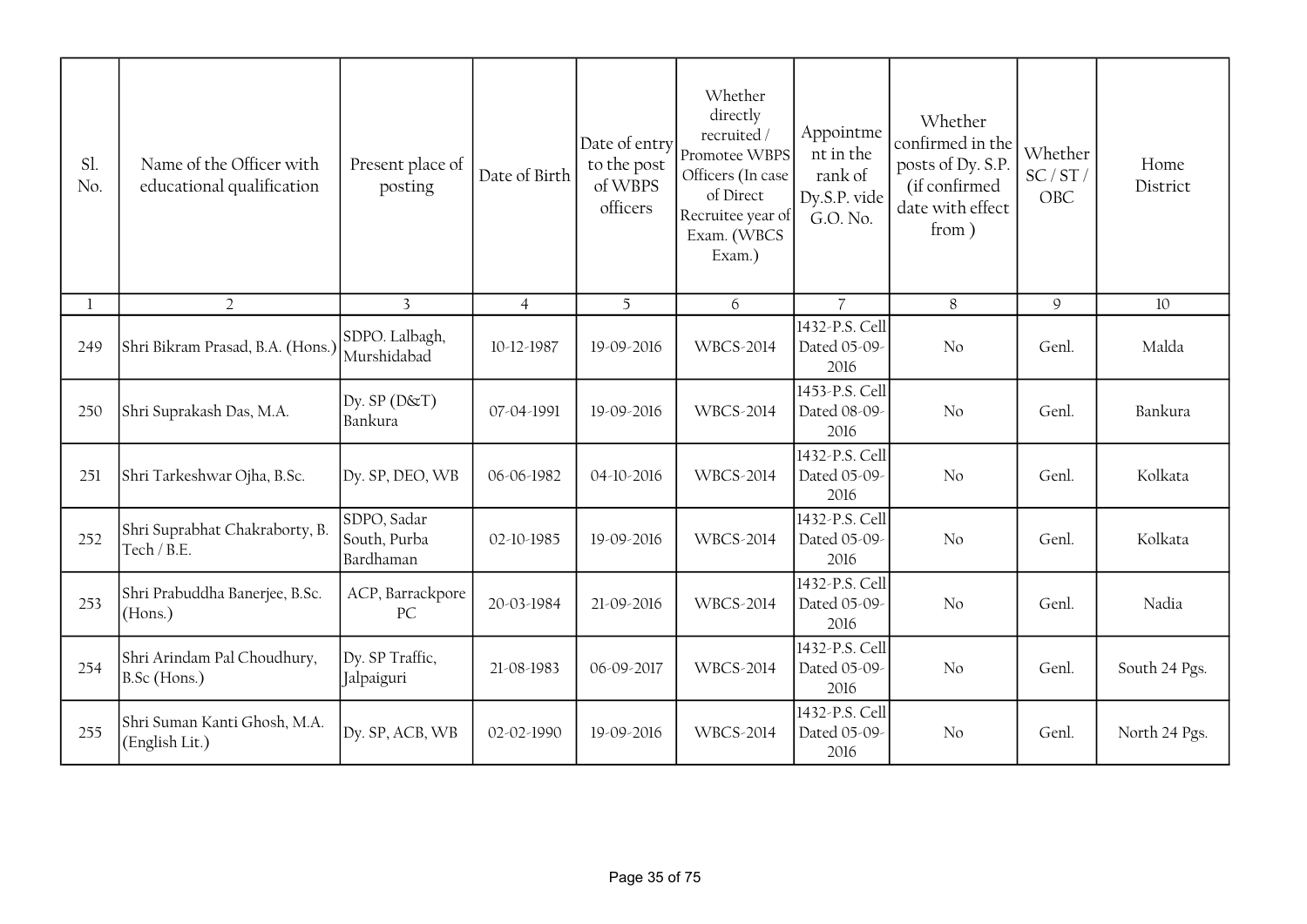| Sl. No. | Name of the Officer with educational qualification | Present place of posting | Date of Birth | Date of entry to the post of WBPS officers | Whether directly recruited / Promotee WBPS Officers (In case of Direct Recruitee year of Exam. (WBCS Exam.) | Appointment in the rank of Dy.S.P. vide G.O. No. | Whether confirmed in the posts of Dy. S.P. (if confirmed date with effect from ) | Whether SC / ST / OBC | Home District |
|---|---|---|---|---|---|---|---|---|---|
| 1 | 2 | 3 | 4 | 5 | 6 | 7 | 8 | 9 | 10 |
| 249 | Shri Bikram Prasad, B.A. (Hons.) | SDPO. Lalbagh, Murshidabad | 10-12-1987 | 19-09-2016 | WBCS-2014 | 1432-P.S. Cell Dated 05-09-2016 | No | Genl. | Malda |
| 250 | Shri Suprakash Das, M.A. | Dy. SP (D&T) Bankura | 07-04-1991 | 19-09-2016 | WBCS-2014 | 1453-P.S. Cell Dated 08-09-2016 | No | Genl. | Bankura |
| 251 | Shri Tarkeshwar Ojha, B.Sc. | Dy. SP, DEO, WB | 06-06-1982 | 04-10-2016 | WBCS-2014 | 1432-P.S. Cell Dated 05-09-2016 | No | Genl. | Kolkata |
| 252 | Shri Suprabhat Chakraborty, B. Tech / B.E. | SDPO, Sadar South, Purba Bardhaman | 02-10-1985 | 19-09-2016 | WBCS-2014 | 1432-P.S. Cell Dated 05-09-2016 | No | Genl. | Kolkata |
| 253 | Shri Prabuddha Banerjee, B.Sc. (Hons.) | ACP, Barrackpore PC | 20-03-1984 | 21-09-2016 | WBCS-2014 | 1432-P.S. Cell Dated 05-09-2016 | No | Genl. | Nadia |
| 254 | Shri Arindam Pal Choudhury, B.Sc (Hons.) | Dy. SP Traffic, Jalpaiguri | 21-08-1983 | 06-09-2017 | WBCS-2014 | 1432-P.S. Cell Dated 05-09-2016 | No | Genl. | South 24 Pgs. |
| 255 | Shri Suman Kanti Ghosh, M.A. (English Lit.) | Dy. SP, ACB, WB | 02-02-1990 | 19-09-2016 | WBCS-2014 | 1432-P.S. Cell Dated 05-09-2016 | No | Genl. | North 24 Pgs. |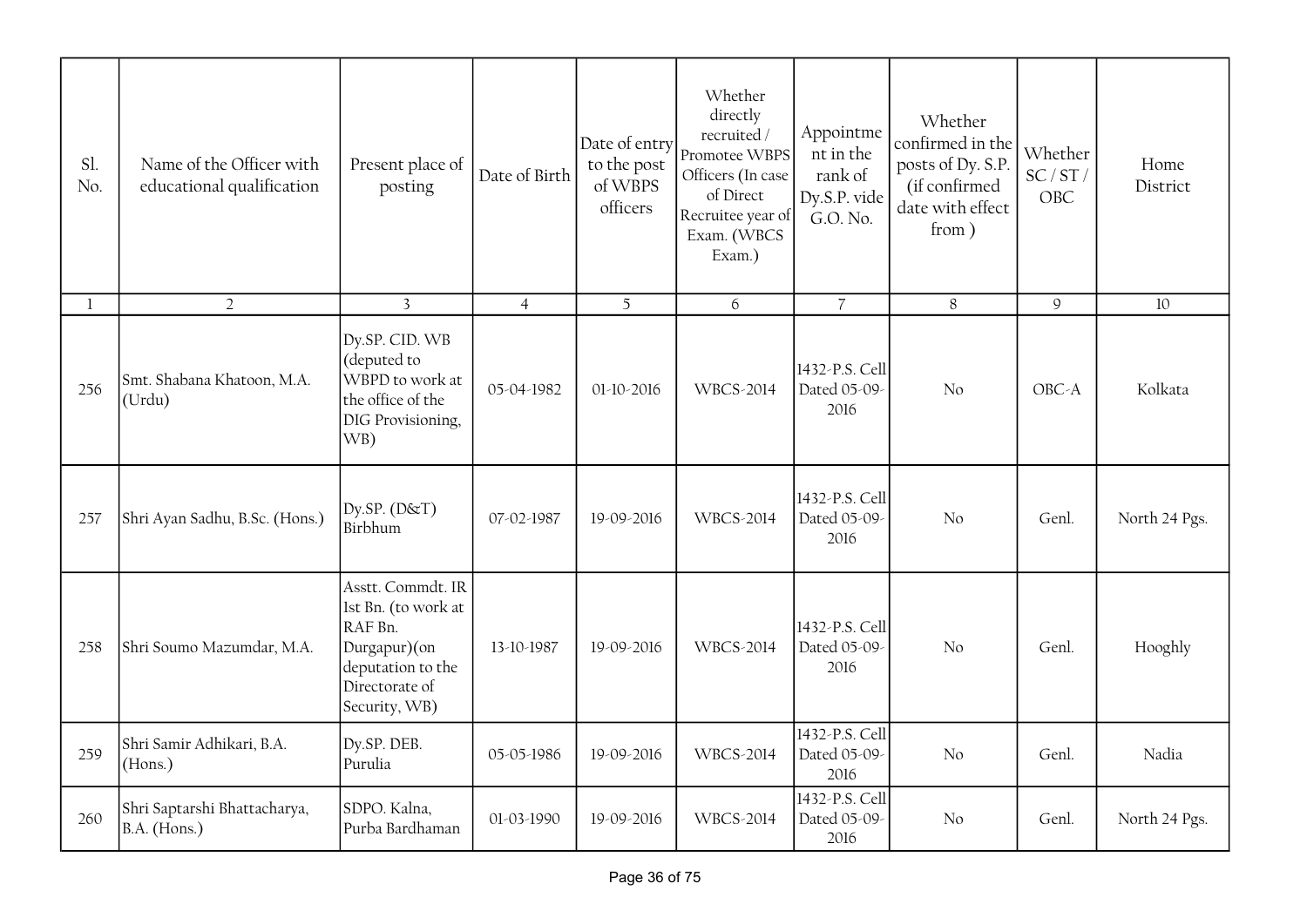| Sl. No. | Name of the Officer with educational qualification | Present place of posting | Date of Birth | Date of entry to the post of WBPS officers | Whether directly recruited / Promotee WBPS Officers (In case of Direct Recruitee year of Exam. (WBCS Exam.) | Appointment in the rank of Dy.S.P. vide G.O. No. | Whether confirmed in the posts of Dy. S.P. (if confirmed date with effect from ) | Whether SC / ST / OBC | Home District |
|---|---|---|---|---|---|---|---|---|---|
| 1 | 2 | 3 | 4 | 5 | 6 | 7 | 8 | 9 | 10 |
| 256 | Smt. Shabana Khatoon, M.A. (Urdu) | Dy.SP. CID. WB (deputed to WBPD to work at the office of the DIG Provisioning, WB) | 05-04-1982 | 01-10-2016 | WBCS-2014 | 1432-P.S. Cell Dated 05-09-2016 | No | OBC-A | Kolkata |
| 257 | Shri Ayan Sadhu, B.Sc. (Hons.) | Dy.SP. (D&T) Birbhum | 07-02-1987 | 19-09-2016 | WBCS-2014 | 1432-P.S. Cell Dated 05-09-2016 | No | Genl. | North 24 Pgs. |
| 258 | Shri Soumo Mazumdar, M.A. | Asstt. Commdt. IR 1st Bn. (to work at RAF Bn. Durgapur)(on deputation to the Directorate of Security, WB) | 13-10-1987 | 19-09-2016 | WBCS-2014 | 1432-P.S. Cell Dated 05-09-2016 | No | Genl. | Hooghly |
| 259 | Shri Samir Adhikari, B.A. (Hons.) | Dy.SP. DEB. Purulia | 05-05-1986 | 19-09-2016 | WBCS-2014 | 1432-P.S. Cell Dated 05-09-2016 | No | Genl. | Nadia |
| 260 | Shri Saptarshi Bhattacharya, B.A. (Hons.) | SDPO. Kalna, Purba Bardhaman | 01-03-1990 | 19-09-2016 | WBCS-2014 | 1432-P.S. Cell Dated 05-09-2016 | No | Genl. | North 24 Pgs. |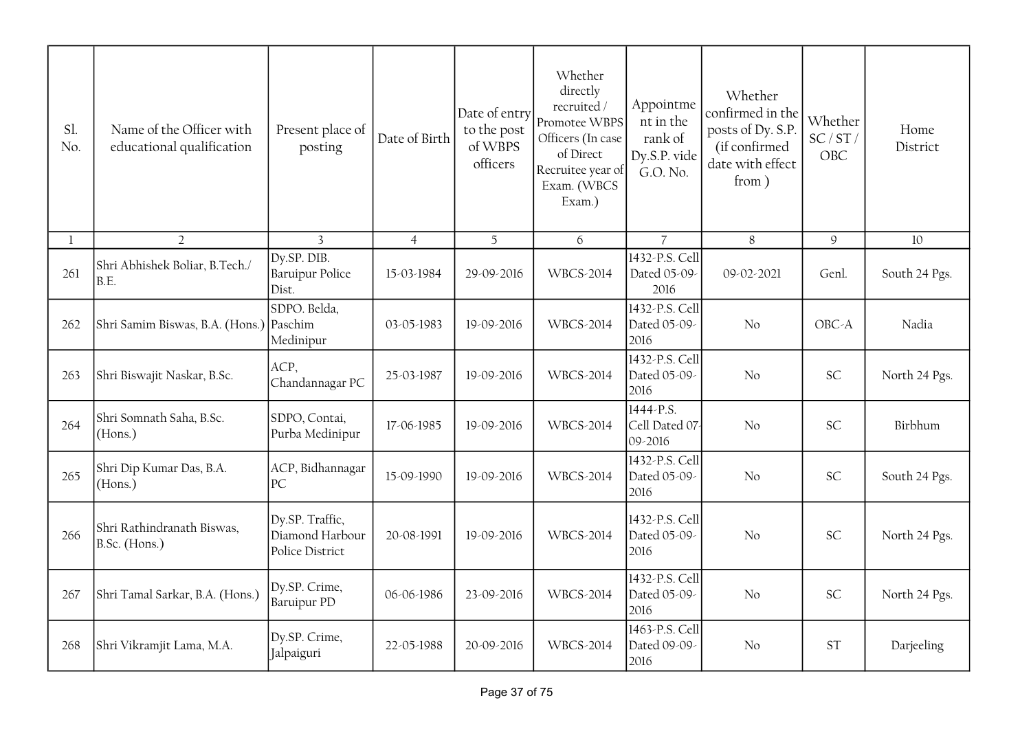| Sl. No. | Name of the Officer with educational qualification | Present place of posting | Date of Birth | Date of entry to the post of WBPS officers | Whether directly recruited / Promotee WBPS Officers (In case of Direct Recruitee year of Exam. (WBCS Exam.) | Appointment in the rank of Dy.S.P. vide G.O. No. | Whether confirmed in the posts of Dy. S.P. (if confirmed date with effect from ) | Whether SC / ST / OBC | Home District |
|---|---|---|---|---|---|---|---|---|---|
| 1 | 2 | 3 | 4 | 5 | 6 | 7 | 8 | 9 | 10 |
| 261 | Shri Abhishek Boliar, B.Tech./ B.E. | Dy.SP. DIB. Baruipur Police Dist. | 15-03-1984 | 29-09-2016 | WBCS-2014 | 1432-P.S. Cell Dated 05-09-2016 | 09-02-2021 | Genl. | South 24 Pgs. |
| 262 | Shri Samim Biswas, B.A. (Hons.) | SDPO. Belda, Paschim Medinipur | 03-05-1983 | 19-09-2016 | WBCS-2014 | 1432-P.S. Cell Dated 05-09-2016 | No | OBC-A | Nadia |
| 263 | Shri Biswajit Naskar, B.Sc. | ACP, Chandannagar PC | 25-03-1987 | 19-09-2016 | WBCS-2014 | 1432-P.S. Cell Dated 05-09-2016 | No | SC | North 24 Pgs. |
| 264 | Shri Somnath Saha, B.Sc. (Hons.) | SDPO, Contai, Purba Medinipur | 17-06-1985 | 19-09-2016 | WBCS-2014 | 1444-P.S. Cell Dated 07-09-2016 | No | SC | Birbhum |
| 265 | Shri Dip Kumar Das, B.A. (Hons.) | ACP, Bidhannagar PC | 15-09-1990 | 19-09-2016 | WBCS-2014 | 1432-P.S. Cell Dated 05-09-2016 | No | SC | South 24 Pgs. |
| 266 | Shri Rathindranath Biswas, B.Sc. (Hons.) | Dy.SP. Traffic, Diamond Harbour Police District | 20-08-1991 | 19-09-2016 | WBCS-2014 | 1432-P.S. Cell Dated 05-09-2016 | No | SC | North 24 Pgs. |
| 267 | Shri Tamal Sarkar, B.A. (Hons.) | Dy.SP. Crime, Baruipur PD | 06-06-1986 | 23-09-2016 | WBCS-2014 | 1432-P.S. Cell Dated 05-09-2016 | No | SC | North 24 Pgs. |
| 268 | Shri Vikramjit Lama, M.A. | Dy.SP. Crime, Jalpaiguri | 22-05-1988 | 20-09-2016 | WBCS-2014 | 1463-P.S. Cell Dated 09-09-2016 | No | ST | Darjeeling |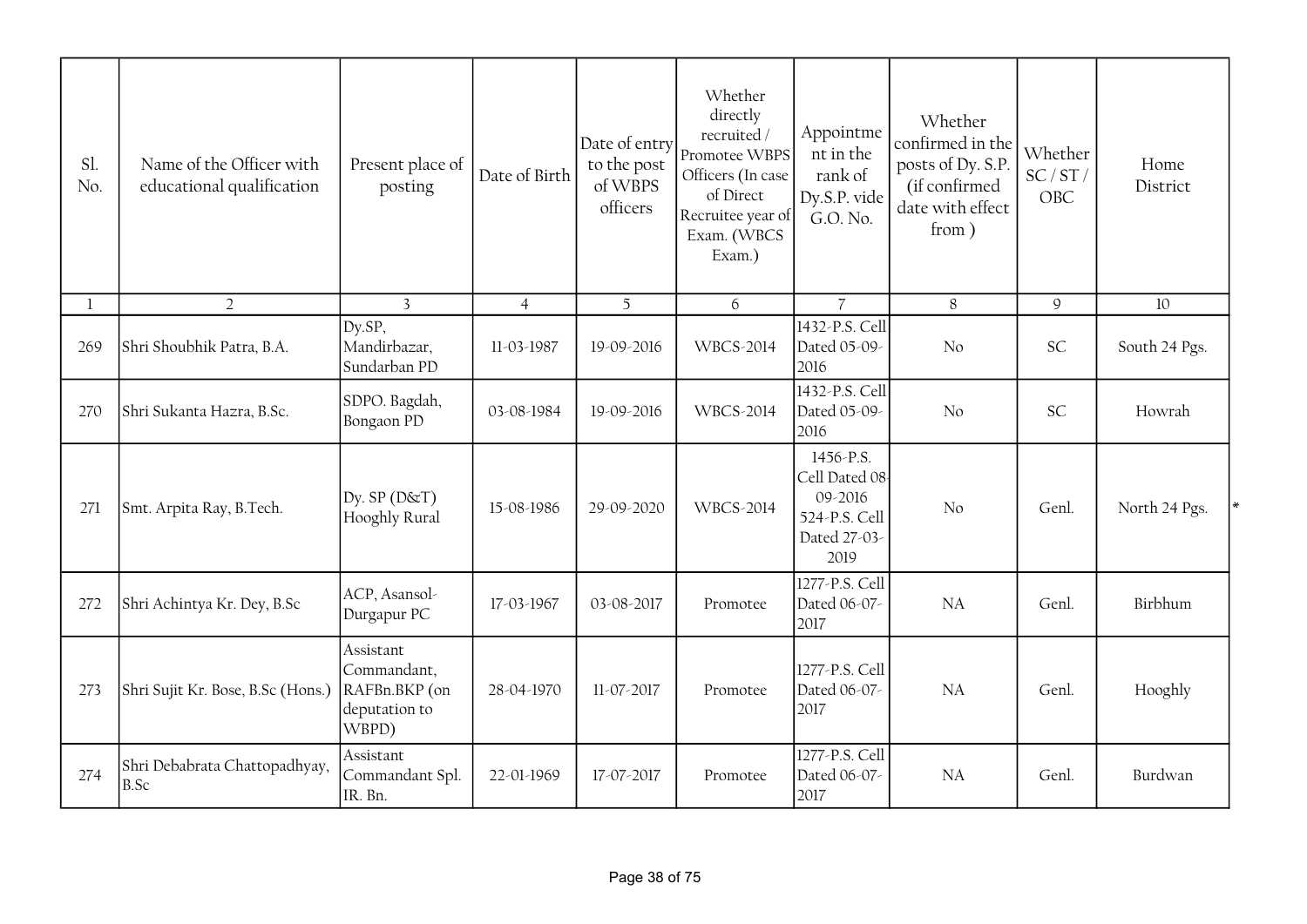| Sl. No. | Name of the Officer with educational qualification | Present place of posting | Date of Birth | Date of entry to the post of WBPS officers | Whether directly recruited / Promotee WBPS Officers (In case of Direct Recruitee year of Exam. (WBCS Exam.) | Appointment in the rank of Dy.S.P. vide G.O. No. | Whether confirmed in the posts of Dy. S.P. (if confirmed date with effect from ) | Whether SC / ST / OBC | Home District | |
|---|---|---|---|---|---|---|---|---|---|---|
| 1 | 2 | 3 | 4 | 5 | 6 | 7 | 8 | 9 | 10 | |
| 269 | Shri Shoubhik Patra, B.A. | Dy.SP, Mandirbazar, Sundarban PD | 11-03-1987 | 19-09-2016 | WBCS-2014 | 1432-P.S. Cell Dated 05-09-2016 | No | SC | South 24 Pgs. | |
| 270 | Shri Sukanta Hazra, B.Sc. | SDPO. Bagdah, Bongaon PD | 03-08-1984 | 19-09-2016 | WBCS-2014 | 1432-P.S. Cell Dated 05-09-2016 | No | SC | Howrah | |
| 271 | Smt. Arpita Ray, B.Tech. | Dy. SP (D&T) Hooghly Rural | 15-08-1986 | 29-09-2020 | WBCS-2014 | 1456-P.S. Cell Dated 08-09-2016 524-P.S. Cell Dated 27-03-2019 | No | Genl. | North 24 Pgs. | * |
| 272 | Shri Achintya Kr. Dey, B.Sc | ACP, Asansol-Durgapur PC | 17-03-1967 | 03-08-2017 | Promotee | 1277-P.S. Cell Dated 06-07-2017 | NA | Genl. | Birbhum | |
| 273 | Shri Sujit Kr. Bose, B.Sc (Hons.) | Assistant Commandant, RAFBn.BKP (on deputation to WBPD) | 28-04-1970 | 11-07-2017 | Promotee | 1277-P.S. Cell Dated 06-07-2017 | NA | Genl. | Hooghly | |
| 274 | Shri Debabrata Chattopadhyay, B.Sc | Assistant Commandant Spl. IR. Bn. | 22-01-1969 | 17-07-2017 | Promotee | 1277-P.S. Cell Dated 06-07-2017 | NA | Genl. | Burdwan | |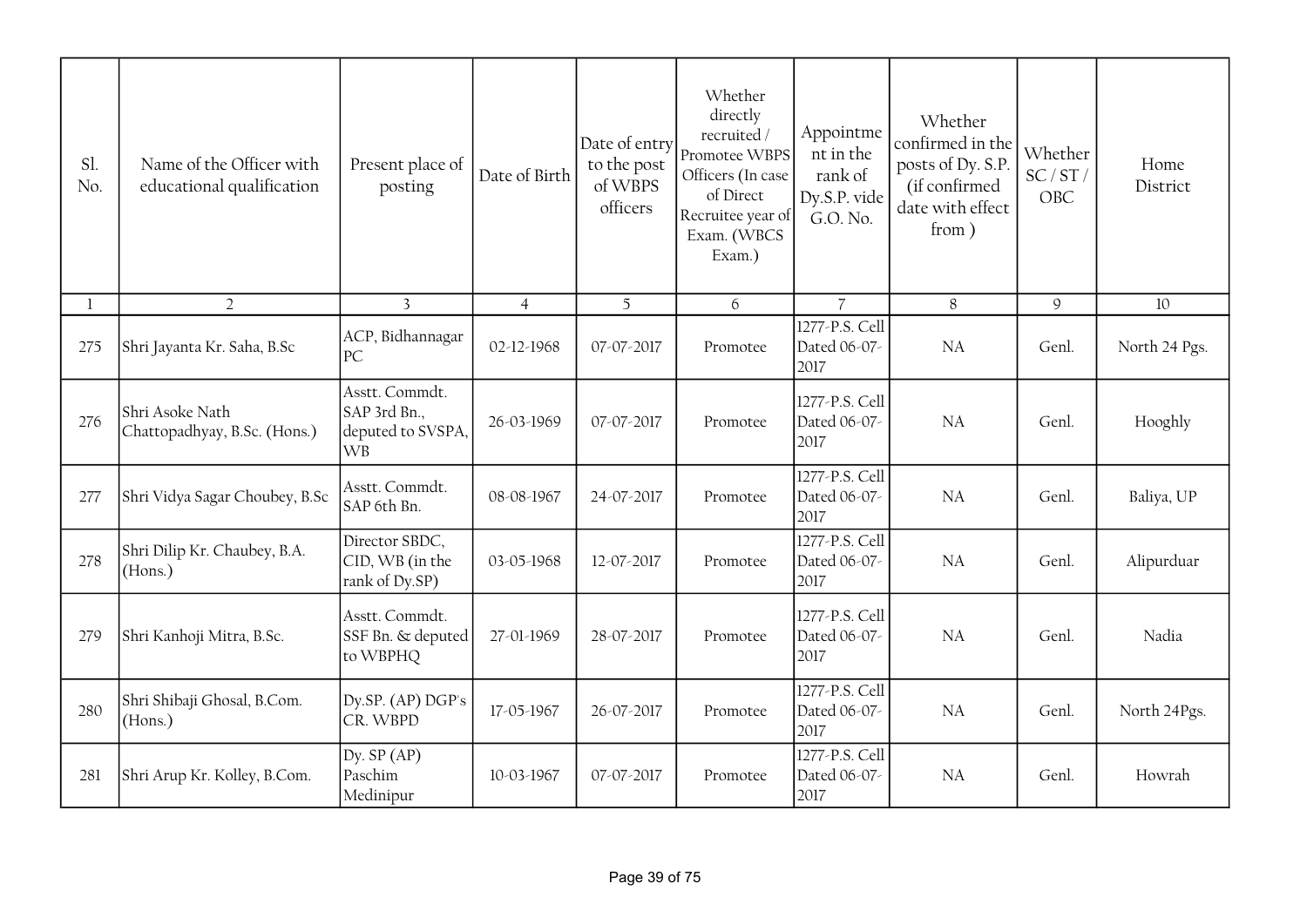| Sl. No. | Name of the Officer with educational qualification | Present place of posting | Date of Birth | Date of entry to the post of WBPS officers | Whether directly recruited / Promotee WBPS Officers (In case of Direct Recruitee year of Exam. (WBCS Exam.) | Appointment in the rank of Dy.S.P. vide G.O. No. | Whether confirmed in the posts of Dy. S.P. (if confirmed date with effect from ) | Whether SC / ST / OBC | Home District |
|---|---|---|---|---|---|---|---|---|---|
| 1 | 2 | 3 | 4 | 5 | 6 | 7 | 8 | 9 | 10 |
| 275 | Shri Jayanta Kr. Saha, B.Sc | ACP, Bidhannagar PC | 02-12-1968 | 07-07-2017 | Promotee | 1277-P.S. Cell Dated 06-07-2017 | NA | Genl. | North 24 Pgs. |
| 276 | Shri Asoke Nath Chattopadhyay, B.Sc. (Hons.) | Asstt. Commdt. SAP 3rd Bn., deputed to SVSPA, WB | 26-03-1969 | 07-07-2017 | Promotee | 1277-P.S. Cell Dated 06-07-2017 | NA | Genl. | Hooghly |
| 277 | Shri Vidya Sagar Choubey, B.Sc | Asstt. Commdt. SAP 6th Bn. | 08-08-1967 | 24-07-2017 | Promotee | 1277-P.S. Cell Dated 06-07-2017 | NA | Genl. | Baliya, UP |
| 278 | Shri Dilip Kr. Chaubey, B.A. (Hons.) | Director SBDC, CID, WB (in the rank of Dy.SP) | 03-05-1968 | 12-07-2017 | Promotee | 1277-P.S. Cell Dated 06-07-2017 | NA | Genl. | Alipurduar |
| 279 | Shri Kanhoji Mitra, B.Sc. | Asstt. Commdt. SSF Bn. & deputed to WBPHQ | 27-01-1969 | 28-07-2017 | Promotee | 1277-P.S. Cell Dated 06-07-2017 | NA | Genl. | Nadia |
| 280 | Shri Shibaji Ghosal, B.Com. (Hons.) | Dy.SP. (AP) DGP's CR. WBPD | 17-05-1967 | 26-07-2017 | Promotee | 1277-P.S. Cell Dated 06-07-2017 | NA | Genl. | North 24Pgs. |
| 281 | Shri Arup Kr. Kolley, B.Com. | Dy. SP (AP) Paschim Medinipur | 10-03-1967 | 07-07-2017 | Promotee | 1277-P.S. Cell Dated 06-07-2017 | NA | Genl. | Howrah |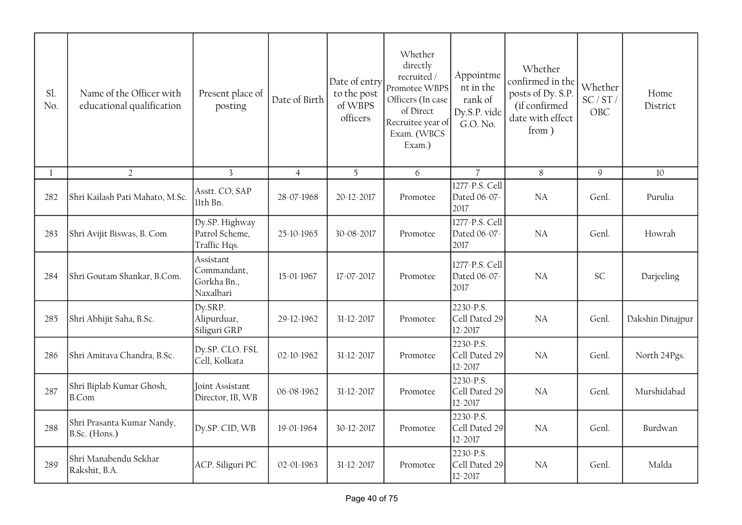| Sl. No. | Name of the Officer with educational qualification | Present place of posting | Date of Birth | Date of entry to the post of WBPS officers | Whether directly recruited / Promotee WBPS Officers (In case of Direct Recruitee year of Exam. (WBCS Exam.) | Appointment in the rank of Dy.S.P. vide G.O. No. | Whether confirmed in the posts of Dy. S.P. (if confirmed date with effect from ) | Whether SC / ST / OBC | Home District |
|---|---|---|---|---|---|---|---|---|---|
| 1 | 2 | 3 | 4 | 5 | 6 | 7 | 8 | 9 | 10 |
| 282 | Shri Kailash Pati Mahato, M.Sc. | Asstt. CO, SAP 11th Bn. | 28-07-1968 | 20-12-2017 | Promotee | 1277-P.S. Cell Dated 06-07-2017 | NA | Genl. | Purulia |
| 283 | Shri Avijit Biswas, B. Com | Dy.SP. Highway Patrol Scheme, Traffic Hqs. | 25-10-1965 | 30-08-2017 | Promotee | 1277-P.S. Cell Dated 06-07-2017 | NA | Genl. | Howrah |
| 284 | Shri Goutam Shankar, B.Com. | Assistant Commandant, Gorkha Bn., Naxalbari | 15-01-1967 | 17-07-2017 | Promotee | 1277-P.S. Cell Dated 06-07-2017 | NA | SC | Darjeeling |
| 285 | Shri Abhijit Saha, B.Sc. | Dy.SRP. Alipurduar, Siliguri GRP | 29-12-1962 | 31-12-2017 | Promotee | 2230-P.S. Cell Dated 29-12-2017 | NA | Genl. | Dakshin Dinajpur |
| 286 | Shri Amitava Chandra, B.Sc. | Dy.SP. CLO. FSL Cell, Kolkata | 02-10-1962 | 31-12-2017 | Promotee | 2230-P.S. Cell Dated 29-12-2017 | NA | Genl. | North 24Pgs. |
| 287 | Shri Biplab Kumar Ghosh, B.Com | Joint Assistant Director, IB, WB | 06-08-1962 | 31-12-2017 | Promotee | 2230-P.S. Cell Dated 29-12-2017 | NA | Genl. | Murshidabad |
| 288 | Shri Prasanta Kumar Nandy, B.Sc. (Hons.) | Dy.SP. CID, WB | 19-01-1964 | 30-12-2017 | Promotee | 2230-P.S. Cell Dated 29-12-2017 | NA | Genl. | Burdwan |
| 289 | Shri Manabendu Sekhar Rakshit, B.A. | ACP. Siliguri PC | 02-01-1963 | 31-12-2017 | Promotee | 2230-P.S. Cell Dated 29-12-2017 | NA | Genl. | Malda |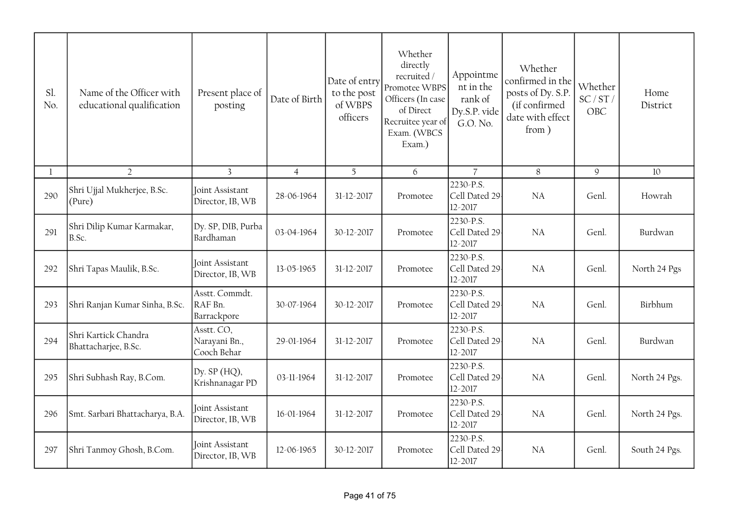| Sl. No. | Name of the Officer with educational qualification | Present place of posting | Date of Birth | Date of entry to the post of WBPS officers | Whether directly recruited / Promotee WBPS Officers (In case of Direct Recruitee year of Exam. (WBCS Exam.) | Appointment in the rank of Dy.S.P. vide G.O. No. | Whether confirmed in the posts of Dy. S.P. (if confirmed date with effect from ) | Whether SC / ST / OBC | Home District |
|---|---|---|---|---|---|---|---|---|---|
| 1 | 2 | 3 | 4 | 5 | 6 | 7 | 8 | 9 | 10 |
| 290 | Shri Ujjal Mukherjee, B.Sc. (Pure) | Joint Assistant Director, IB, WB | 28-06-1964 | 31-12-2017 | Promotee | 2230-P.S. Cell Dated 29-12-2017 | NA | Genl. | Howrah |
| 291 | Shri Dilip Kumar Karmakar, B.Sc. | Dy. SP, DIB, Purba Bardhaman | 03-04-1964 | 30-12-2017 | Promotee | 2230-P.S. Cell Dated 29-12-2017 | NA | Genl. | Burdwan |
| 292 | Shri Tapas Maulik, B.Sc. | Joint Assistant Director, IB, WB | 13-05-1965 | 31-12-2017 | Promotee | 2230-P.S. Cell Dated 29-12-2017 | NA | Genl. | North 24 Pgs |
| 293 | Shri Ranjan Kumar Sinha, B.Sc. | Asstt. Commdt. RAF Bn. Barrackpore | 30-07-1964 | 30-12-2017 | Promotee | 2230-P.S. Cell Dated 29-12-2017 | NA | Genl. | Birbhum |
| 294 | Shri Kartick Chandra Bhattacharjee, B.Sc. | Asstt. CO, Narayani Bn., Cooch Behar | 29-01-1964 | 31-12-2017 | Promotee | 2230-P.S. Cell Dated 29-12-2017 | NA | Genl. | Burdwan |
| 295 | Shri Subhash Ray, B.Com. | Dy. SP (HQ), Krishnanagar PD | 03-11-1964 | 31-12-2017 | Promotee | 2230-P.S. Cell Dated 29-12-2017 | NA | Genl. | North 24 Pgs. |
| 296 | Smt. Sarbari Bhattacharya, B.A. | Joint Assistant Director, IB, WB | 16-01-1964 | 31-12-2017 | Promotee | 2230-P.S. Cell Dated 29-12-2017 | NA | Genl. | North 24 Pgs. |
| 297 | Shri Tanmoy Ghosh, B.Com. | Joint Assistant Director, IB, WB | 12-06-1965 | 30-12-2017 | Promotee | 2230-P.S. Cell Dated 29-12-2017 | NA | Genl. | South 24 Pgs. |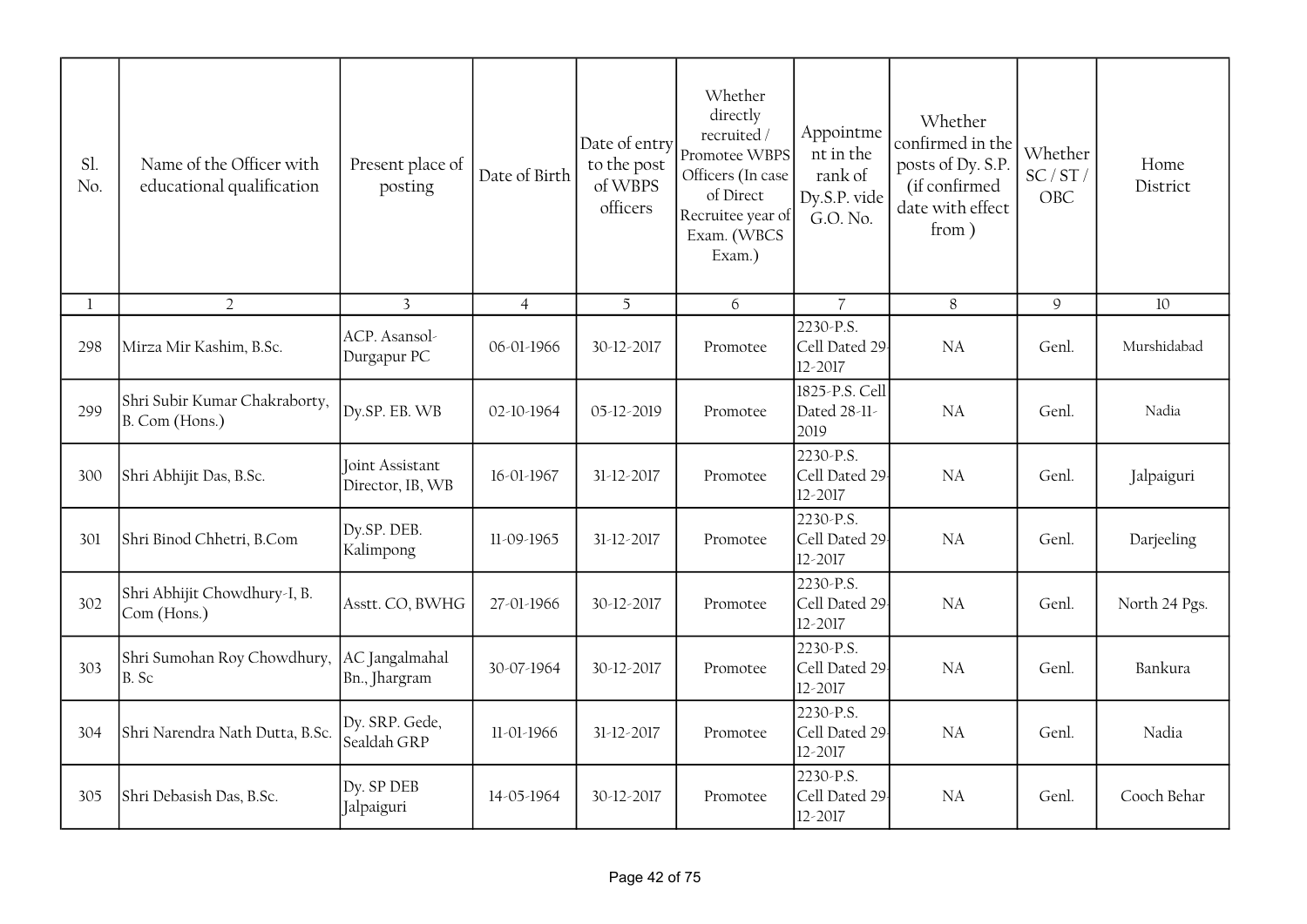| Sl. No. | Name of the Officer with educational qualification | Present place of posting | Date of Birth | Date of entry to the post of WBPS officers | Whether directly recruited / Promotee WBPS Officers (In case of Direct Recruitee year of Exam. (WBCS Exam.) | Appointment in the rank of Dy.S.P. vide G.O. No. | Whether confirmed in the posts of Dy. S.P. (if confirmed date with effect from ) | Whether SC / ST / OBC | Home District |
|---|---|---|---|---|---|---|---|---|---|
| 1 | 2 | 3 | 4 | 5 | 6 | 7 | 8 | 9 | 10 |
| 298 | Mirza Mir Kashim, B.Sc. | ACP. Asansol-Durgapur PC | 06-01-1966 | 30-12-2017 | Promotee | 2230-P.S. Cell Dated 29-12-2017 | NA | Genl. | Murshidabad |
| 299 | Shri Subir Kumar Chakraborty, B. Com (Hons.) | Dy.SP. EB. WB | 02-10-1964 | 05-12-2019 | Promotee | 1825-P.S. Cell Dated 28-11-2019 | NA | Genl. | Nadia |
| 300 | Shri Abhijit Das, B.Sc. | Joint Assistant Director, IB, WB | 16-01-1967 | 31-12-2017 | Promotee | 2230-P.S. Cell Dated 29-12-2017 | NA | Genl. | Jalpaiguri |
| 301 | Shri Binod Chhetri, B.Com | Dy.SP. DEB. Kalimpong | 11-09-1965 | 31-12-2017 | Promotee | 2230-P.S. Cell Dated 29-12-2017 | NA | Genl. | Darjeeling |
| 302 | Shri Abhijit Chowdhury-I, B. Com (Hons.) | Asstt. CO, BWHG | 27-01-1966 | 30-12-2017 | Promotee | 2230-P.S. Cell Dated 29-12-2017 | NA | Genl. | North 24 Pgs. |
| 303 | Shri Sumohan Roy Chowdhury, B. Sc | AC Jangalmahal Bn., Jhargram | 30-07-1964 | 30-12-2017 | Promotee | 2230-P.S. Cell Dated 29-12-2017 | NA | Genl. | Bankura |
| 304 | Shri Narendra Nath Dutta, B.Sc. | Dy. SRP. Gede, Sealdah GRP | 11-01-1966 | 31-12-2017 | Promotee | 2230-P.S. Cell Dated 29-12-2017 | NA | Genl. | Nadia |
| 305 | Shri Debasish Das, B.Sc. | Dy. SP DEB Jalpaiguri | 14-05-1964 | 30-12-2017 | Promotee | 2230-P.S. Cell Dated 29-12-2017 | NA | Genl. | Cooch Behar |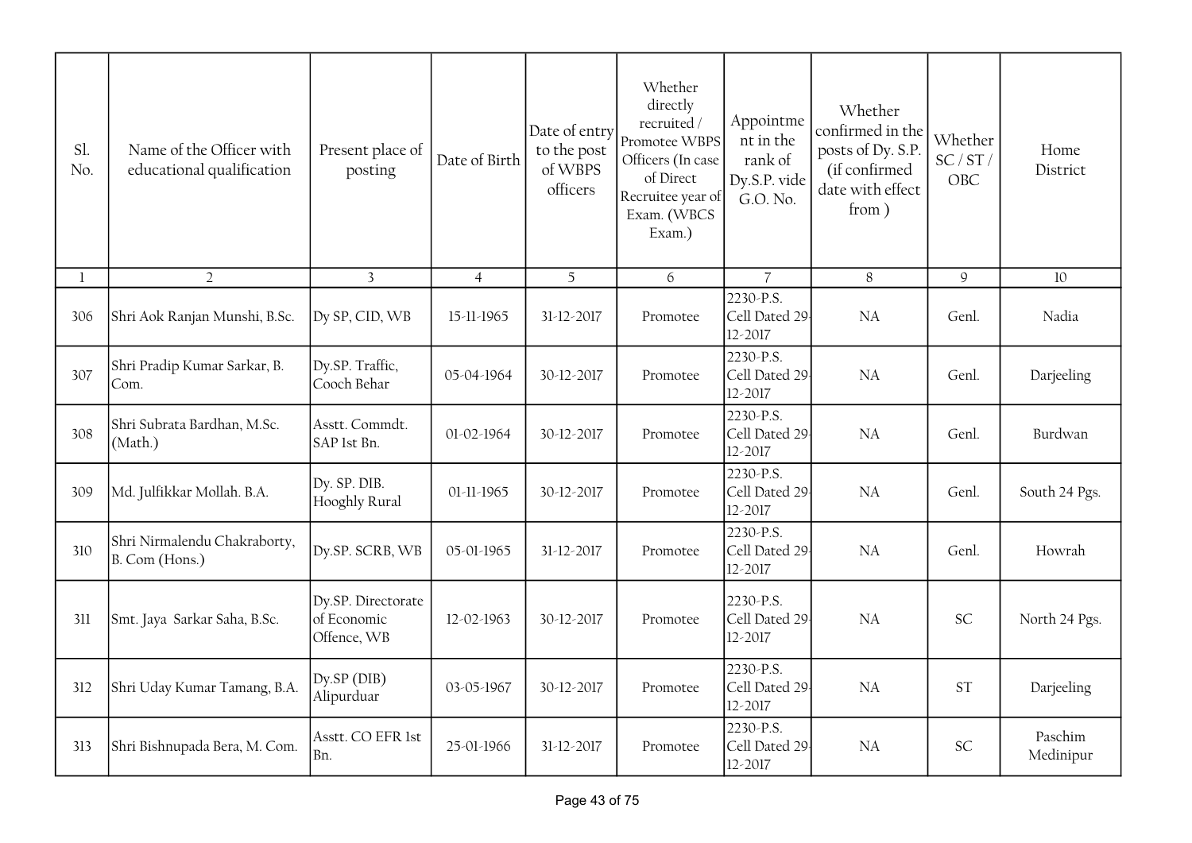| Sl. No. | Name of the Officer with educational qualification | Present place of posting | Date of Birth | Date of entry to the post of WBPS officers | Whether directly recruited / Promotee WBPS Officers (In case of Direct Recruitee year of Exam. (WBCS Exam.) | Appointment in the rank of Dy.S.P. vide G.O. No. | Whether confirmed in the posts of Dy. S.P. (if confirmed date with effect from ) | Whether SC / ST / OBC | Home District |
|---|---|---|---|---|---|---|---|---|---|
| 1 | 2 | 3 | 4 | 5 | 6 | 7 | 8 | 9 | 10 |
| 306 | Shri Aok Ranjan Munshi, B.Sc. | Dy SP, CID, WB | 15-11-1965 | 31-12-2017 | Promotee | 2230-P.S. Cell Dated 29-12-2017 | NA | Genl. | Nadia |
| 307 | Shri Pradip Kumar Sarkar, B. Com. | Dy.SP. Traffic, Cooch Behar | 05-04-1964 | 30-12-2017 | Promotee | 2230-P.S. Cell Dated 29-12-2017 | NA | Genl. | Darjeeling |
| 308 | Shri Subrata Bardhan, M.Sc. (Math.) | Asstt. Commdt. SAP 1st Bn. | 01-02-1964 | 30-12-2017 | Promotee | 2230-P.S. Cell Dated 29-12-2017 | NA | Genl. | Burdwan |
| 309 | Md. Julfikkar Mollah. B.A. | Dy. SP. DIB. Hooghly Rural | 01-11-1965 | 30-12-2017 | Promotee | 2230-P.S. Cell Dated 29-12-2017 | NA | Genl. | South 24 Pgs. |
| 310 | Shri Nirmalendu Chakraborty, B. Com (Hons.) | Dy.SP. SCRB, WB | 05-01-1965 | 31-12-2017 | Promotee | 2230-P.S. Cell Dated 29-12-2017 | NA | Genl. | Howrah |
| 311 | Smt. Jaya Sarkar Saha, B.Sc. | Dy.SP. Directorate of Economic Offence, WB | 12-02-1963 | 30-12-2017 | Promotee | 2230-P.S. Cell Dated 29-12-2017 | NA | SC | North 24 Pgs. |
| 312 | Shri Uday Kumar Tamang, B.A. | Dy.SP (DIB) Alipurduar | 03-05-1967 | 30-12-2017 | Promotee | 2230-P.S. Cell Dated 29-12-2017 | NA | ST | Darjeeling |
| 313 | Shri Bishnupada Bera, M. Com. | Asstt. CO EFR 1st Bn. | 25-01-1966 | 31-12-2017 | Promotee | 2230-P.S. Cell Dated 29-12-2017 | NA | SC | Paschim Medinipur |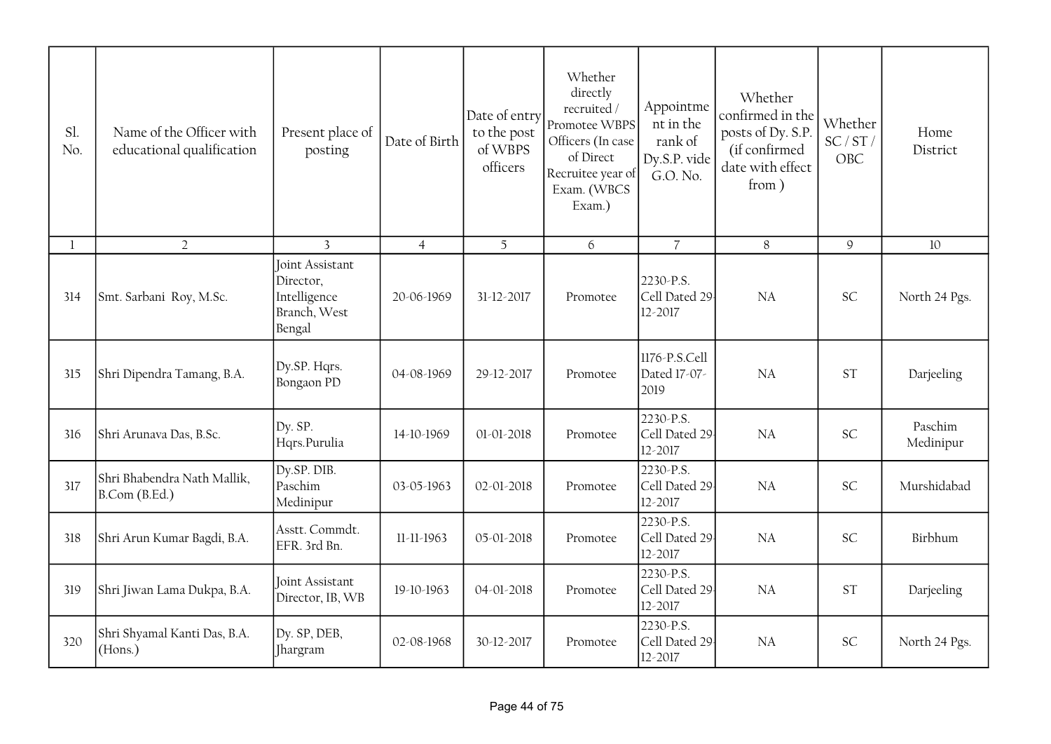| Sl. No. | Name of the Officer with educational qualification | Present place of posting | Date of Birth | Date of entry to the post of WBPS officers | Whether directly recruited / Promotee WBPS Officers (In case of Direct Recruitee year of Exam. (WBCS Exam.) | Appointment in the rank of Dy.S.P. vide G.O. No. | Whether confirmed in the posts of Dy. S.P. (if confirmed date with effect from ) | Whether SC / ST / OBC | Home District |
|---|---|---|---|---|---|---|---|---|---|
| 1 | 2 | 3 | 4 | 5 | 6 | 7 | 8 | 9 | 10 |
| 314 | Smt. Sarbani Roy, M.Sc. | Joint Assistant Director, Intelligence Branch, West Bengal | 20-06-1969 | 31-12-2017 | Promotee | 2230-P.S. Cell Dated 29-12-2017 | NA | SC | North 24 Pgs. |
| 315 | Shri Dipendra Tamang, B.A. | Dy.SP. Hqrs. Bongaon PD | 04-08-1969 | 29-12-2017 | Promotee | 1176-P.S.Cell Dated 17-07-2019 | NA | ST | Darjeeling |
| 316 | Shri Arunava Das, B.Sc. | Dy. SP. Hqrs.Purulia | 14-10-1969 | 01-01-2018 | Promotee | 2230-P.S. Cell Dated 29-12-2017 | NA | SC | Paschim Medinipur |
| 317 | Shri Bhabendra Nath Mallik, B.Com (B.Ed.) | Dy.SP. DIB. Paschim Medinipur | 03-05-1963 | 02-01-2018 | Promotee | 2230-P.S. Cell Dated 29-12-2017 | NA | SC | Murshidabad |
| 318 | Shri Arun Kumar Bagdi, B.A. | Asstt. Commdt. EFR. 3rd Bn. | 11-11-1963 | 05-01-2018 | Promotee | 2230-P.S. Cell Dated 29-12-2017 | NA | SC | Birbhum |
| 319 | Shri Jiwan Lama Dukpa, B.A. | Joint Assistant Director, IB, WB | 19-10-1963 | 04-01-2018 | Promotee | 2230-P.S. Cell Dated 29-12-2017 | NA | ST | Darjeeling |
| 320 | Shri Shyamal Kanti Das, B.A. (Hons.) | Dy. SP, DEB, Jhargram | 02-08-1968 | 30-12-2017 | Promotee | 2230-P.S. Cell Dated 29-12-2017 | NA | SC | North 24 Pgs. |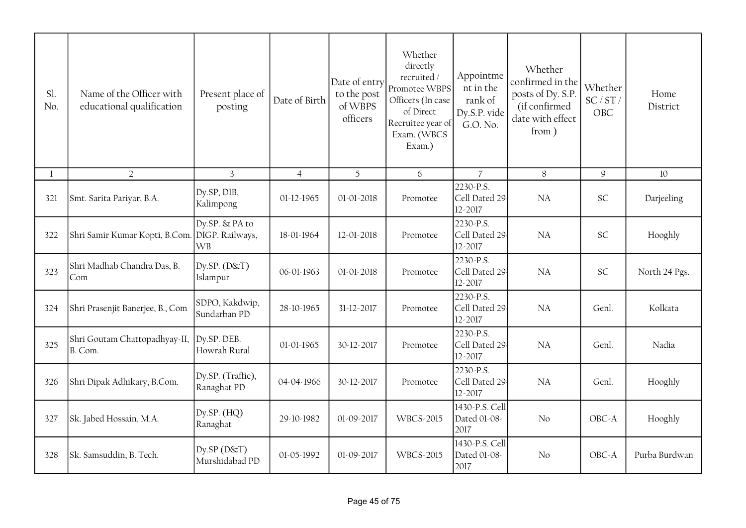| Sl. No. | Name of the Officer with educational qualification | Present place of posting | Date of Birth | Date of entry to the post of WBPS officers | Whether directly recruited / Promotee WBPS Officers (In case of Direct Recruitee year of Exam. (WBCS Exam.) | Appointment in the rank of Dy.S.P. vide G.O. No. | Whether confirmed in the posts of Dy. S.P. (if confirmed date with effect from ) | Whether SC / ST / OBC | Home District |
|---|---|---|---|---|---|---|---|---|---|
| 1 | 2 | 3 | 4 | 5 | 6 | 7 | 8 | 9 | 10 |
| 321 | Smt. Sarita Pariyar, B.A. | Dy.SP, DIB, Kalimpong | 01-12-1965 | 01-01-2018 | Promotee | 2230-P.S. Cell Dated 29-12-2017 | NA | SC | Darjeeling |
| 322 | Shri Samir Kumar Kopti, B.Com. | Dy.SP. & PA to DIGP. Railways, WB | 18-01-1964 | 12-01-2018 | Promotee | 2230-P.S. Cell Dated 29-12-2017 | NA | SC | Hooghly |
| 323 | Shri Madhab Chandra Das, B. Com | Dy.SP. (D&T) Islampur | 06-01-1963 | 01-01-2018 | Promotee | 2230-P.S. Cell Dated 29-12-2017 | NA | SC | North 24 Pgs. |
| 324 | Shri Prasenjit Banerjee, B., Com | SDPO, Kakdwip, Sundarban PD | 28-10-1965 | 31-12-2017 | Promotee | 2230-P.S. Cell Dated 29-12-2017 | NA | Genl. | Kolkata |
| 325 | Shri Goutam Chattopadhyay-II, B. Com. | Dy.SP. DEB. Howrah Rural | 01-01-1965 | 30-12-2017 | Promotee | 2230-P.S. Cell Dated 29-12-2017 | NA | Genl. | Nadia |
| 326 | Shri Dipak Adhikary, B.Com. | Dy.SP. (Traffic), Ranaghat PD | 04-04-1966 | 30-12-2017 | Promotee | 2230-P.S. Cell Dated 29-12-2017 | NA | Genl. | Hooghly |
| 327 | Sk. Jabed Hossain, M.A. | Dy.SP. (HQ) Ranaghat | 29-10-1982 | 01-09-2017 | WBCS-2015 | 1430-P.S. Cell Dated 01-08-2017 | No | OBC-A | Hooghly |
| 328 | Sk. Samsuddin, B. Tech. | Dy.SP (D&T) Murshidabad PD | 01-05-1992 | 01-09-2017 | WBCS-2015 | 1430-P.S. Cell Dated 01-08-2017 | No | OBC-A | Purba Burdwan |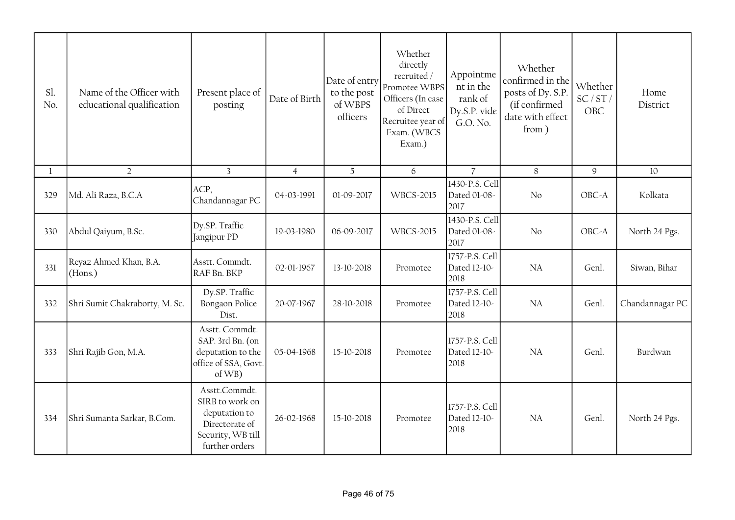| Sl. No. | Name of the Officer with educational qualification | Present place of posting | Date of Birth | Date of entry to the post of WBPS officers | Whether directly recruited / Promotee WBPS Officers (In case of Direct Recruitee year of Exam. (WBCS Exam.) | Appointment in the rank of Dy.S.P. vide G.O. No. | Whether confirmed in the posts of Dy. S.P. (if confirmed date with effect from ) | Whether SC / ST / OBC | Home District |
|---|---|---|---|---|---|---|---|---|---|
| 1 | 2 | 3 | 4 | 5 | 6 | 7 | 8 | 9 | 10 |
| 329 | Md. Ali Raza, B.C.A | ACP, Chandannagar PC | 04-03-1991 | 01-09-2017 | WBCS-2015 | 1430-P.S. Cell Dated 01-08-2017 | No | OBC-A | Kolkata |
| 330 | Abdul Qaiyum, B.Sc. | Dy.SP. Traffic Jangipur PD | 19-03-1980 | 06-09-2017 | WBCS-2015 | 1430-P.S. Cell Dated 01-08-2017 | No | OBC-A | North 24 Pgs. |
| 331 | Reyaz Ahmed Khan, B.A. (Hons.) | Asstt. Commdt. RAF Bn. BKP | 02-01-1967 | 13-10-2018 | Promotee | 1757-P.S. Cell Dated 12-10-2018 | NA | Genl. | Siwan, Bihar |
| 332 | Shri Sumit Chakraborty, M. Sc. | Dy.SP. Traffic Bongaon Police Dist. | 20-07-1967 | 28-10-2018 | Promotee | 1757-P.S. Cell Dated 12-10-2018 | NA | Genl. | Chandannagar PC |
| 333 | Shri Rajib Gon, M.A. | Asstt. Commdt. SAP. 3rd Bn. (on deputation to the office of SSA, Govt. of WB) | 05-04-1968 | 15-10-2018 | Promotee | 1757-P.S. Cell Dated 12-10-2018 | NA | Genl. | Burdwan |
| 334 | Shri Sumanta Sarkar, B.Com. | Asstt.Commdt. SIRB to work on deputation to Directorate of Security, WB till further orders | 26-02-1968 | 15-10-2018 | Promotee | 1757-P.S. Cell Dated 12-10-2018 | NA | Genl. | North 24 Pgs. |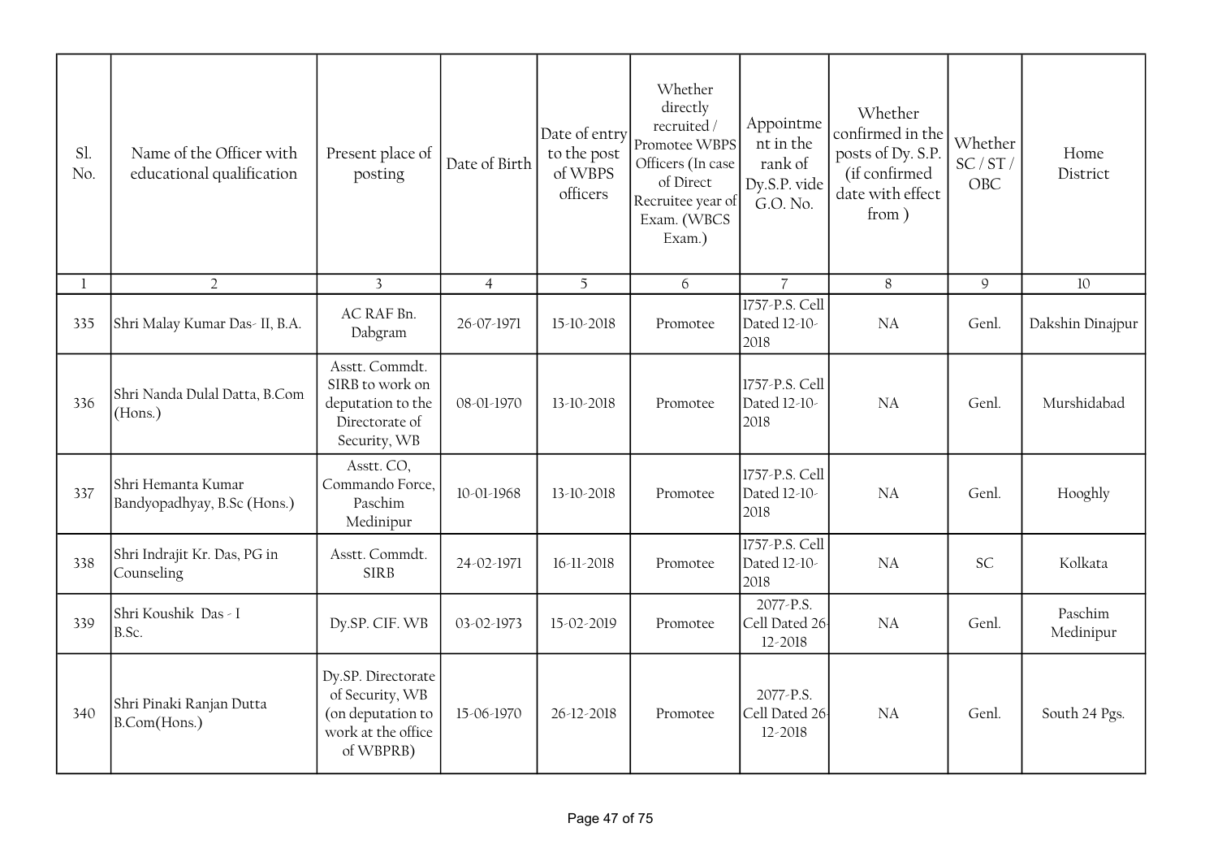| Sl. No. | Name of the Officer with educational qualification | Present place of posting | Date of Birth | Date of entry to the post of WBPS officers | Whether directly recruited / Promotee WBPS Officers (In case of Direct Recruitee year of Exam. (WBCS Exam.) | Appointment in the rank of Dy.S.P. vide G.O. No. | Whether confirmed in the posts of Dy. S.P. (if confirmed date with effect from ) | Whether SC / ST / OBC | Home District |
|---|---|---|---|---|---|---|---|---|---|
| 1 | 2 | 3 | 4 | 5 | 6 | 7 | 8 | 9 | 10 |
| 335 | Shri Malay Kumar Das- II, B.A. | AC RAF Bn. Dabgram | 26-07-1971 | 15-10-2018 | Promotee | 1757-P.S. Cell Dated 12-10-2018 | NA | Genl. | Dakshin Dinajpur |
| 336 | Shri Nanda Dulal Datta, B.Com (Hons.) | Asstt. Commdt. SIRB to work on deputation to the Directorate of Security, WB | 08-01-1970 | 13-10-2018 | Promotee | 1757-P.S. Cell Dated 12-10-2018 | NA | Genl. | Murshidabad |
| 337 | Shri Hemanta Kumar Bandyopadhyay, B.Sc (Hons.) | Asstt. CO, Commando Force, Paschim Medinipur | 10-01-1968 | 13-10-2018 | Promotee | 1757-P.S. Cell Dated 12-10-2018 | NA | Genl. | Hooghly |
| 338 | Shri Indrajit Kr. Das, PG in Counseling | Asstt. Commdt. SIRB | 24-02-1971 | 16-11-2018 | Promotee | 1757-P.S. Cell Dated 12-10-2018 | NA | SC | Kolkata |
| 339 | Shri Koushik Das - I B.Sc. | Dy.SP. CIF. WB | 03-02-1973 | 15-02-2019 | Promotee | 2077-P.S. Cell Dated 26-12-2018 | NA | Genl. | Paschim Medinipur |
| 340 | Shri Pinaki Ranjan Dutta B.Com(Hons.) | Dy.SP. Directorate of Security, WB (on deputation to work at the office of WBPRB) | 15-06-1970 | 26-12-2018 | Promotee | 2077-P.S. Cell Dated 26-12-2018 | NA | Genl. | South 24 Pgs. |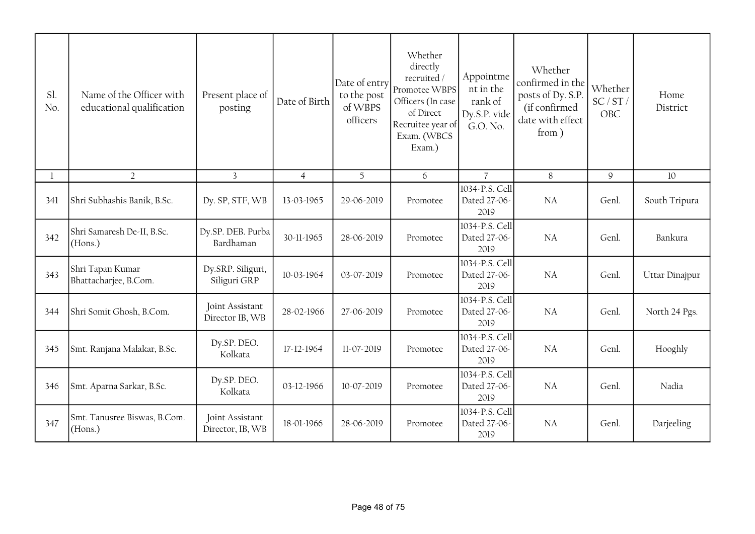| Sl. No. | Name of the Officer with educational qualification | Present place of posting | Date of Birth | Date of entry to the post of WBPS officers | Whether directly recruited / Promotee WBPS Officers (In case of Direct Recruitee year of Exam. (WBCS Exam.) | Appointment in the rank of Dy.S.P. vide G.O. No. | Whether confirmed in the posts of Dy. S.P. (if confirmed date with effect from ) | Whether SC / ST / OBC | Home District |
|---|---|---|---|---|---|---|---|---|---|
| 1 | 2 | 3 | 4 | 5 | 6 | 7 | 8 | 9 | 10 |
| 341 | Shri Subhashis Banik, B.Sc. | Dy. SP, STF, WB | 13-03-1965 | 29-06-2019 | Promotee | 1034-P.S. Cell Dated 27-06-2019 | NA | Genl. | South Tripura |
| 342 | Shri Samaresh De-II, B.Sc. (Hons.) | Dy.SP. DEB. Purba Bardhaman | 30-11-1965 | 28-06-2019 | Promotee | 1034-P.S. Cell Dated 27-06-2019 | NA | Genl. | Bankura |
| 343 | Shri Tapan Kumar Bhattacharjee, B.Com. | Dy.SRP. Siliguri, Siliguri GRP | 10-03-1964 | 03-07-2019 | Promotee | 1034-P.S. Cell Dated 27-06-2019 | NA | Genl. | Uttar Dinajpur |
| 344 | Shri Somit Ghosh, B.Com. | Joint Assistant Director IB, WB | 28-02-1966 | 27-06-2019 | Promotee | 1034-P.S. Cell Dated 27-06-2019 | NA | Genl. | North 24 Pgs. |
| 345 | Smt. Ranjana Malakar, B.Sc. | Dy.SP. DEO. Kolkata | 17-12-1964 | 11-07-2019 | Promotee | 1034-P.S. Cell Dated 27-06-2019 | NA | Genl. | Hooghly |
| 346 | Smt. Aparna Sarkar, B.Sc. | Dy.SP. DEO. Kolkata | 03-12-1966 | 10-07-2019 | Promotee | 1034-P.S. Cell Dated 27-06-2019 | NA | Genl. | Nadia |
| 347 | Smt. Tanusree Biswas, B.Com. (Hons.) | Joint Assistant Director, IB, WB | 18-01-1966 | 28-06-2019 | Promotee | 1034-P.S. Cell Dated 27-06-2019 | NA | Genl. | Darjeeling |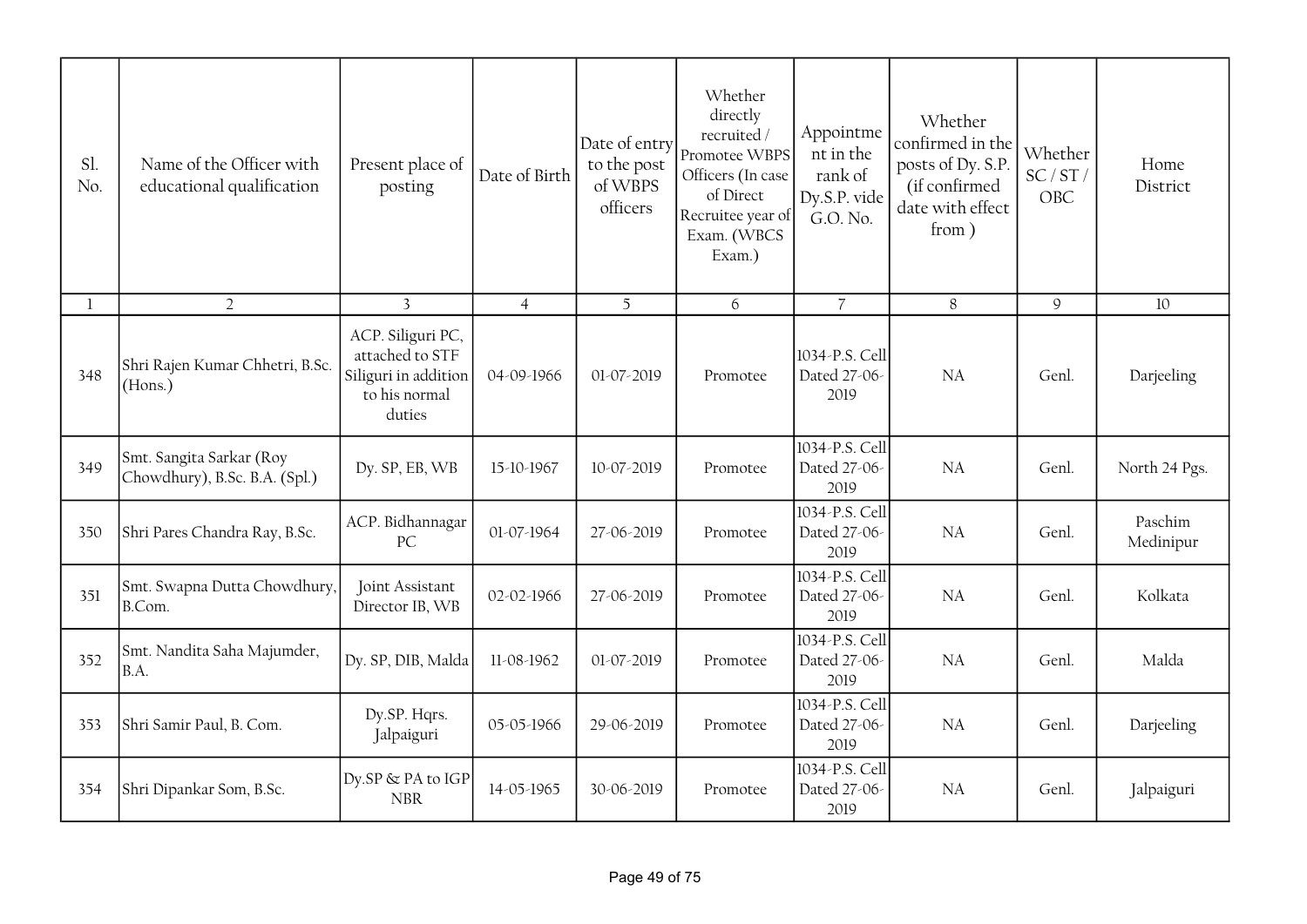| Sl. No. | Name of the Officer with educational qualification | Present place of posting | Date of Birth | Date of entry to the post of WBPS officers | Whether directly recruited / Promotee WBPS Officers (In case of Direct Recruitee year of Exam. (WBCS Exam.) | Appointment in the rank of Dy.S.P. vide G.O. No. | Whether confirmed in the posts of Dy. S.P. (if confirmed date with effect from ) | Whether SC / ST / OBC | Home District |
|---|---|---|---|---|---|---|---|---|---|
| 1 | 2 | 3 | 4 | 5 | 6 | 7 | 8 | 9 | 10 |
| 348 | Shri Rajen Kumar Chhetri, B.Sc. (Hons.) | ACP. Siliguri PC, attached to STF Siliguri in addition to his normal duties | 04-09-1966 | 01-07-2019 | Promotee | 1034-P.S. Cell Dated 27-06-2019 | NA | Genl. | Darjeeling |
| 349 | Smt. Sangita Sarkar (Roy Chowdhury), B.Sc. B.A. (Spl.) | Dy. SP, EB, WB | 15-10-1967 | 10-07-2019 | Promotee | 1034-P.S. Cell Dated 27-06-2019 | NA | Genl. | North 24 Pgs. |
| 350 | Shri Pares Chandra Ray, B.Sc. | ACP. Bidhannagar PC | 01-07-1964 | 27-06-2019 | Promotee | 1034-P.S. Cell Dated 27-06-2019 | NA | Genl. | Paschim Medinipur |
| 351 | Smt. Swapna Dutta Chowdhury, B.Com. | Joint Assistant Director IB, WB | 02-02-1966 | 27-06-2019 | Promotee | 1034-P.S. Cell Dated 27-06-2019 | NA | Genl. | Kolkata |
| 352 | Smt. Nandita Saha Majumder, B.A. | Dy. SP, DIB, Malda | 11-08-1962 | 01-07-2019 | Promotee | 1034-P.S. Cell Dated 27-06-2019 | NA | Genl. | Malda |
| 353 | Shri Samir Paul, B. Com. | Dy.SP. Hqrs. Jalpaiguri | 05-05-1966 | 29-06-2019 | Promotee | 1034-P.S. Cell Dated 27-06-2019 | NA | Genl. | Darjeeling |
| 354 | Shri Dipankar Som, B.Sc. | Dy.SP & PA to IGP NBR | 14-05-1965 | 30-06-2019 | Promotee | 1034-P.S. Cell Dated 27-06-2019 | NA | Genl. | Jalpaiguri |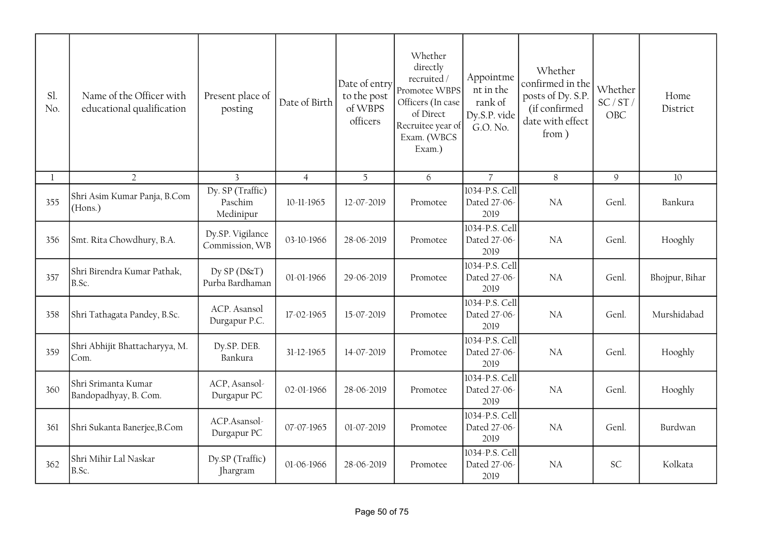| Sl. No. | Name of the Officer with educational qualification | Present place of posting | Date of Birth | Date of entry to the post of WBPS officers | Whether directly recruited / Promotee WBPS Officers (In case of Direct Recruitee year of Exam. (WBCS Exam.) | Appointment in the rank of Dy.S.P. vide G.O. No. | Whether confirmed in the posts of Dy. S.P. (if confirmed date with effect from ) | Whether SC / ST / OBC | Home District |
|---|---|---|---|---|---|---|---|---|---|
| 1 | 2 | 3 | 4 | 5 | 6 | 7 | 8 | 9 | 10 |
| 355 | Shri Asim Kumar Panja, B.Com (Hons.) | Dy. SP (Traffic) Paschim Medinipur | 10-11-1965 | 12-07-2019 | Promotee | 1034-P.S. Cell Dated 27-06-2019 | NA | Genl. | Bankura |
| 356 | Smt. Rita Chowdhury, B.A. | Dy.SP. Vigilance Commission, WB | 03-10-1966 | 28-06-2019 | Promotee | 1034-P.S. Cell Dated 27-06-2019 | NA | Genl. | Hooghly |
| 357 | Shri Birendra Kumar Pathak, B.Sc. | Dy SP (D&T) Purba Bardhaman | 01-01-1966 | 29-06-2019 | Promotee | 1034-P.S. Cell Dated 27-06-2019 | NA | Genl. | Bhojpur, Bihar |
| 358 | Shri Tathagata Pandey, B.Sc. | ACP. Asansol Durgapur P.C. | 17-02-1965 | 15-07-2019 | Promotee | 1034-P.S. Cell Dated 27-06-2019 | NA | Genl. | Murshidabad |
| 359 | Shri Abhijit Bhattacharyya, M. Com. | Dy.SP. DEB. Bankura | 31-12-1965 | 14-07-2019 | Promotee | 1034-P.S. Cell Dated 27-06-2019 | NA | Genl. | Hooghly |
| 360 | Shri Srimanta Kumar Bandopadhyay, B. Com. | ACP, Asansol-Durgapur PC | 02-01-1966 | 28-06-2019 | Promotee | 1034-P.S. Cell Dated 27-06-2019 | NA | Genl. | Hooghly |
| 361 | Shri Sukanta Banerjee,B.Com | ACP.Asansol-Durgapur PC | 07-07-1965 | 01-07-2019 | Promotee | 1034-P.S. Cell Dated 27-06-2019 | NA | Genl. | Burdwan |
| 362 | Shri Mihir Lal Naskar B.Sc. | Dy.SP (Traffic) Jhargram | 01-06-1966 | 28-06-2019 | Promotee | 1034-P.S. Cell Dated 27-06-2019 | NA | SC | Kolkata |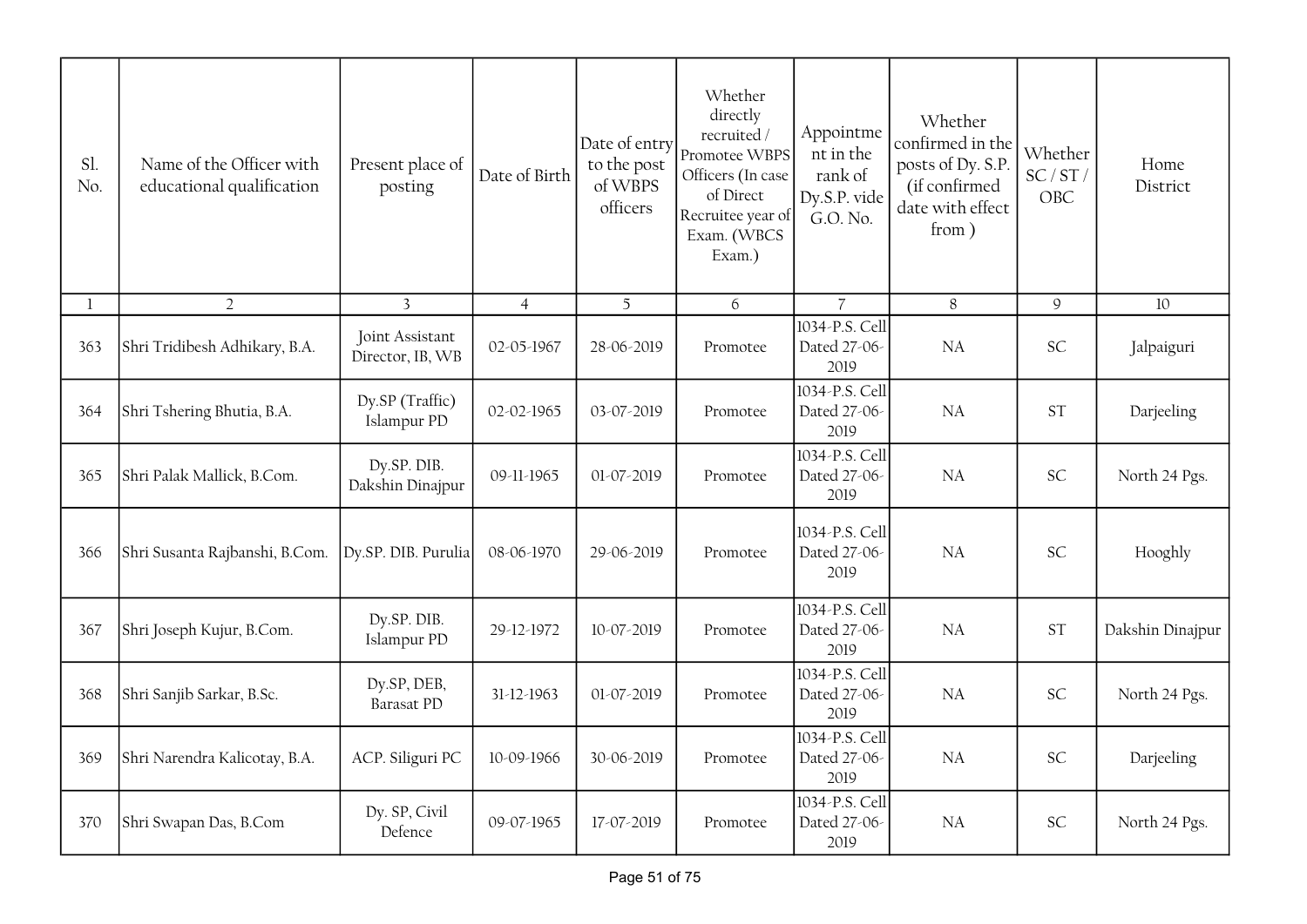| Sl. No. | Name of the Officer with educational qualification | Present place of posting | Date of Birth | Date of entry to the post of WBPS officers | Whether directly recruited / Promotee WBPS Officers (In case of Direct Recruitee year of Exam. (WBCS Exam.) | Appointment in the rank of Dy.S.P. vide G.O. No. | Whether confirmed in the posts of Dy. S.P. (if confirmed date with effect from ) | Whether SC / ST / OBC | Home District |
|---|---|---|---|---|---|---|---|---|---|
| 1 | 2 | 3 | 4 | 5 | 6 | 7 | 8 | 9 | 10 |
| 363 | Shri Tridibesh Adhikary, B.A. | Joint Assistant Director, IB, WB | 02-05-1967 | 28-06-2019 | Promotee | 1034-P.S. Cell Dated 27-06-2019 | NA | SC | Jalpaiguri |
| 364 | Shri Tshering Bhutia, B.A. | Dy.SP (Traffic) Islampur PD | 02-02-1965 | 03-07-2019 | Promotee | 1034-P.S. Cell Dated 27-06-2019 | NA | ST | Darjeeling |
| 365 | Shri Palak Mallick, B.Com. | Dy.SP. DIB. Dakshin Dinajpur | 09-11-1965 | 01-07-2019 | Promotee | 1034-P.S. Cell Dated 27-06-2019 | NA | SC | North 24 Pgs. |
| 366 | Shri Susanta Rajbanshi, B.Com. | Dy.SP. DIB. Purulia | 08-06-1970 | 29-06-2019 | Promotee | 1034-P.S. Cell Dated 27-06-2019 | NA | SC | Hooghly |
| 367 | Shri Joseph Kujur, B.Com. | Dy.SP. DIB. Islampur PD | 29-12-1972 | 10-07-2019 | Promotee | 1034-P.S. Cell Dated 27-06-2019 | NA | ST | Dakshin Dinajpur |
| 368 | Shri Sanjib Sarkar, B.Sc. | Dy.SP, DEB, Barasat PD | 31-12-1963 | 01-07-2019 | Promotee | 1034-P.S. Cell Dated 27-06-2019 | NA | SC | North 24 Pgs. |
| 369 | Shri Narendra Kalicotay, B.A. | ACP. Siliguri PC | 10-09-1966 | 30-06-2019 | Promotee | 1034-P.S. Cell Dated 27-06-2019 | NA | SC | Darjeeling |
| 370 | Shri Swapan Das, B.Com | Dy. SP, Civil Defence | 09-07-1965 | 17-07-2019 | Promotee | 1034-P.S. Cell Dated 27-06-2019 | NA | SC | North 24 Pgs. |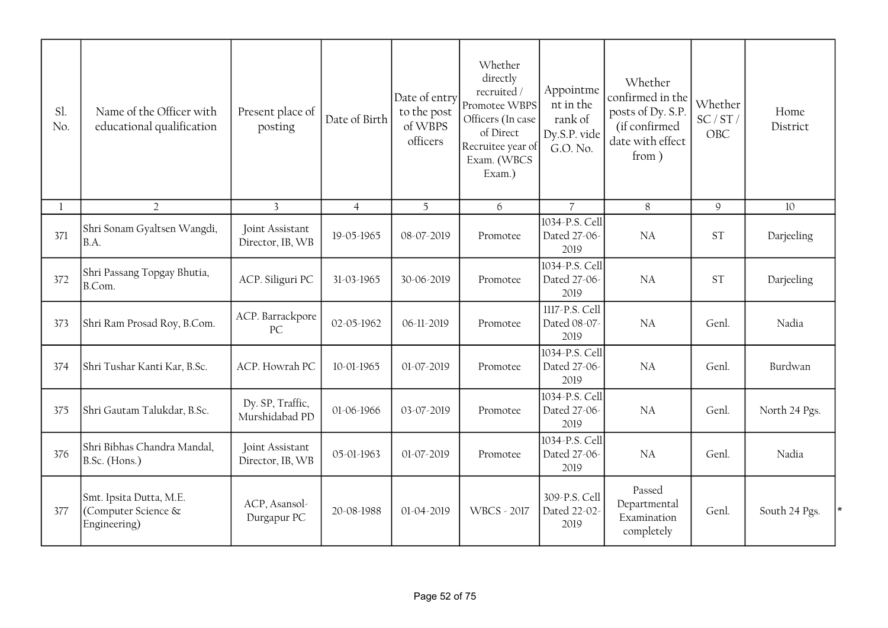| Sl. No. | Name of the Officer with educational qualification | Present place of posting | Date of Birth | Date of entry to the post of WBPS officers | Whether directly recruited / Promotee WBPS Officers (In case of Direct Recruitee year of Exam. (WBCS Exam.) | Appointment in the rank of Dy.S.P. vide G.O. No. | Whether confirmed in the posts of Dy. S.P. (if confirmed date with effect from ) | Whether SC / ST / OBC | Home District |
|---|---|---|---|---|---|---|---|---|---|
| 1 | 2 | 3 | 4 | 5 | 6 | 7 | 8 | 9 | 10 |
| 371 | Shri Sonam Gyaltsen Wangdi, B.A. | Joint Assistant Director, IB, WB | 19-05-1965 | 08-07-2019 | Promotee | 1034-P.S. Cell Dated 27-06-2019 | NA | ST | Darjeeling |
| 372 | Shri Passang Topgay Bhutia, B.Com. | ACP. Siliguri PC | 31-03-1965 | 30-06-2019 | Promotee | 1034-P.S. Cell Dated 27-06-2019 | NA | ST | Darjeeling |
| 373 | Shri Ram Prosad Roy, B.Com. | ACP. Barrackpore PC | 02-05-1962 | 06-11-2019 | Promotee | 1117-P.S. Cell Dated 08-07-2019 | NA | Genl. | Nadia |
| 374 | Shri Tushar Kanti Kar, B.Sc. | ACP. Howrah PC | 10-01-1965 | 01-07-2019 | Promotee | 1034-P.S. Cell Dated 27-06-2019 | NA | Genl. | Burdwan |
| 375 | Shri Gautam Talukdar, B.Sc. | Dy. SP, Traffic, Murshidabad PD | 01-06-1966 | 03-07-2019 | Promotee | 1034-P.S. Cell Dated 27-06-2019 | NA | Genl. | North 24 Pgs. |
| 376 | Shri Bibhas Chandra Mandal, B.Sc. (Hons.) | Joint Assistant Director, IB, WB | 05-01-1963 | 01-07-2019 | Promotee | 1034-P.S. Cell Dated 27-06-2019 | NA | Genl. | Nadia |
| 377 | Smt. Ipsita Dutta, M.E. (Computer Science & Engineering) | ACP, Asansol-Durgapur PC | 20-08-1988 | 01-04-2019 | WBCS - 2017 | 309-P.S. Cell Dated 22-02-2019 | Passed Departmental Examination completely | Genl. | South 24 Pgs. * |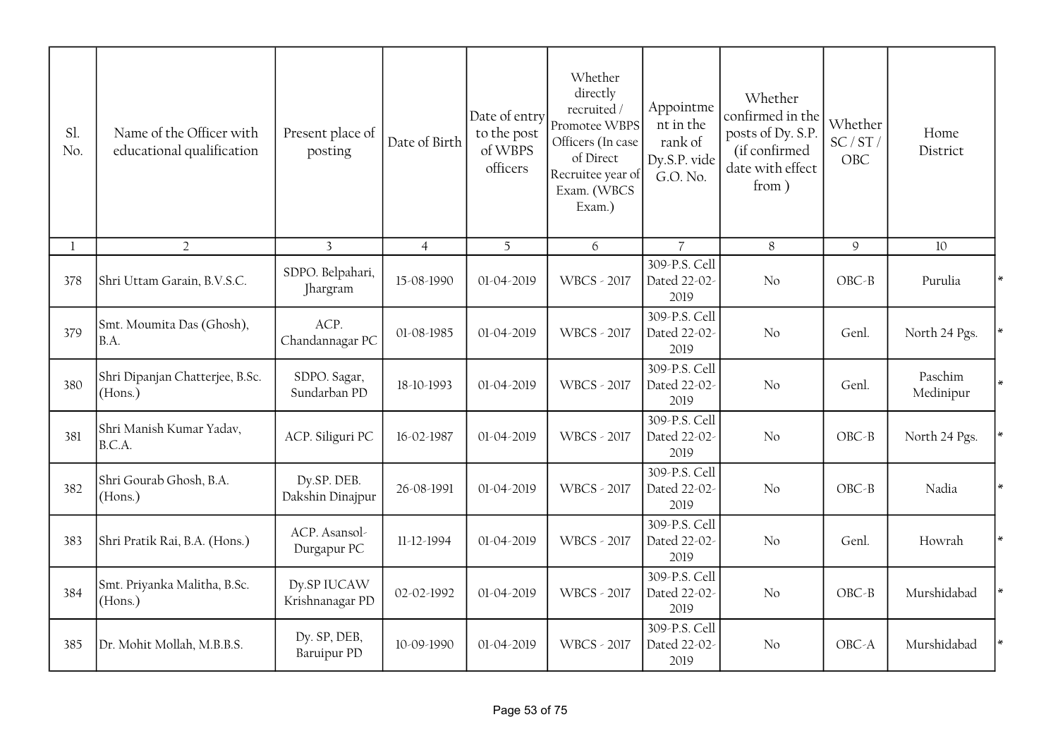| Sl. No. | Name of the Officer with educational qualification | Present place of posting | Date of Birth | Date of entry to the post of WBPS officers | Whether directly recruited / Promotee WBPS Officers (In case of Direct Recruitee year of Exam. (WBCS Exam.) | Appointment in the rank of Dy.S.P. vide G.O. No. | Whether confirmed in the posts of Dy. S.P. (if confirmed date with effect from ) | Whether SC / ST / OBC | Home District | |
|---|---|---|---|---|---|---|---|---|---|---|
| 1 | 2 | 3 | 4 | 5 | 6 | 7 | 8 | 9 | 10 | |
| 378 | Shri Uttam Garain, B.V.S.C. | SDPO. Belpahari, Jhargram | 15-08-1990 | 01-04-2019 | WBCS - 2017 | 309-P.S. Cell Dated 22-02-2019 | No | OBC-B | Purulia | * |
| 379 | Smt. Moumita Das (Ghosh), B.A. | ACP. Chandannagar PC | 01-08-1985 | 01-04-2019 | WBCS - 2017 | 309-P.S. Cell Dated 22-02-2019 | No | Genl. | North 24 Pgs. | * |
| 380 | Shri Dipanjan Chatterjee, B.Sc. (Hons.) | SDPO. Sagar, Sundarban PD | 18-10-1993 | 01-04-2019 | WBCS - 2017 | 309-P.S. Cell Dated 22-02-2019 | No | Genl. | Paschim Medinipur | * |
| 381 | Shri Manish Kumar Yadav, B.C.A. | ACP. Siliguri PC | 16-02-1987 | 01-04-2019 | WBCS - 2017 | 309-P.S. Cell Dated 22-02-2019 | No | OBC-B | North 24 Pgs. | * |
| 382 | Shri Gourab Ghosh, B.A. (Hons.) | Dy.SP. DEB. Dakshin Dinajpur | 26-08-1991 | 01-04-2019 | WBCS - 2017 | 309-P.S. Cell Dated 22-02-2019 | No | OBC-B | Nadia | * |
| 383 | Shri Pratik Rai, B.A. (Hons.) | ACP. Asansol-Durgapur PC | 11-12-1994 | 01-04-2019 | WBCS - 2017 | 309-P.S. Cell Dated 22-02-2019 | No | Genl. | Howrah | * |
| 384 | Smt. Priyanka Malitha, B.Sc. (Hons.) | Dy.SP IUCAW Krishnanagar PD | 02-02-1992 | 01-04-2019 | WBCS - 2017 | 309-P.S. Cell Dated 22-02-2019 | No | OBC-B | Murshidabad | * |
| 385 | Dr. Mohit Mollah, M.B.B.S. | Dy. SP, DEB, Baruipur PD | 10-09-1990 | 01-04-2019 | WBCS - 2017 | 309-P.S. Cell Dated 22-02-2019 | No | OBC-A | Murshidabad | * |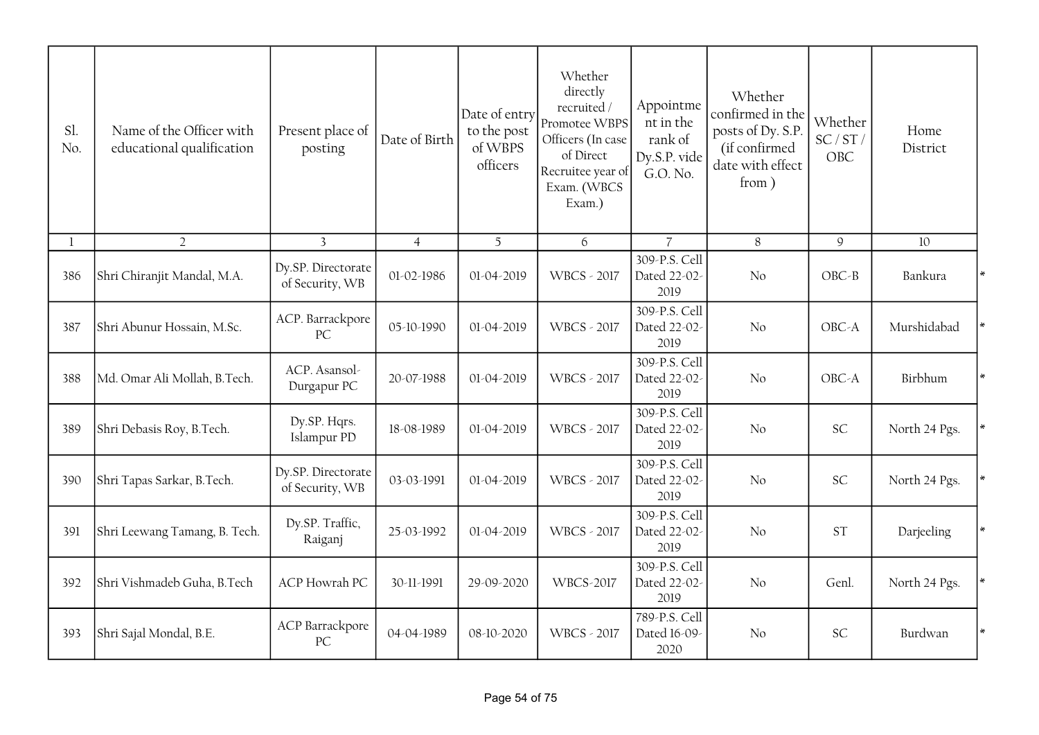| Sl. No. | Name of the Officer with educational qualification | Present place of posting | Date of Birth | Date of entry to the post of WBPS officers | Whether directly recruited / Promotee WBPS Officers (In case of Direct Recruitee year of Exam. (WBCS Exam.) | Appointment in the rank of Dy.S.P. vide G.O. No. | Whether confirmed in the posts of Dy. S.P. (if confirmed date with effect from ) | Whether SC / ST / OBC | Home District | |
|---|---|---|---|---|---|---|---|---|---|---|
| 1 | 2 | 3 | 4 | 5 | 6 | 7 | 8 | 9 | 10 | |
| 386 | Shri Chiranjit Mandal, M.A. | Dy.SP. Directorate of Security, WB | 01-02-1986 | 01-04-2019 | WBCS - 2017 | 309-P.S. Cell Dated 22-02-2019 | No | OBC-B | Bankura | * |
| 387 | Shri Abunur Hossain, M.Sc. | ACP. Barrackpore PC | 05-10-1990 | 01-04-2019 | WBCS - 2017 | 309-P.S. Cell Dated 22-02-2019 | No | OBC-A | Murshidabad | * |
| 388 | Md. Omar Ali Mollah, B.Tech. | ACP. Asansol-Durgapur PC | 20-07-1988 | 01-04-2019 | WBCS - 2017 | 309-P.S. Cell Dated 22-02-2019 | No | OBC-A | Birbhum | * |
| 389 | Shri Debasis Roy, B.Tech. | Dy.SP. Hqrs. Islampur PD | 18-08-1989 | 01-04-2019 | WBCS - 2017 | 309-P.S. Cell Dated 22-02-2019 | No | SC | North 24 Pgs. | * |
| 390 | Shri Tapas Sarkar, B.Tech. | Dy.SP. Directorate of Security, WB | 03-03-1991 | 01-04-2019 | WBCS - 2017 | 309-P.S. Cell Dated 22-02-2019 | No | SC | North 24 Pgs. | * |
| 391 | Shri Leewang Tamang, B. Tech. | Dy.SP. Traffic, Raiganj | 25-03-1992 | 01-04-2019 | WBCS - 2017 | 309-P.S. Cell Dated 22-02-2019 | No | ST | Darjeeling | * |
| 392 | Shri Vishmadeb Guha, B.Tech | ACP Howrah PC | 30-11-1991 | 29-09-2020 | WBCS-2017 | 309-P.S. Cell Dated 22-02-2019 | No | Genl. | North 24 Pgs. | * |
| 393 | Shri Sajal Mondal, B.E. | ACP Barrackpore PC | 04-04-1989 | 08-10-2020 | WBCS - 2017 | 789-P.S. Cell Dated 16-09-2020 | No | SC | Burdwan | * |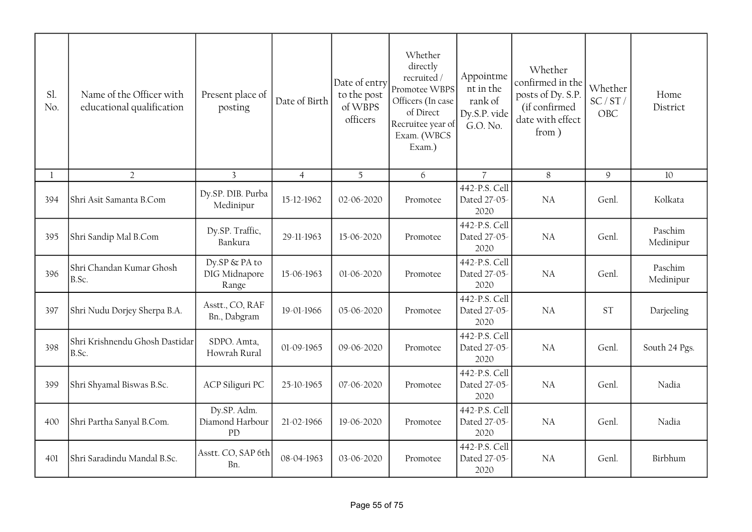| Sl. No. | Name of the Officer with educational qualification | Present place of posting | Date of Birth | Date of entry to the post of WBPS officers | Whether directly recruited / Promotee WBPS Officers (In case of Direct Recruitee year of Exam. (WBCS Exam.) | Appointment in the rank of Dy.S.P. vide G.O. No. | Whether confirmed in the posts of Dy. S.P. (if confirmed date with effect from ) | Whether SC / ST / OBC | Home District |
|---|---|---|---|---|---|---|---|---|---|
| 1 | 2 | 3 | 4 | 5 | 6 | 7 | 8 | 9 | 10 |
| 394 | Shri Asit Samanta B.Com | Dy.SP. DIB. Purba Medinipur | 15-12-1962 | 02-06-2020 | Promotee | 442-P.S. Cell Dated 27-05-2020 | NA | Genl. | Kolkata |
| 395 | Shri Sandip Mal B.Com | Dy.SP. Traffic, Bankura | 29-11-1963 | 15-06-2020 | Promotee | 442-P.S. Cell Dated 27-05-2020 | NA | Genl. | Paschim Medinipur |
| 396 | Shri Chandan Kumar Ghosh B.Sc. | Dy.SP & PA to DIG Midnapore Range | 15-06-1963 | 01-06-2020 | Promotee | 442-P.S. Cell Dated 27-05-2020 | NA | Genl. | Paschim Medinipur |
| 397 | Shri Nudu Dorjey Sherpa B.A. | Asstt., CO, RAF Bn., Dabgram | 19-01-1966 | 05-06-2020 | Promotee | 442-P.S. Cell Dated 27-05-2020 | NA | ST | Darjeeling |
| 398 | Shri Krishnendu Ghosh Dastidar B.Sc. | SDPO. Amta, Howrah Rural | 01-09-1965 | 09-06-2020 | Promotee | 442-P.S. Cell Dated 27-05-2020 | NA | Genl. | South 24 Pgs. |
| 399 | Shri Shyamal Biswas B.Sc. | ACP Siliguri PC | 25-10-1965 | 07-06-2020 | Promotee | 442-P.S. Cell Dated 27-05-2020 | NA | Genl. | Nadia |
| 400 | Shri Partha Sanyal B.Com. | Dy.SP. Adm. Diamond Harbour PD | 21-02-1966 | 19-06-2020 | Promotee | 442-P.S. Cell Dated 27-05-2020 | NA | Genl. | Nadia |
| 401 | Shri Saradindu Mandal B.Sc. | Asstt. CO, SAP 6th Bn. | 08-04-1963 | 03-06-2020 | Promotee | 442-P.S. Cell Dated 27-05-2020 | NA | Genl. | Birbhum |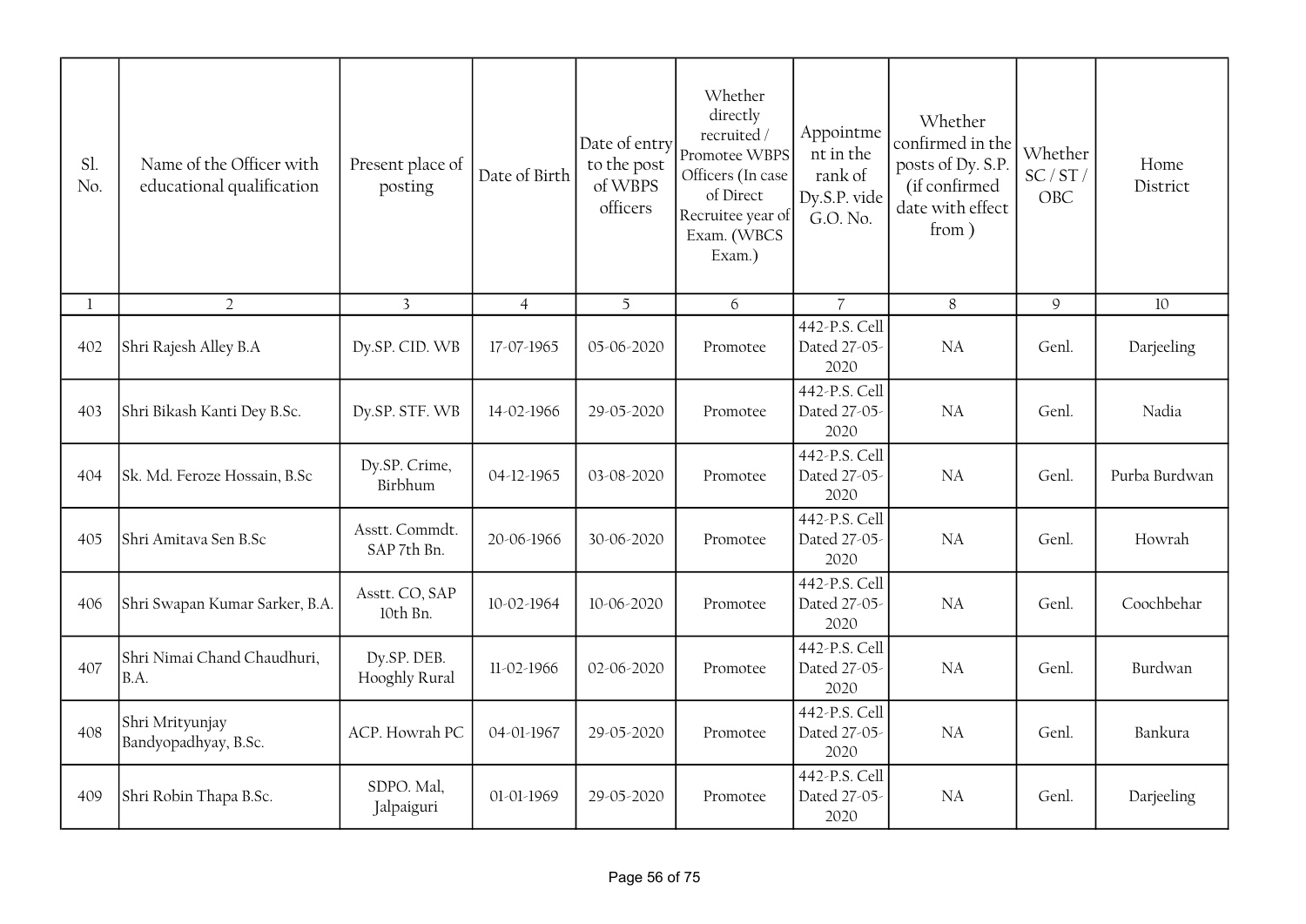| Sl. No. | Name of the Officer with educational qualification | Present place of posting | Date of Birth | Date of entry to the post of WBPS officers | Whether directly recruited / Promotee WBPS Officers (In case of Direct Recruitee year of Exam. (WBCS Exam.) | Appointment in the rank of Dy.S.P. vide G.O. No. | Whether confirmed in the posts of Dy. S.P. (if confirmed date with effect from ) | Whether SC / ST / OBC | Home District |
|---|---|---|---|---|---|---|---|---|---|
| 1 | 2 | 3 | 4 | 5 | 6 | 7 | 8 | 9 | 10 |
| 402 | Shri Rajesh Alley B.A | Dy.SP. CID. WB | 17-07-1965 | 05-06-2020 | Promotee | 442-P.S. Cell Dated 27-05-2020 | NA | Genl. | Darjeeling |
| 403 | Shri Bikash Kanti Dey B.Sc. | Dy.SP. STF. WB | 14-02-1966 | 29-05-2020 | Promotee | 442-P.S. Cell Dated 27-05-2020 | NA | Genl. | Nadia |
| 404 | Sk. Md. Feroze Hossain, B.Sc | Dy.SP. Crime, Birbhum | 04-12-1965 | 03-08-2020 | Promotee | 442-P.S. Cell Dated 27-05-2020 | NA | Genl. | Purba Burdwan |
| 405 | Shri Amitava Sen B.Sc | Asstt. Commdt. SAP 7th Bn. | 20-06-1966 | 30-06-2020 | Promotee | 442-P.S. Cell Dated 27-05-2020 | NA | Genl. | Howrah |
| 406 | Shri Swapan Kumar Sarker, B.A. | Asstt. CO, SAP 10th Bn. | 10-02-1964 | 10-06-2020 | Promotee | 442-P.S. Cell Dated 27-05-2020 | NA | Genl. | Coochbehar |
| 407 | Shri Nimai Chand Chaudhuri, B.A. | Dy.SP. DEB. Hooghly Rural | 11-02-1966 | 02-06-2020 | Promotee | 442-P.S. Cell Dated 27-05-2020 | NA | Genl. | Burdwan |
| 408 | Shri Mrityunjay Bandyopadhyay, B.Sc. | ACP. Howrah PC | 04-01-1967 | 29-05-2020 | Promotee | 442-P.S. Cell Dated 27-05-2020 | NA | Genl. | Bankura |
| 409 | Shri Robin Thapa B.Sc. | SDPO. Mal, Jalpaiguri | 01-01-1969 | 29-05-2020 | Promotee | 442-P.S. Cell Dated 27-05-2020 | NA | Genl. | Darjeeling |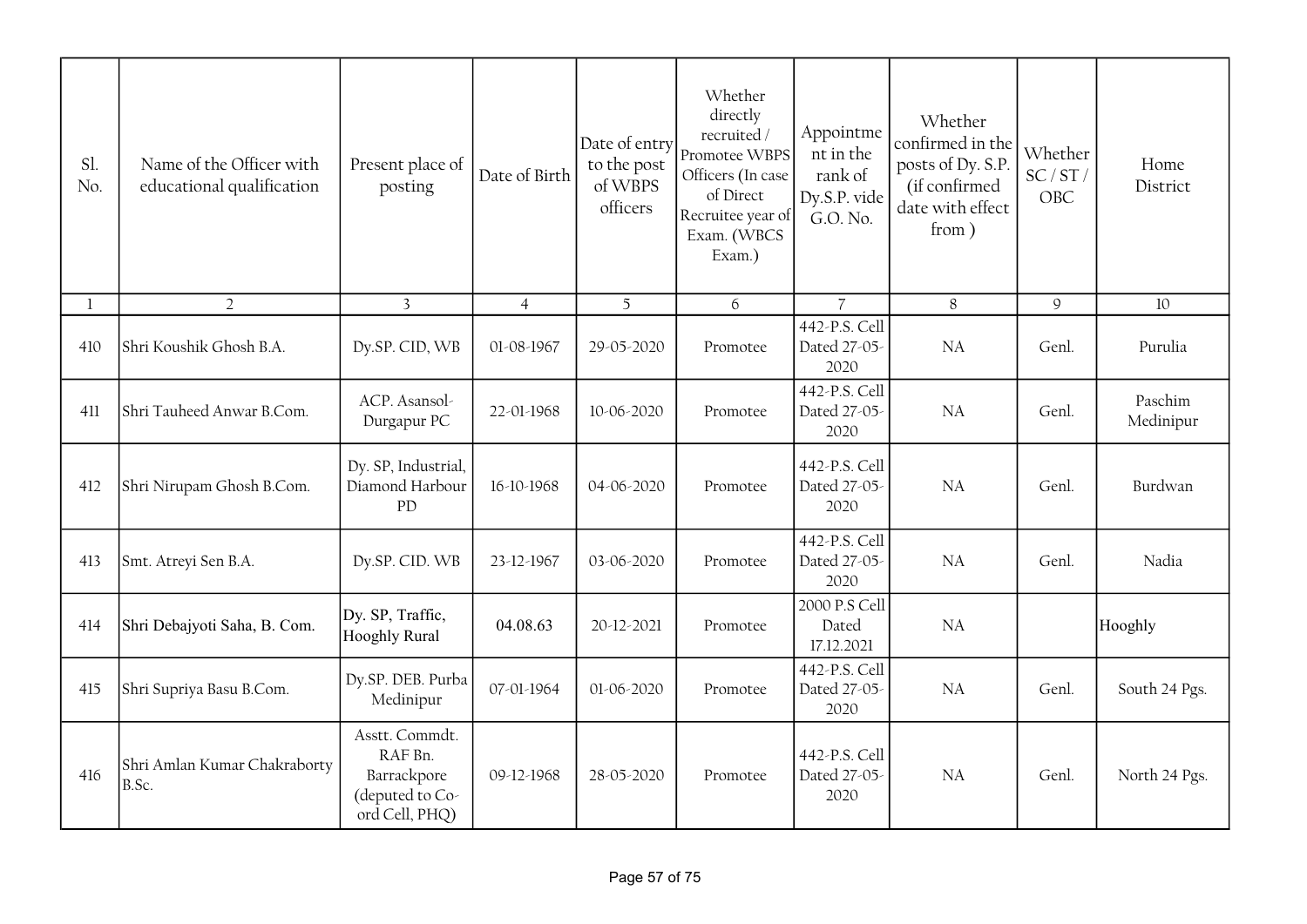| Sl. No. | Name of the Officer with educational qualification | Present place of posting | Date of Birth | Date of entry to the post of WBPS officers | Whether directly recruited / Promotee WBPS Officers (In case of Direct Recruitee year of Exam. (WBCS Exam.) | Appointment in the rank of Dy.S.P. vide G.O. No. | Whether confirmed in the posts of Dy. S.P. (if confirmed date with effect from ) | Whether SC / ST / OBC | Home District |
|---|---|---|---|---|---|---|---|---|---|
| 1 | 2 | 3 | 4 | 5 | 6 | 7 | 8 | 9 | 10 |
| 410 | Shri Koushik Ghosh B.A. | Dy.SP. CID, WB | 01-08-1967 | 29-05-2020 | Promotee | 442-P.S. Cell Dated 27-05-2020 | NA | Genl. | Purulia |
| 411 | Shri Tauheed Anwar B.Com. | ACP. Asansol-Durgapur PC | 22-01-1968 | 10-06-2020 | Promotee | 442-P.S. Cell Dated 27-05-2020 | NA | Genl. | Paschim Medinipur |
| 412 | Shri Nirupam Ghosh B.Com. | Dy. SP, Industrial, Diamond Harbour PD | 16-10-1968 | 04-06-2020 | Promotee | 442-P.S. Cell Dated 27-05-2020 | NA | Genl. | Burdwan |
| 413 | Smt. Atreyi Sen B.A. | Dy.SP. CID. WB | 23-12-1967 | 03-06-2020 | Promotee | 442-P.S. Cell Dated 27-05-2020 | NA | Genl. | Nadia |
| 414 | Shri Debajyoti Saha, B. Com. | Dy. SP, Traffic, Hooghly Rural | 04.08.63 | 20-12-2021 | Promotee | 2000 P.S Cell Dated 17.12.2021 | NA | | Hooghly |
| 415 | Shri Supriya Basu B.Com. | Dy.SP. DEB. Purba Medinipur | 07-01-1964 | 01-06-2020 | Promotee | 442-P.S. Cell Dated 27-05-2020 | NA | Genl. | South 24 Pgs. |
| 416 | Shri Amlan Kumar Chakraborty B.Sc. | Asstt. Commdt. RAF Bn. Barrackpore (deputed to Co-ord Cell, PHQ) | 09-12-1968 | 28-05-2020 | Promotee | 442-P.S. Cell Dated 27-05-2020 | NA | Genl. | North 24 Pgs. |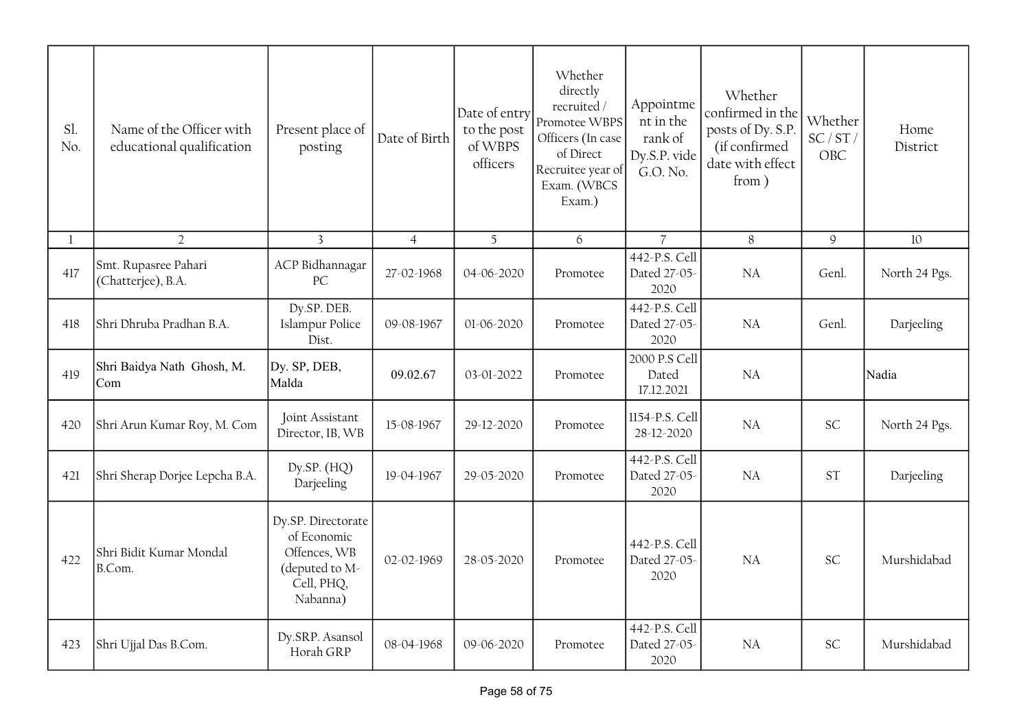| Sl. No. | Name of the Officer with educational qualification | Present place of posting | Date of Birth | Date of entry to the post of WBPS officers | Whether directly recruited / Promotee WBPS Officers (In case of Direct Recruitee year of Exam. (WBCS Exam.) | Appointment in the rank of Dy.S.P. vide G.O. No. | Whether confirmed in the posts of Dy. S.P. (if confirmed date with effect from ) | Whether SC / ST / OBC | Home District |
|---|---|---|---|---|---|---|---|---|---|
| 1 | 2 | 3 | 4 | 5 | 6 | 7 | 8 | 9 | 10 |
| 417 | Smt. Rupasree Pahari (Chatterjee), B.A. | ACP Bidhannagar PC | 27-02-1968 | 04-06-2020 | Promotee | 442-P.S. Cell Dated 27-05-2020 | NA | Genl. | North 24 Pgs. |
| 418 | Shri Dhruba Pradhan B.A. | Dy.SP. DEB. Islampur Police Dist. | 09-08-1967 | 01-06-2020 | Promotee | 442-P.S. Cell Dated 27-05-2020 | NA | Genl. | Darjeeling |
| 419 | Shri Baidya Nath Ghosh, M. Com | Dy. SP, DEB, Malda | 09.02.67 | 03-01-2022 | Promotee | 2000 P.S Cell Dated 17.12.2021 | NA | | Nadia |
| 420 | Shri Arun Kumar Roy, M. Com | Joint Assistant Director, IB, WB | 15-08-1967 | 29-12-2020 | Promotee | 1154-P.S. Cell 28-12-2020 | NA | SC | North 24 Pgs. |
| 421 | Shri Sherap Dorjee Lepcha B.A. | Dy.SP. (HQ) Darjeeling | 19-04-1967 | 29-05-2020 | Promotee | 442-P.S. Cell Dated 27-05-2020 | NA | ST | Darjeeling |
| 422 | Shri Bidit Kumar Mondal B.Com. | Dy.SP. Directorate of Economic Offences, WB (deputed to M-Cell, PHQ, Nabanna) | 02-02-1969 | 28-05-2020 | Promotee | 442-P.S. Cell Dated 27-05-2020 | NA | SC | Murshidabad |
| 423 | Shri Ujjal Das B.Com. | Dy.SRP. Asansol Horah GRP | 08-04-1968 | 09-06-2020 | Promotee | 442-P.S. Cell Dated 27-05-2020 | NA | SC | Murshidabad |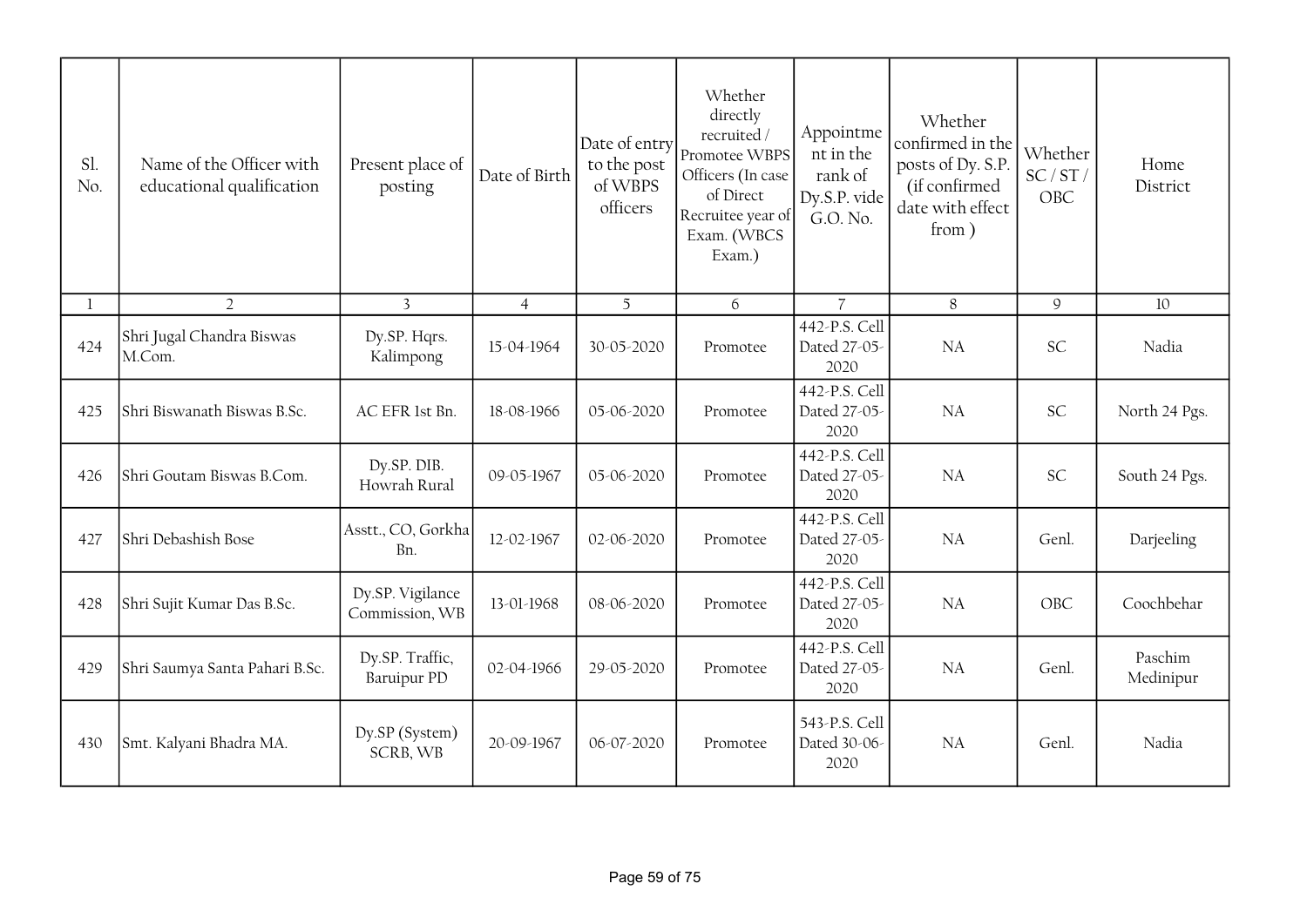| Sl. No. | Name of the Officer with educational qualification | Present place of posting | Date of Birth | Date of entry to the post of WBPS officers | Whether directly recruited / Promotee WBPS Officers (In case of Direct Recruitee year of Exam. (WBCS Exam.) | Appointment in the rank of Dy.S.P. vide G.O. No. | Whether confirmed in the posts of Dy. S.P. (if confirmed date with effect from ) | Whether SC / ST / OBC | Home District |
|---|---|---|---|---|---|---|---|---|---|
| 1 | 2 | 3 | 4 | 5 | 6 | 7 | 8 | 9 | 10 |
| 424 | Shri Jugal Chandra Biswas M.Com. | Dy.SP. Hqrs. Kalimpong | 15-04-1964 | 30-05-2020 | Promotee | 442-P.S. Cell Dated 27-05-2020 | NA | SC | Nadia |
| 425 | Shri Biswanath Biswas B.Sc. | AC EFR 1st Bn. | 18-08-1966 | 05-06-2020 | Promotee | 442-P.S. Cell Dated 27-05-2020 | NA | SC | North 24 Pgs. |
| 426 | Shri Goutam Biswas B.Com. | Dy.SP. DIB. Howrah Rural | 09-05-1967 | 05-06-2020 | Promotee | 442-P.S. Cell Dated 27-05-2020 | NA | SC | South 24 Pgs. |
| 427 | Shri Debashish Bose | Asstt., CO, Gorkha Bn. | 12-02-1967 | 02-06-2020 | Promotee | 442-P.S. Cell Dated 27-05-2020 | NA | Genl. | Darjeeling |
| 428 | Shri Sujit Kumar Das B.Sc. | Dy.SP. Vigilance Commission, WB | 13-01-1968 | 08-06-2020 | Promotee | 442-P.S. Cell Dated 27-05-2020 | NA | OBC | Coochbehar |
| 429 | Shri Saumya Santa Pahari B.Sc. | Dy.SP. Traffic, Baruipur PD | 02-04-1966 | 29-05-2020 | Promotee | 442-P.S. Cell Dated 27-05-2020 | NA | Genl. | Paschim Medinipur |
| 430 | Smt. Kalyani Bhadra MA. | Dy.SP (System) SCRB, WB | 20-09-1967 | 06-07-2020 | Promotee | 543-P.S. Cell Dated 30-06-2020 | NA | Genl. | Nadia |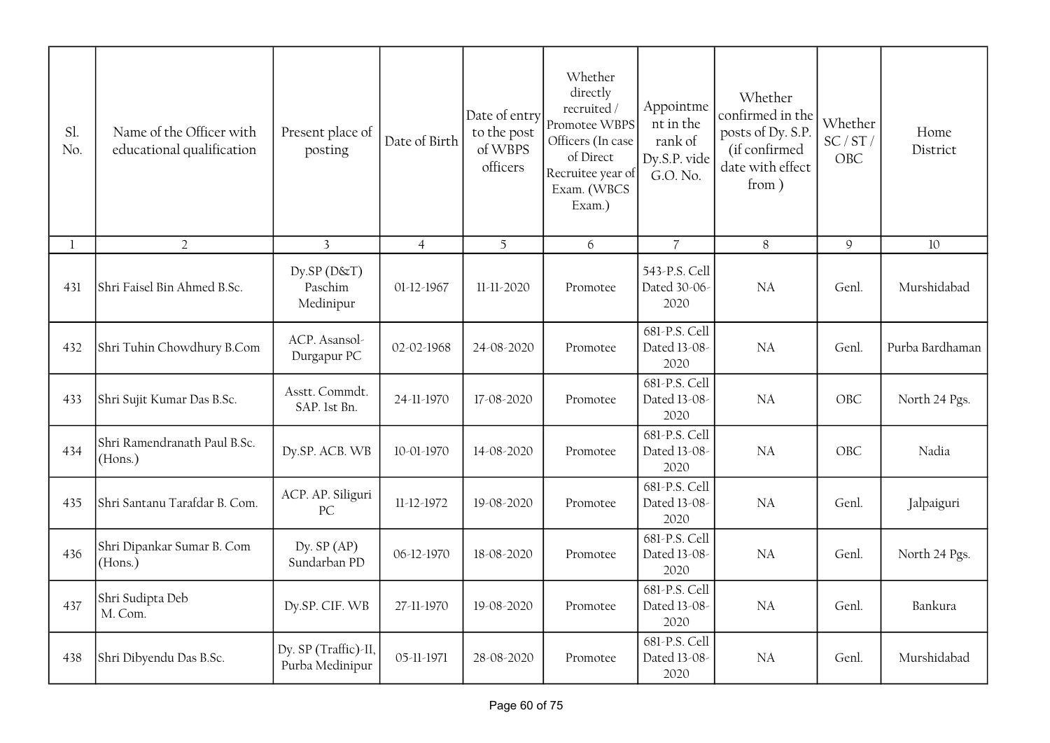| Sl. No. | Name of the Officer with educational qualification | Present place of posting | Date of Birth | Date of entry to the post of WBPS officers | Whether directly recruited / Promotee WBPS Officers (In case of Direct Recruitee year of Exam. (WBCS Exam.) | Appointment in the rank of Dy.S.P. vide G.O. No. | Whether confirmed in the posts of Dy. S.P. (if confirmed date with effect from ) | Whether SC / ST / OBC | Home District |
|---|---|---|---|---|---|---|---|---|---|
| 1 | 2 | 3 | 4 | 5 | 6 | 7 | 8 | 9 | 10 |
| 431 | Shri Faisel Bin Ahmed B.Sc. | Dy.SP (D&T) Paschim Medinipur | 01-12-1967 | 11-11-2020 | Promotee | 543-P.S. Cell Dated 30-06-2020 | NA | Genl. | Murshidabad |
| 432 | Shri Tuhin Chowdhury B.Com | ACP. Asansol-Durgapur PC | 02-02-1968 | 24-08-2020 | Promotee | 681-P.S. Cell Dated 13-08-2020 | NA | Genl. | Purba Bardhaman |
| 433 | Shri Sujit Kumar Das B.Sc. | Asstt. Commdt. SAP. 1st Bn. | 24-11-1970 | 17-08-2020 | Promotee | 681-P.S. Cell Dated 13-08-2020 | NA | OBC | North 24 Pgs. |
| 434 | Shri Ramendranath Paul B.Sc. (Hons.) | Dy.SP. ACB. WB | 10-01-1970 | 14-08-2020 | Promotee | 681-P.S. Cell Dated 13-08-2020 | NA | OBC | Nadia |
| 435 | Shri Santanu Tarafdar B. Com. | ACP. AP. Siliguri PC | 11-12-1972 | 19-08-2020 | Promotee | 681-P.S. Cell Dated 13-08-2020 | NA | Genl. | Jalpaiguri |
| 436 | Shri Dipankar Sumar B. Com (Hons.) | Dy. SP (AP) Sundarban PD | 06-12-1970 | 18-08-2020 | Promotee | 681-P.S. Cell Dated 13-08-2020 | NA | Genl. | North 24 Pgs. |
| 437 | Shri Sudipta Deb M. Com. | Dy.SP. CIF. WB | 27-11-1970 | 19-08-2020 | Promotee | 681-P.S. Cell Dated 13-08-2020 | NA | Genl. | Bankura |
| 438 | Shri Dibyendu Das B.Sc. | Dy. SP (Traffic)-II, Purba Medinipur | 05-11-1971 | 28-08-2020 | Promotee | 681-P.S. Cell Dated 13-08-2020 | NA | Genl. | Murshidabad |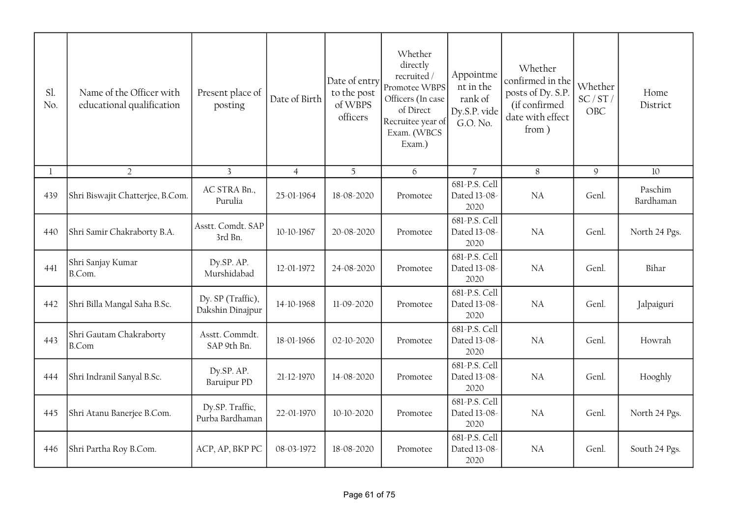| Sl. No. | Name of the Officer with educational qualification | Present place of posting | Date of Birth | Date of entry to the post of WBPS officers | Whether directly recruited / Promotee WBPS Officers (In case of Direct Recruitee year of Exam. (WBCS Exam.) | Appointment in the rank of Dy.S.P. vide G.O. No. | Whether confirmed in the posts of Dy. S.P. (if confirmed date with effect from ) | Whether SC / ST / OBC | Home District |
|---|---|---|---|---|---|---|---|---|---|
| 1 | 2 | 3 | 4 | 5 | 6 | 7 | 8 | 9 | 10 |
| 439 | Shri Biswajit Chatterjee, B.Com. | AC STRA Bn., Purulia | 25-01-1964 | 18-08-2020 | Promotee | 681-P.S. Cell Dated 13-08-2020 | NA | Genl. | Paschim Bardhaman |
| 440 | Shri Samir Chakraborty B.A. | Asstt. Comdt. SAP 3rd Bn. | 10-10-1967 | 20-08-2020 | Promotee | 681-P.S. Cell Dated 13-08-2020 | NA | Genl. | North 24 Pgs. |
| 441 | Shri Sanjay Kumar B.Com. | Dy.SP. AP. Murshidabad | 12-01-1972 | 24-08-2020 | Promotee | 681-P.S. Cell Dated 13-08-2020 | NA | Genl. | Bihar |
| 442 | Shri Billa Mangal Saha B.Sc. | Dy. SP (Traffic), Dakshin Dinajpur | 14-10-1968 | 11-09-2020 | Promotee | 681-P.S. Cell Dated 13-08-2020 | NA | Genl. | Jalpaiguri |
| 443 | Shri Gautam Chakraborty B.Com | Asstt. Commdt. SAP 9th Bn. | 18-01-1966 | 02-10-2020 | Promotee | 681-P.S. Cell Dated 13-08-2020 | NA | Genl. | Howrah |
| 444 | Shri Indranil Sanyal B.Sc. | Dy.SP. AP. Baruipur PD | 21-12-1970 | 14-08-2020 | Promotee | 681-P.S. Cell Dated 13-08-2020 | NA | Genl. | Hooghly |
| 445 | Shri Atanu Banerjee B.Com. | Dy.SP. Traffic, Purba Bardhaman | 22-01-1970 | 10-10-2020 | Promotee | 681-P.S. Cell Dated 13-08-2020 | NA | Genl. | North 24 Pgs. |
| 446 | Shri Partha Roy B.Com. | ACP, AP, BKP PC | 08-03-1972 | 18-08-2020 | Promotee | 681-P.S. Cell Dated 13-08-2020 | NA | Genl. | South 24 Pgs. |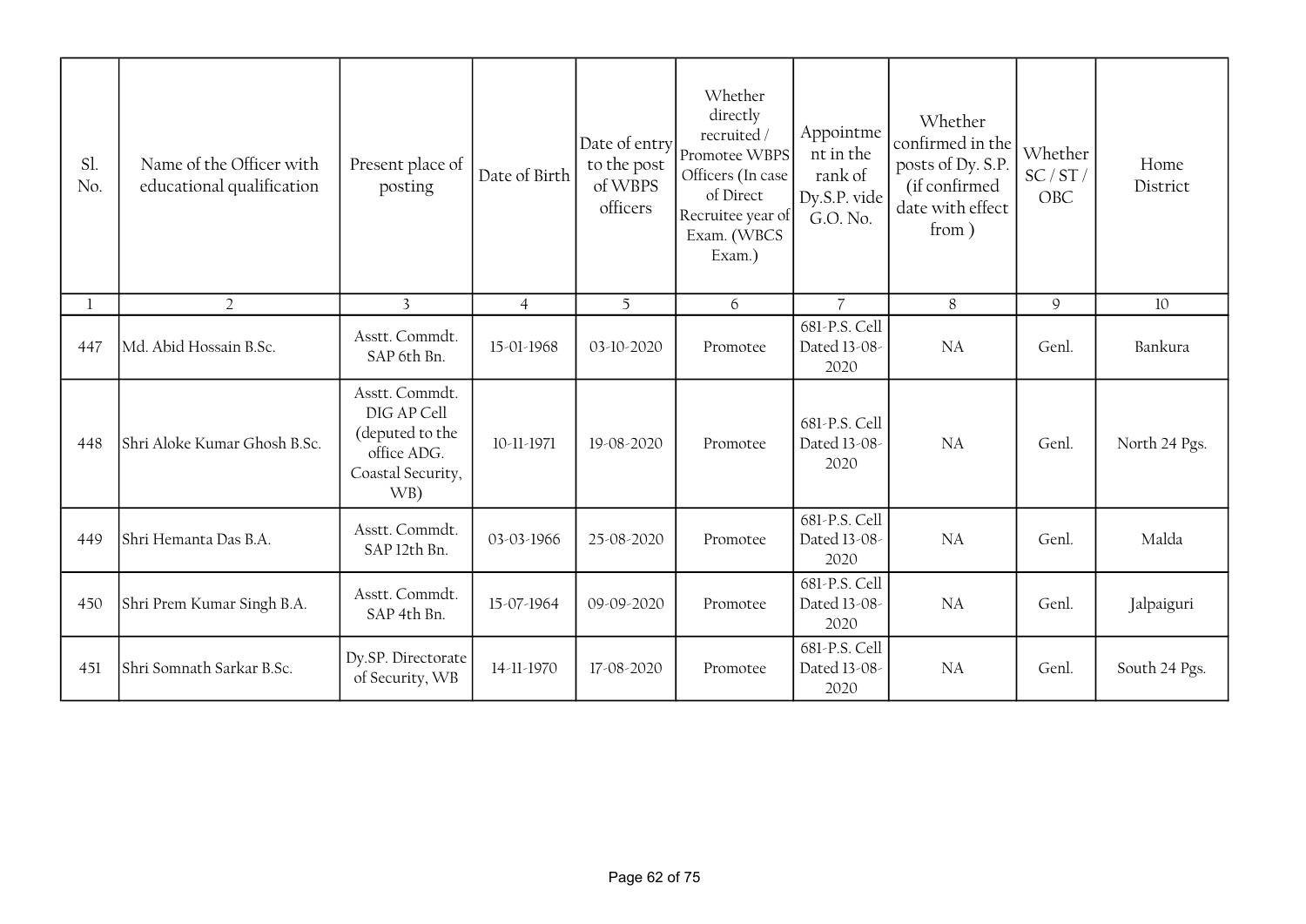| Sl. No. | Name of the Officer with educational qualification | Present place of posting | Date of Birth | Date of entry to the post of WBPS officers | Whether directly recruited / Promotee WBPS Officers (In case of Direct Recruitee year of Exam. (WBCS Exam.) | Appointment in the rank of Dy.S.P. vide G.O. No. | Whether confirmed in the posts of Dy. S.P. (if confirmed date with effect from ) | Whether SC / ST / OBC | Home District |
|---|---|---|---|---|---|---|---|---|---|
| 1 | 2 | 3 | 4 | 5 | 6 | 7 | 8 | 9 | 10 |
| 447 | Md. Abid Hossain B.Sc. | Asstt. Commdt. SAP 6th Bn. | 15-01-1968 | 03-10-2020 | Promotee | 681-P.S. Cell Dated 13-08-2020 | NA | Genl. | Bankura |
| 448 | Shri Aloke Kumar Ghosh B.Sc. | Asstt. Commdt. DIG AP Cell (deputed to the office ADG. Coastal Security, WB) | 10-11-1971 | 19-08-2020 | Promotee | 681-P.S. Cell Dated 13-08-2020 | NA | Genl. | North 24 Pgs. |
| 449 | Shri Hemanta Das B.A. | Asstt. Commdt. SAP 12th Bn. | 03-03-1966 | 25-08-2020 | Promotee | 681-P.S. Cell Dated 13-08-2020 | NA | Genl. | Malda |
| 450 | Shri Prem Kumar Singh B.A. | Asstt. Commdt. SAP 4th Bn. | 15-07-1964 | 09-09-2020 | Promotee | 681-P.S. Cell Dated 13-08-2020 | NA | Genl. | Jalpaiguri |
| 451 | Shri Somnath Sarkar B.Sc. | Dy.SP. Directorate of Security, WB | 14-11-1970 | 17-08-2020 | Promotee | 681-P.S. Cell Dated 13-08-2020 | NA | Genl. | South 24 Pgs. |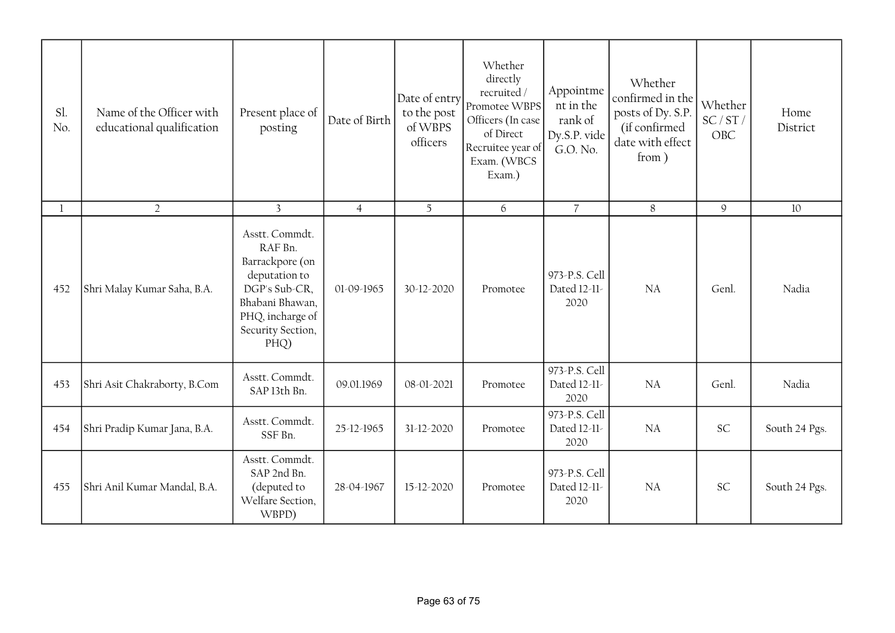| Sl. No. | Name of the Officer with educational qualification | Present place of posting | Date of Birth | Date of entry to the post of WBPS officers | Whether directly recruited / Promotee WBPS Officers (In case of Direct Recruitee year of Exam. (WBCS Exam.) | Appointment in the rank of Dy.S.P. vide G.O. No. | Whether confirmed in the posts of Dy. S.P. (if confirmed date with effect from ) | Whether SC / ST / OBC | Home District |
|---|---|---|---|---|---|---|---|---|---|
| 1 | 2 | 3 | 4 | 5 | 6 | 7 | 8 | 9 | 10 |
| 452 | Shri Malay Kumar Saha, B.A. | Asstt. Commdt. RAF Bn. Barrackpore (on deputation to DGP's Sub-CR, Bhabani Bhawan, PHQ, incharge of Security Section, PHQ) | 01-09-1965 | 30-12-2020 | Promotee | 973-P.S. Cell Dated 12-11-2020 | NA | Genl. | Nadia |
| 453 | Shri Asit Chakraborty, B.Com | Asstt. Commdt. SAP 13th Bn. | 09.01.1969 | 08-01-2021 | Promotee | 973-P.S. Cell Dated 12-11-2020 | NA | Genl. | Nadia |
| 454 | Shri Pradip Kumar Jana, B.A. | Asstt. Commdt. SSF Bn. | 25-12-1965 | 31-12-2020 | Promotee | 973-P.S. Cell Dated 12-11-2020 | NA | SC | South 24 Pgs. |
| 455 | Shri Anil Kumar Mandal, B.A. | Asstt. Commdt. SAP 2nd Bn. (deputed to Welfare Section, WBPD) | 28-04-1967 | 15-12-2020 | Promotee | 973-P.S. Cell Dated 12-11-2020 | NA | SC | South 24 Pgs. |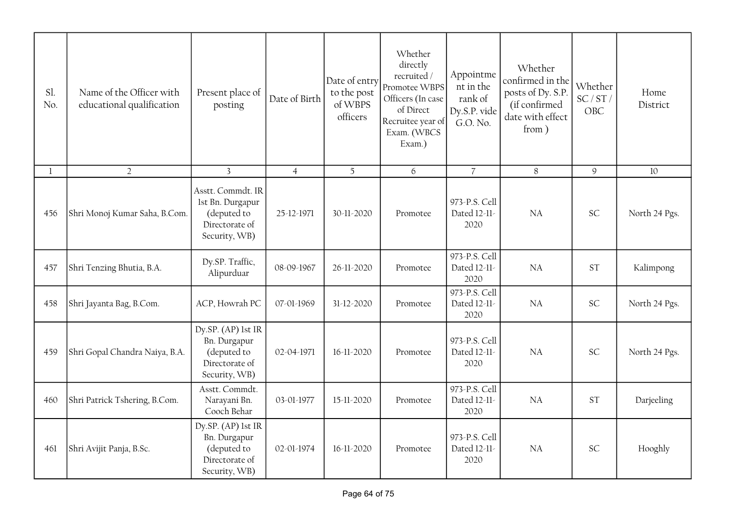| Sl. No. | Name of the Officer with educational qualification | Present place of posting | Date of Birth | Date of entry to the post of WBPS officers | Whether directly recruited / Promotee WBPS Officers (In case of Direct Recruitee year of Exam. (WBCS Exam.) | Appointment in the rank of Dy.S.P. vide G.O. No. | Whether confirmed in the posts of Dy. S.P. (if confirmed date with effect from ) | Whether SC / ST / OBC | Home District |
|---|---|---|---|---|---|---|---|---|---|
| 1 | 2 | 3 | 4 | 5 | 6 | 7 | 8 | 9 | 10 |
| 456 | Shri Monoj Kumar Saha, B.Com. | Asstt. Commdt. IR 1st Bn. Durgapur (deputed to Directorate of Security, WB) | 25-12-1971 | 30-11-2020 | Promotee | 973-P.S. Cell Dated 12-11-2020 | NA | SC | North 24 Pgs. |
| 457 | Shri Tenzing Bhutia, B.A. | Dy.SP. Traffic, Alipurduar | 08-09-1967 | 26-11-2020 | Promotee | 973-P.S. Cell Dated 12-11-2020 | NA | ST | Kalimpong |
| 458 | Shri Jayanta Bag, B.Com. | ACP, Howrah PC | 07-01-1969 | 31-12-2020 | Promotee | 973-P.S. Cell Dated 12-11-2020 | NA | SC | North 24 Pgs. |
| 459 | Shri Gopal Chandra Naiya, B.A. | Dy.SP. (AP) 1st IR Bn. Durgapur (deputed to Directorate of Security, WB) | 02-04-1971 | 16-11-2020 | Promotee | 973-P.S. Cell Dated 12-11-2020 | NA | SC | North 24 Pgs. |
| 460 | Shri Patrick Tshering, B.Com. | Asstt. Commdt. Narayani Bn. Cooch Behar | 03-01-1977 | 15-11-2020 | Promotee | 973-P.S. Cell Dated 12-11-2020 | NA | ST | Darjeeling |
| 461 | Shri Avijit Panja, B.Sc. | Dy.SP. (AP) 1st IR Bn. Durgapur (deputed to Directorate of Security, WB) | 02-01-1974 | 16-11-2020 | Promotee | 973-P.S. Cell Dated 12-11-2020 | NA | SC | Hooghly |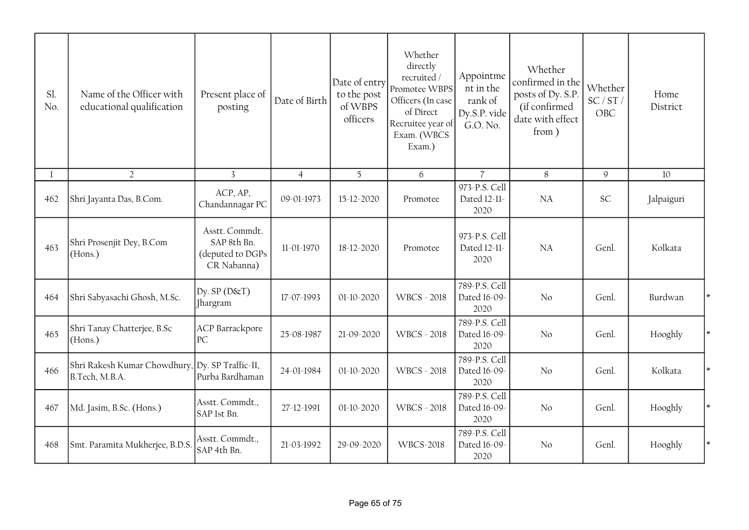| Sl. No. | Name of the Officer with educational qualification | Present place of posting | Date of Birth | Date of entry to the post of WBPS officers | Whether directly recruited / Promotee WBPS Officers (In case of Direct Recruitee year of Exam. (WBCS Exam.) | Appointment in the rank of Dy.S.P. vide G.O. No. | Whether confirmed in the posts of Dy. S.P. (if confirmed date with effect from ) | Whether SC / ST / OBC | Home District | |
|---|---|---|---|---|---|---|---|---|---|---|
| 1 | 2 | 3 | 4 | 5 | 6 | 7 | 8 | 9 | 10 | |
| 462 | Shri Jayanta Das, B.Com. | ACP, AP, Chandannagar PC | 09-01-1973 | 15-12-2020 | Promotee | 973-P.S. Cell Dated 12-11-2020 | NA | SC | Jalpaiguri | |
| 463 | Shri Prosenjit Dey, B.Com (Hons.) | Asstt. Commdt. SAP 8th Bn. (deputed to DGPs CR Nabanna) | 11-01-1970 | 18-12-2020 | Promotee | 973-P.S. Cell Dated 12-11-2020 | NA | Genl. | Kolkata | |
| 464 | Shri Sabyasachi Ghosh, M.Sc. | Dy. SP (D&T) Jhargram | 17-07-1993 | 01-10-2020 | WBCS - 2018 | 789-P.S. Cell Dated 16-09-2020 | No | Genl. | Burdwan | * |
| 465 | Shri Tanay Chatterjee, B.Sc (Hons.) | ACP Barrackpore PC | 25-08-1987 | 21-09-2020 | WBCS - 2018 | 789-P.S. Cell Dated 16-09-2020 | No | Genl. | Hooghly | * |
| 466 | Shri Rakesh Kumar Chowdhury, B.Tech, M.B.A. | Dy. SP Traffic-II, Purba Bardhaman | 24-01-1984 | 01-10-2020 | WBCS - 2018 | 789-P.S. Cell Dated 16-09-2020 | No | Genl. | Kolkata | * |
| 467 | Md. Jasim, B.Sc. (Hons.) | Asstt. Commdt., SAP 1st Bn. | 27-12-1991 | 01-10-2020 | WBCS - 2018 | 789-P.S. Cell Dated 16-09-2020 | No | Genl. | Hooghly | * |
| 468 | Smt. Paramita Mukherjee, B.D.S. | Asstt. Commdt., SAP 4th Bn. | 21-03-1992 | 29-09-2020 | WBCS-2018 | 789-P.S. Cell Dated 16-09-2020 | No | Genl. | Hooghly | * |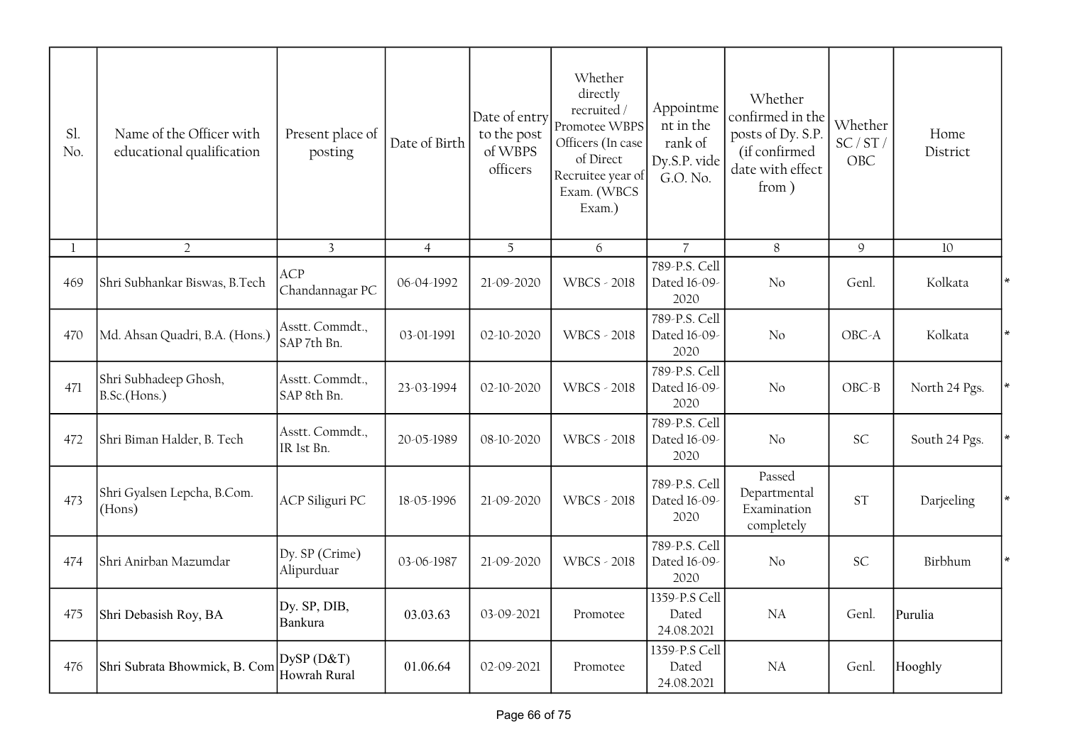| Sl. No. | Name of the Officer with educational qualification | Present place of posting | Date of Birth | Date of entry to the post of WBPS officers | Whether directly recruited / Promotee WBPS Officers (In case of Direct Recruitee year of Exam. (WBCS Exam.) | Appointment in the rank of Dy.S.P. vide G.O. No. | Whether confirmed in the posts of Dy. S.P. (if confirmed date with effect from ) | Whether SC / ST / OBC | Home District | |
|---|---|---|---|---|---|---|---|---|---|---|
| 1 | 2 | 3 | 4 | 5 | 6 | 7 | 8 | 9 | 10 | |
| 469 | Shri Subhankar Biswas, B.Tech | ACP Chandannagar PC | 06-04-1992 | 21-09-2020 | WBCS - 2018 | 789-P.S. Cell Dated 16-09-2020 | No | Genl. | Kolkata | * |
| 470 | Md. Ahsan Quadri, B.A. (Hons.) | Asstt. Commdt., SAP 7th Bn. | 03-01-1991 | 02-10-2020 | WBCS - 2018 | 789-P.S. Cell Dated 16-09-2020 | No | OBC-A | Kolkata | * |
| 471 | Shri Subhadeep Ghosh, B.Sc.(Hons.) | Asstt. Commdt., SAP 8th Bn. | 23-03-1994 | 02-10-2020 | WBCS - 2018 | 789-P.S. Cell Dated 16-09-2020 | No | OBC-B | North 24 Pgs. | * |
| 472 | Shri Biman Halder, B. Tech | Asstt. Commdt., IR 1st Bn. | 20-05-1989 | 08-10-2020 | WBCS - 2018 | 789-P.S. Cell Dated 16-09-2020 | No | SC | South 24 Pgs. | * |
| 473 | Shri Gyalsen Lepcha, B.Com. (Hons) | ACP Siliguri PC | 18-05-1996 | 21-09-2020 | WBCS - 2018 | 789-P.S. Cell Dated 16-09-2020 | Passed Departmental Examination completely | ST | Darjeeling | * |
| 474 | Shri Anirban Mazumdar | Dy. SP (Crime) Alipurduar | 03-06-1987 | 21-09-2020 | WBCS - 2018 | 789-P.S. Cell Dated 16-09-2020 | No | SC | Birbhum | * |
| 475 | Shri Debasish Roy, BA | Dy. SP, DIB, Bankura | 03.03.63 | 03-09-2021 | Promotee | 1359-P.S Cell Dated 24.08.2021 | NA | Genl. | Purulia | |
| 476 | Shri Subrata Bhowmick, B. Com | DySP (D&T) Howrah Rural | 01.06.64 | 02-09-2021 | Promotee | 1359-P.S Cell Dated 24.08.2021 | NA | Genl. | Hooghly | |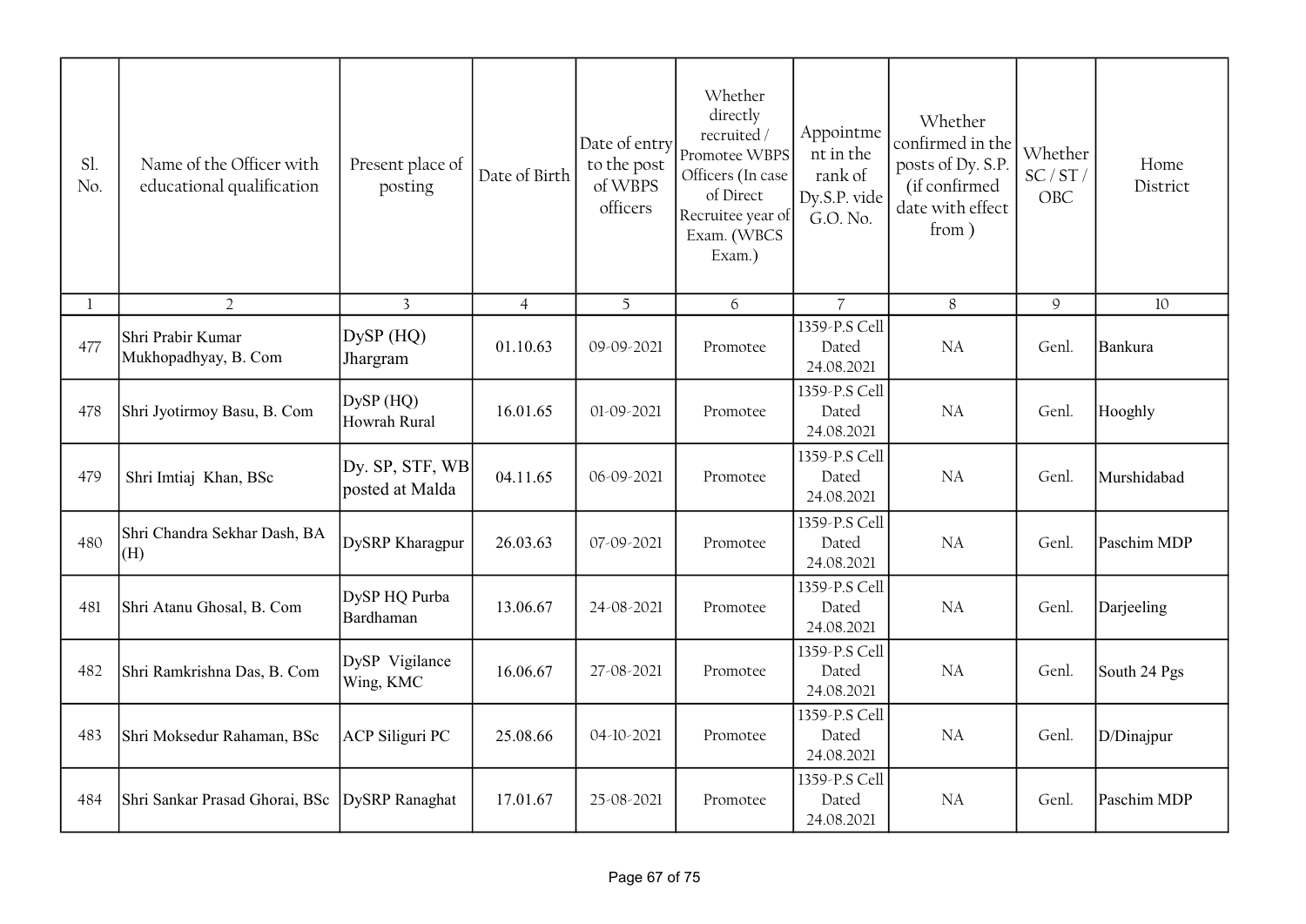| Sl. No. | Name of the Officer with educational qualification | Present place of posting | Date of Birth | Date of entry to the post of WBPS officers | Whether directly recruited / Promotee WBPS Officers (In case of Direct Recruitee year of Exam. (WBCS Exam.) | Appointment in the rank of Dy.S.P. vide G.O. No. | Whether confirmed in the posts of Dy. S.P. (if confirmed date with effect from ) | Whether SC / ST / OBC | Home District |
|---|---|---|---|---|---|---|---|---|---|
| 1 | 2 | 3 | 4 | 5 | 6 | 7 | 8 | 9 | 10 |
| 477 | Shri Prabir Kumar Mukhopadhyay, B. Com | DySP (HQ) Jhargram | 01.10.63 | 09-09-2021 | Promotee | 1359-P.S Cell Dated 24.08.2021 | NA | Genl. | Bankura |
| 478 | Shri Jyotirmoy Basu, B. Com | DySP (HQ) Howrah Rural | 16.01.65 | 01-09-2021 | Promotee | 1359-P.S Cell Dated 24.08.2021 | NA | Genl. | Hooghly |
| 479 | Shri Imtiaj Khan, BSc | Dy. SP, STF, WB posted at Malda | 04.11.65 | 06-09-2021 | Promotee | 1359-P.S Cell Dated 24.08.2021 | NA | Genl. | Murshidabad |
| 480 | Shri Chandra Sekhar Dash, BA (H) | DySRP Kharagpur | 26.03.63 | 07-09-2021 | Promotee | 1359-P.S Cell Dated 24.08.2021 | NA | Genl. | Paschim MDP |
| 481 | Shri Atanu Ghosal, B. Com | DySP HQ Purba Bardhaman | 13.06.67 | 24-08-2021 | Promotee | 1359-P.S Cell Dated 24.08.2021 | NA | Genl. | Darjeeling |
| 482 | Shri Ramkrishna Das, B. Com | DySP Vigilance Wing, KMC | 16.06.67 | 27-08-2021 | Promotee | 1359-P.S Cell Dated 24.08.2021 | NA | Genl. | South 24 Pgs |
| 483 | Shri Moksedur Rahaman, BSc | ACP Siliguri PC | 25.08.66 | 04-10-2021 | Promotee | 1359-P.S Cell Dated 24.08.2021 | NA | Genl. | D/Dinajpur |
| 484 | Shri Sankar Prasad Ghorai, BSc | DySRP Ranaghat | 17.01.67 | 25-08-2021 | Promotee | 1359-P.S Cell Dated 24.08.2021 | NA | Genl. | Paschim MDP |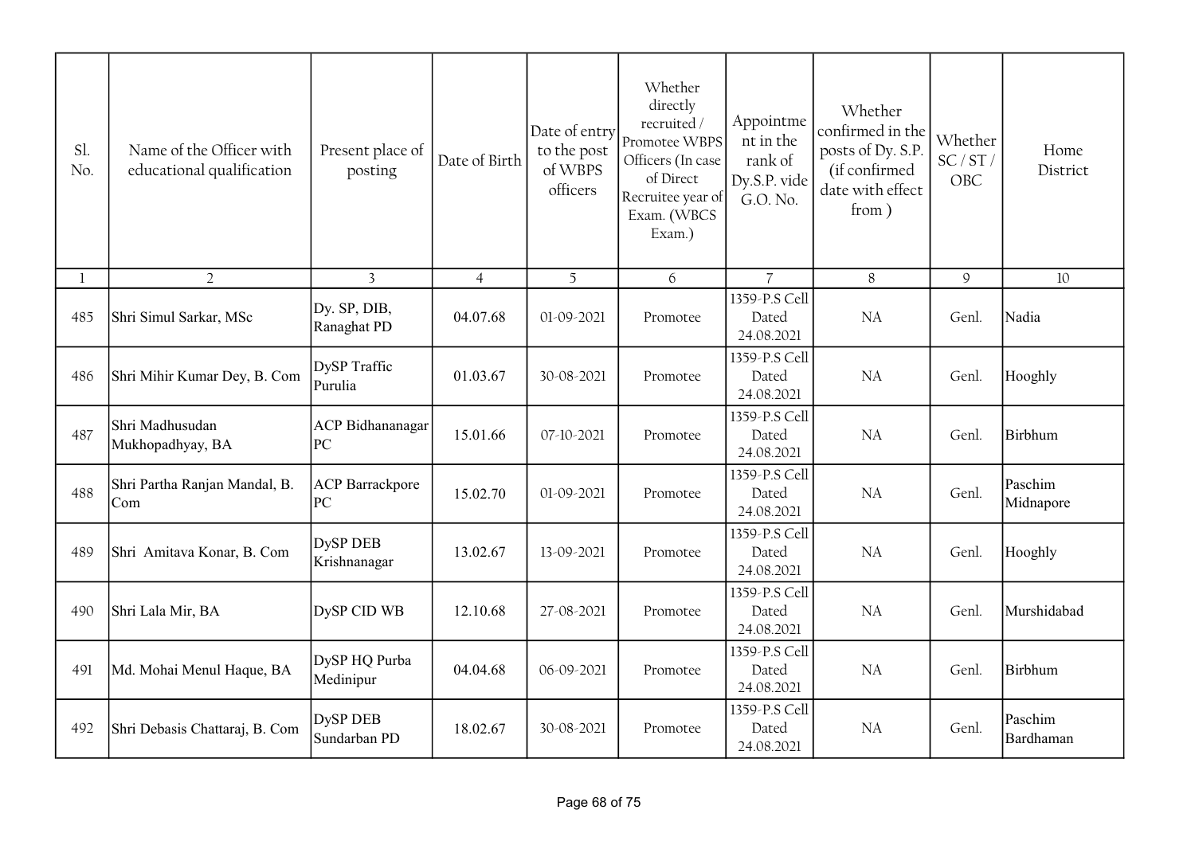| Sl. No. | Name of the Officer with educational qualification | Present place of posting | Date of Birth | Date of entry to the post of WBPS officers | Whether directly recruited / Promotee WBPS Officers (In case of Direct Recruitee year of Exam. (WBCS Exam.) | Appointment in the rank of Dy.S.P. vide G.O. No. | Whether confirmed in the posts of Dy. S.P. (if confirmed date with effect from ) | Whether SC / ST / OBC | Home District |
|---|---|---|---|---|---|---|---|---|---|
| 1 | 2 | 3 | 4 | 5 | 6 | 7 | 8 | 9 | 10 |
| 485 | Shri Simul Sarkar, MSc | Dy. SP, DIB, Ranaghat PD | 04.07.68 | 01-09-2021 | Promotee | 1359-P.S Cell Dated 24.08.2021 | NA | Genl. | Nadia |
| 486 | Shri Mihir Kumar Dey, B. Com | DySP Traffic Purulia | 01.03.67 | 30-08-2021 | Promotee | 1359-P.S Cell Dated 24.08.2021 | NA | Genl. | Hooghly |
| 487 | Shri Madhusudan Mukhopadhyay, BA | ACP Bidhananagar PC | 15.01.66 | 07-10-2021 | Promotee | 1359-P.S Cell Dated 24.08.2021 | NA | Genl. | Birbhum |
| 488 | Shri Partha Ranjan Mandal, B. Com | ACP Barrackpore PC | 15.02.70 | 01-09-2021 | Promotee | 1359-P.S Cell Dated 24.08.2021 | NA | Genl. | Paschim Midnapore |
| 489 | Shri Amitava Konar, B. Com | DySP DEB Krishnanagar | 13.02.67 | 13-09-2021 | Promotee | 1359-P.S Cell Dated 24.08.2021 | NA | Genl. | Hooghly |
| 490 | Shri Lala Mir, BA | DySP CID WB | 12.10.68 | 27-08-2021 | Promotee | 1359-P.S Cell Dated 24.08.2021 | NA | Genl. | Murshidabad |
| 491 | Md. Mohai Menul Haque, BA | DySP HQ Purba Medinipur | 04.04.68 | 06-09-2021 | Promotee | 1359-P.S Cell Dated 24.08.2021 | NA | Genl. | Birbhum |
| 492 | Shri Debasis Chattaraj, B. Com | DySP DEB Sundarban PD | 18.02.67 | 30-08-2021 | Promotee | 1359-P.S Cell Dated 24.08.2021 | NA | Genl. | Paschim Bardhaman |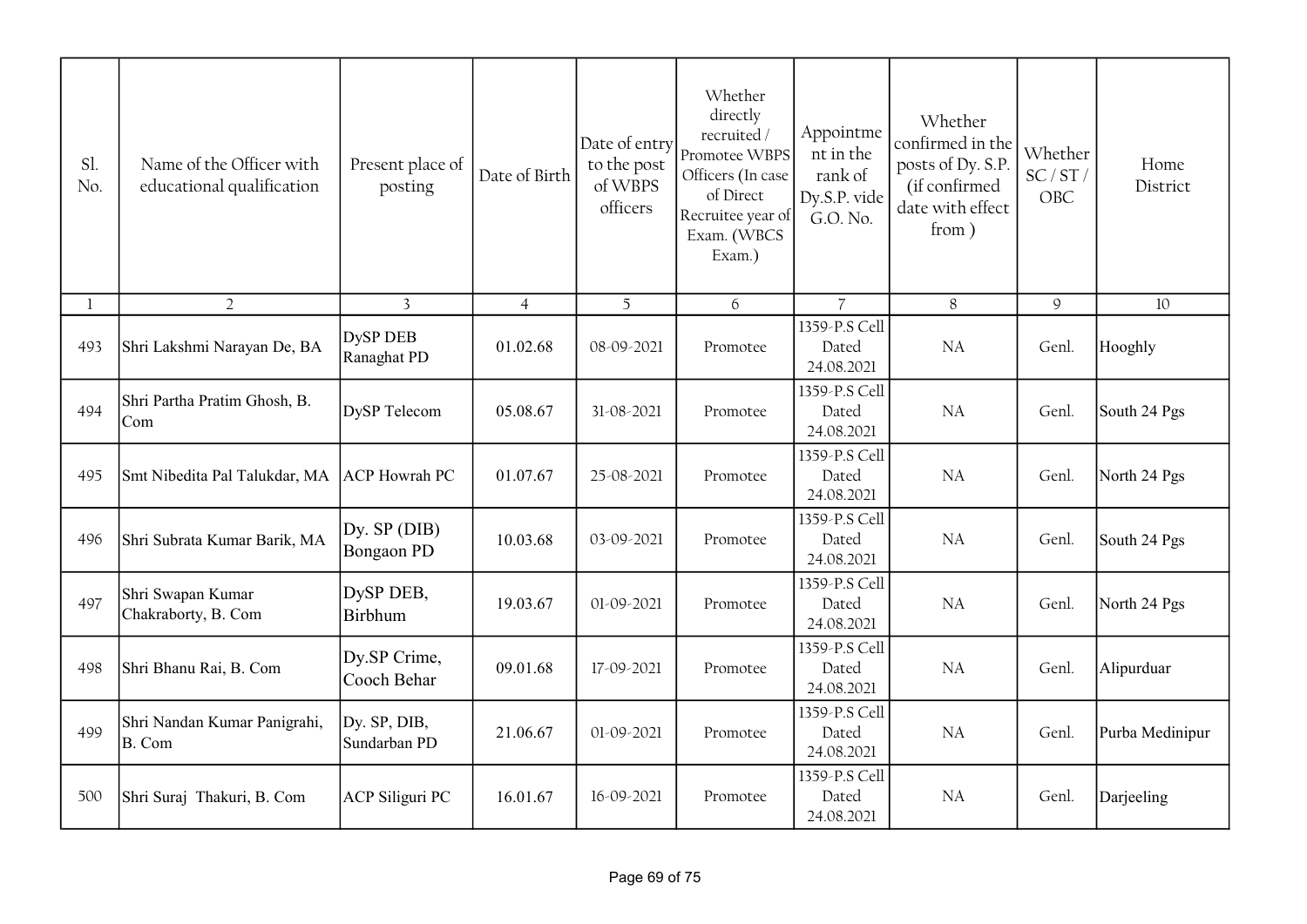| Sl. No. | Name of the Officer with educational qualification | Present place of posting | Date of Birth | Date of entry to the post of WBPS officers | Whether directly recruited / Promotee WBPS Officers (In case of Direct Recruitee year of Exam. (WBCS Exam.) | Appointment in the rank of Dy.S.P. vide G.O. No. | Whether confirmed in the posts of Dy. S.P. (if confirmed date with effect from ) | Whether SC / ST / OBC | Home District |
|---|---|---|---|---|---|---|---|---|---|
| 1 | 2 | 3 | 4 | 5 | 6 | 7 | 8 | 9 | 10 |
| 493 | Shri Lakshmi Narayan De, BA | DySP DEB Ranaghat PD | 01.02.68 | 08-09-2021 | Promotee | 1359-P.S Cell Dated 24.08.2021 | NA | Genl. | Hooghly |
| 494 | Shri Partha Pratim Ghosh, B. Com | DySP Telecom | 05.08.67 | 31-08-2021 | Promotee | 1359-P.S Cell Dated 24.08.2021 | NA | Genl. | South 24 Pgs |
| 495 | Smt Nibedita Pal Talukdar, MA | ACP Howrah PC | 01.07.67 | 25-08-2021 | Promotee | 1359-P.S Cell Dated 24.08.2021 | NA | Genl. | North 24 Pgs |
| 496 | Shri Subrata Kumar Barik, MA | Dy. SP (DIB) Bongaon PD | 10.03.68 | 03-09-2021 | Promotee | 1359-P.S Cell Dated 24.08.2021 | NA | Genl. | South 24 Pgs |
| 497 | Shri Swapan Kumar Chakraborty, B. Com | DySP DEB, Birbhum | 19.03.67 | 01-09-2021 | Promotee | 1359-P.S Cell Dated 24.08.2021 | NA | Genl. | North 24 Pgs |
| 498 | Shri Bhanu Rai, B. Com | Dy.SP Crime, Cooch Behar | 09.01.68 | 17-09-2021 | Promotee | 1359-P.S Cell Dated 24.08.2021 | NA | Genl. | Alipurduar |
| 499 | Shri Nandan Kumar Panigrahi, B. Com | Dy. SP, DIB, Sundarban PD | 21.06.67 | 01-09-2021 | Promotee | 1359-P.S Cell Dated 24.08.2021 | NA | Genl. | Purba Medinipur |
| 500 | Shri Suraj Thakuri, B. Com | ACP Siliguri PC | 16.01.67 | 16-09-2021 | Promotee | 1359-P.S Cell Dated 24.08.2021 | NA | Genl. | Darjeeling |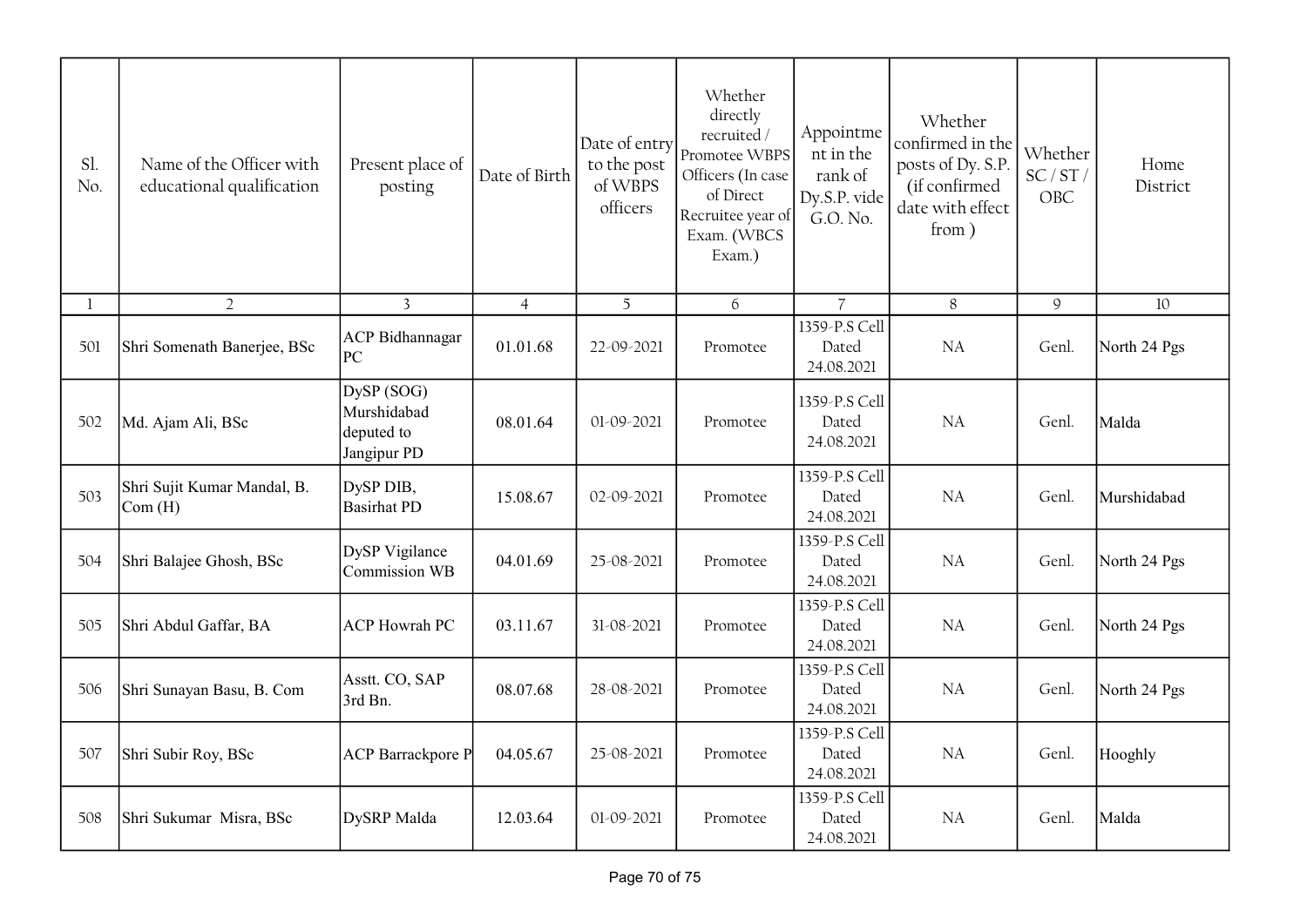| Sl. No. | Name of the Officer with educational qualification | Present place of posting | Date of Birth | Date of entry to the post of WBPS officers | Whether directly recruited / Promotee WBPS Officers (In case of Direct Recruitee year of Exam. (WBCS Exam.) | Appointment in the rank of Dy.S.P. vide G.O. No. | Whether confirmed in the posts of Dy. S.P. (if confirmed date with effect from ) | Whether SC / ST / OBC | Home District |
|---|---|---|---|---|---|---|---|---|---|
| 1 | 2 | 3 | 4 | 5 | 6 | 7 | 8 | 9 | 10 |
| 501 | Shri Somenath Banerjee, BSc | ACP Bidhannagar PC | 01.01.68 | 22-09-2021 | Promotee | 1359-P.S Cell Dated 24.08.2021 | NA | Genl. | North 24 Pgs |
| 502 | Md. Ajam Ali, BSc | DySP (SOG) Murshidabad deputed to Jangipur PD | 08.01.64 | 01-09-2021 | Promotee | 1359-P.S Cell Dated 24.08.2021 | NA | Genl. | Malda |
| 503 | Shri Sujit Kumar Mandal, B. Com (H) | DySP DIB, Basirhat PD | 15.08.67 | 02-09-2021 | Promotee | 1359-P.S Cell Dated 24.08.2021 | NA | Genl. | Murshidabad |
| 504 | Shri Balajee Ghosh, BSc | DySP Vigilance Commission WB | 04.01.69 | 25-08-2021 | Promotee | 1359-P.S Cell Dated 24.08.2021 | NA | Genl. | North 24 Pgs |
| 505 | Shri Abdul Gaffar, BA | ACP Howrah PC | 03.11.67 | 31-08-2021 | Promotee | 1359-P.S Cell Dated 24.08.2021 | NA | Genl. | North 24 Pgs |
| 506 | Shri Sunayan Basu, B. Com | Asstt. CO, SAP 3rd Bn. | 08.07.68 | 28-08-2021 | Promotee | 1359-P.S Cell Dated 24.08.2021 | NA | Genl. | North 24 Pgs |
| 507 | Shri Subir Roy, BSc | ACP Barrackpore P | 04.05.67 | 25-08-2021 | Promotee | 1359-P.S Cell Dated 24.08.2021 | NA | Genl. | Hooghly |
| 508 | Shri Sukumar Misra, BSc | DySRP Malda | 12.03.64 | 01-09-2021 | Promotee | 1359-P.S Cell Dated 24.08.2021 | NA | Genl. | Malda |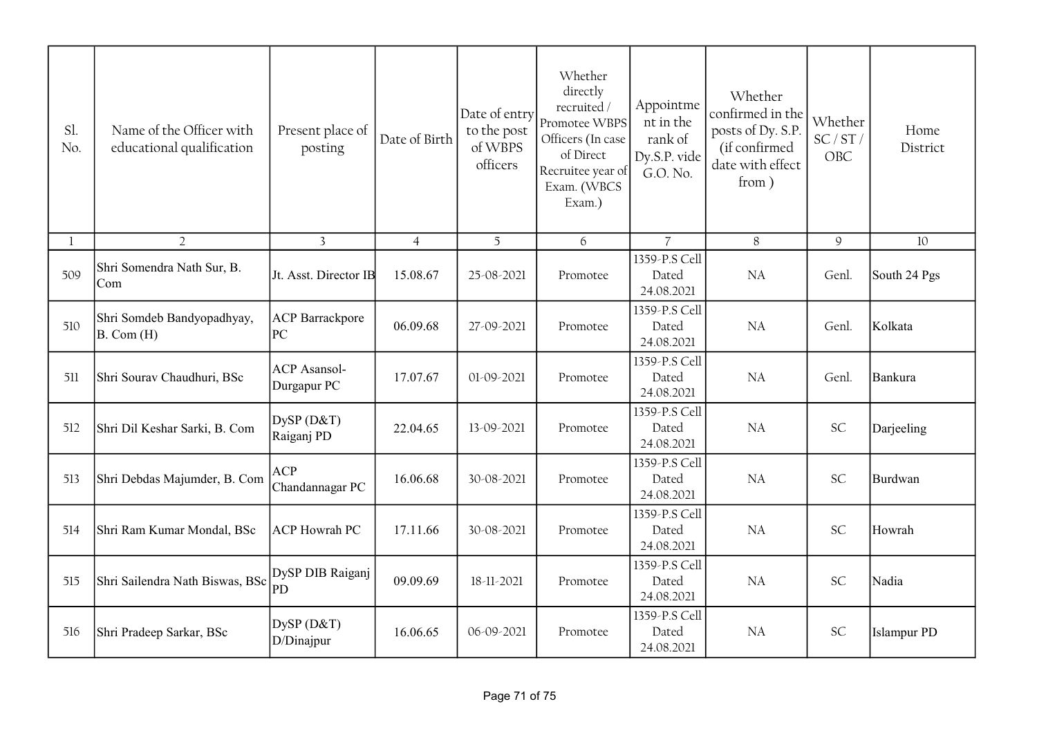| Sl. No. | Name of the Officer with educational qualification | Present place of posting | Date of Birth | Date of entry to the post of WBPS officers | Whether directly recruited / Promotee WBPS Officers (In case of Direct Recruitee year of Exam. (WBCS Exam.) | Appointment in the rank of Dy.S.P. vide G.O. No. | Whether confirmed in the posts of Dy. S.P. (if confirmed date with effect from ) | Whether SC / ST / OBC | Home District |
|---|---|---|---|---|---|---|---|---|---|
| 1 | 2 | 3 | 4 | 5 | 6 | 7 | 8 | 9 | 10 |
| 509 | Shri Somendra Nath Sur, B. Com | Jt. Asst. Director IB | 15.08.67 | 25-08-2021 | Promotee | 1359-P.S Cell Dated 24.08.2021 | NA | Genl. | South 24 Pgs |
| 510 | Shri Somdeb Bandyopadhyay, B. Com (H) | ACP Barrackpore PC | 06.09.68 | 27-09-2021 | Promotee | 1359-P.S Cell Dated 24.08.2021 | NA | Genl. | Kolkata |
| 511 | Shri Sourav Chaudhuri, BSc | ACP Asansol-Durgapur PC | 17.07.67 | 01-09-2021 | Promotee | 1359-P.S Cell Dated 24.08.2021 | NA | Genl. | Bankura |
| 512 | Shri Dil Keshar Sarki, B. Com | DySP (D&T) Raiganj PD | 22.04.65 | 13-09-2021 | Promotee | 1359-P.S Cell Dated 24.08.2021 | NA | SC | Darjeeling |
| 513 | Shri Debdas Majumder, B. Com | ACP Chandannagar PC | 16.06.68 | 30-08-2021 | Promotee | 1359-P.S Cell Dated 24.08.2021 | NA | SC | Burdwan |
| 514 | Shri Ram Kumar Mondal, BSc | ACP Howrah PC | 17.11.66 | 30-08-2021 | Promotee | 1359-P.S Cell Dated 24.08.2021 | NA | SC | Howrah |
| 515 | Shri Sailendra Nath Biswas, BSc | DySP DIB Raiganj PD | 09.09.69 | 18-11-2021 | Promotee | 1359-P.S Cell Dated 24.08.2021 | NA | SC | Nadia |
| 516 | Shri Pradeep Sarkar, BSc | DySP (D&T) D/Dinajpur | 16.06.65 | 06-09-2021 | Promotee | 1359-P.S Cell Dated 24.08.2021 | NA | SC | Islampur PD |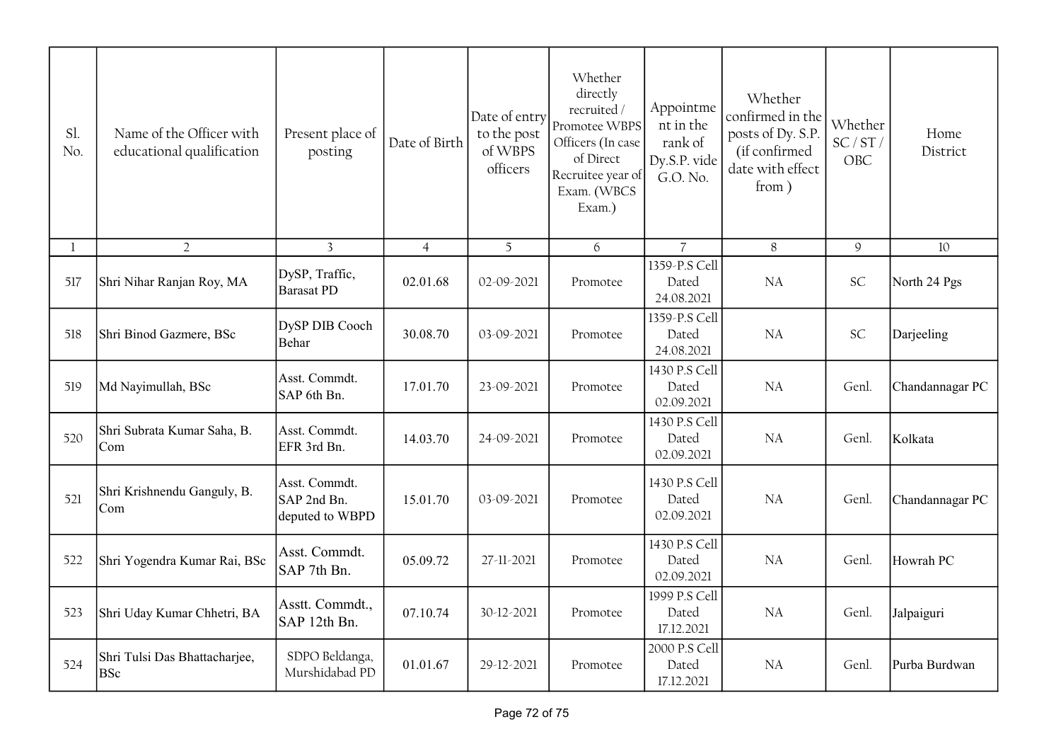| Sl. No. | Name of the Officer with educational qualification | Present place of posting | Date of Birth | Date of entry to the post of WBPS officers | Whether directly recruited / Promotee WBPS Officers (In case of Direct Recruitee year of Exam. (WBCS Exam.) | Appointment in the rank of Dy.S.P. vide G.O. No. | Whether confirmed in the posts of Dy. S.P. (if confirmed date with effect from ) | Whether SC / ST / OBC | Home District |
|---|---|---|---|---|---|---|---|---|---|
| 1 | 2 | 3 | 4 | 5 | 6 | 7 | 8 | 9 | 10 |
| 517 | Shri Nihar Ranjan Roy, MA | DySP, Traffic, Barasat PD | 02.01.68 | 02-09-2021 | Promotee | 1359-P.S Cell Dated 24.08.2021 | NA | SC | North 24 Pgs |
| 518 | Shri Binod Gazmere, BSc | DySP DIB Cooch Behar | 30.08.70 | 03-09-2021 | Promotee | 1359-P.S Cell Dated 24.08.2021 | NA | SC | Darjeeling |
| 519 | Md Nayimullah, BSc | Asst. Commdt. SAP 6th Bn. | 17.01.70 | 23-09-2021 | Promotee | 1430 P.S Cell Dated 02.09.2021 | NA | Genl. | Chandannagar PC |
| 520 | Shri Subrata Kumar Saha, B. Com | Asst. Commdt. EFR 3rd Bn. | 14.03.70 | 24-09-2021 | Promotee | 1430 P.S Cell Dated 02.09.2021 | NA | Genl. | Kolkata |
| 521 | Shri Krishnendu Ganguly, B. Com | Asst. Commdt. SAP 2nd Bn. deputed to WBPD | 15.01.70 | 03-09-2021 | Promotee | 1430 P.S Cell Dated 02.09.2021 | NA | Genl. | Chandannagar PC |
| 522 | Shri Yogendra Kumar Rai, BSc | Asst. Commdt. SAP 7th Bn. | 05.09.72 | 27-11-2021 | Promotee | 1430 P.S Cell Dated 02.09.2021 | NA | Genl. | Howrah PC |
| 523 | Shri Uday Kumar Chhetri, BA | Asstt. Commdt., SAP 12th Bn. | 07.10.74 | 30-12-2021 | Promotee | 1999 P.S Cell Dated 17.12.2021 | NA | Genl. | Jalpaiguri |
| 524 | Shri Tulsi Das Bhattacharjee, BSc | SDPO Beldanga, Murshidabad PD | 01.01.67 | 29-12-2021 | Promotee | 2000 P.S Cell Dated 17.12.2021 | NA | Genl. | Purba Burdwan |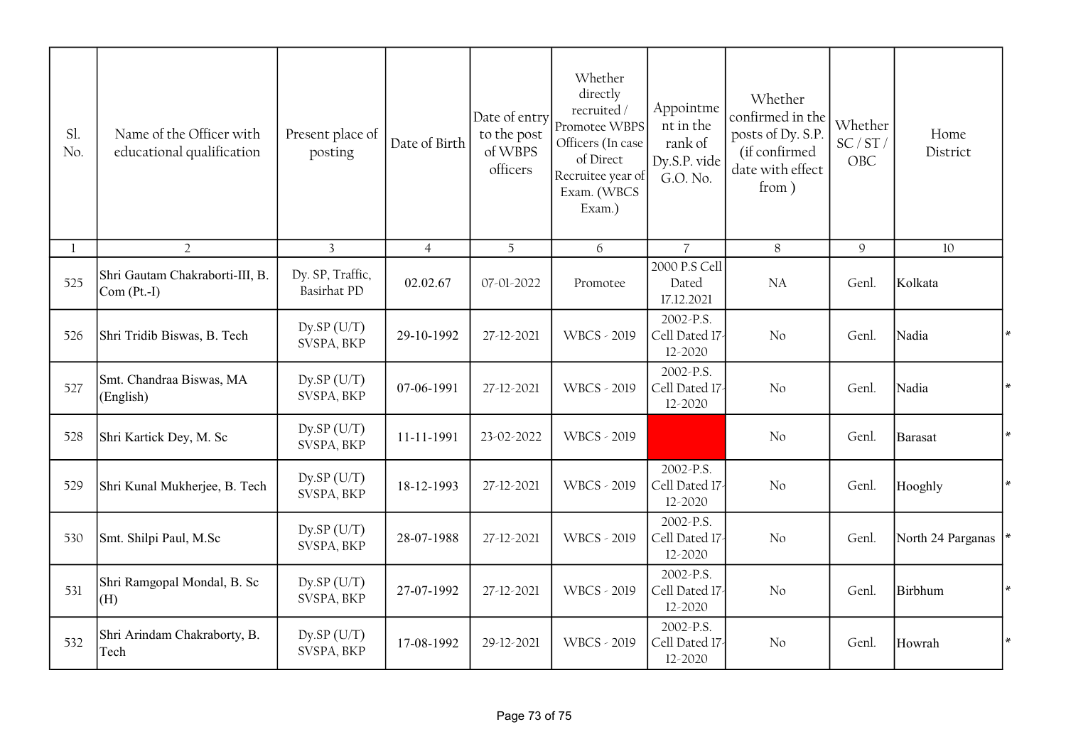| Sl. No. | Name of the Officer with educational qualification | Present place of posting | Date of Birth | Date of entry to the post of WBPS officers | Whether directly recruited / Promotee WBPS Officers (In case of Direct Recruitee year of Exam. (WBCS Exam.) | Appointment in the rank of Dy.S.P. vide G.O. No. | Whether confirmed in the posts of Dy. S.P. (if confirmed date with effect from ) | Whether SC / ST / OBC | Home District | |
|---|---|---|---|---|---|---|---|---|---|---|
| 1 | 2 | 3 | 4 | 5 | 6 | 7 | 8 | 9 | 10 | |
| 525 | Shri Gautam Chakraborti-III, B. Com (Pt.-I) | Dy. SP, Traffic, Basirhat PD | 02.02.67 | 07-01-2022 | Promotee | 2000 P.S Cell Dated 17.12.2021 | NA | Genl. | Kolkata | |
| 526 | Shri Tridib Biswas, B. Tech | Dy.SP (U/T) SVSPA, BKP | 29-10-1992 | 27-12-2021 | WBCS - 2019 | 2002-P.S. Cell Dated 17-12-2020 | No | Genl. | Nadia | * |
| 527 | Smt. Chandraa Biswas, MA (English) | Dy.SP (U/T) SVSPA, BKP | 07-06-1991 | 27-12-2021 | WBCS - 2019 | 2002-P.S. Cell Dated 17-12-2020 | No | Genl. | Nadia | * |
| 528 | Shri Kartick Dey, M. Sc | Dy.SP (U/T) SVSPA, BKP | 11-11-1991 | 23-02-2022 | WBCS - 2019 | | No | Genl. | Barasat | * |
| 529 | Shri Kunal Mukherjee, B. Tech | Dy.SP (U/T) SVSPA, BKP | 18-12-1993 | 27-12-2021 | WBCS - 2019 | 2002-P.S. Cell Dated 17-12-2020 | No | Genl. | Hooghly | * |
| 530 | Smt. Shilpi Paul, M.Sc | Dy.SP (U/T) SVSPA, BKP | 28-07-1988 | 27-12-2021 | WBCS - 2019 | 2002-P.S. Cell Dated 17-12-2020 | No | Genl. | North 24 Parganas | * |
| 531 | Shri Ramgopal Mondal, B. Sc (H) | Dy.SP (U/T) SVSPA, BKP | 27-07-1992 | 27-12-2021 | WBCS - 2019 | 2002-P.S. Cell Dated 17-12-2020 | No | Genl. | Birbhum | * |
| 532 | Shri Arindam Chakraborty, B. Tech | Dy.SP (U/T) SVSPA, BKP | 17-08-1992 | 29-12-2021 | WBCS - 2019 | 2002-P.S. Cell Dated 17-12-2020 | No | Genl. | Howrah | * |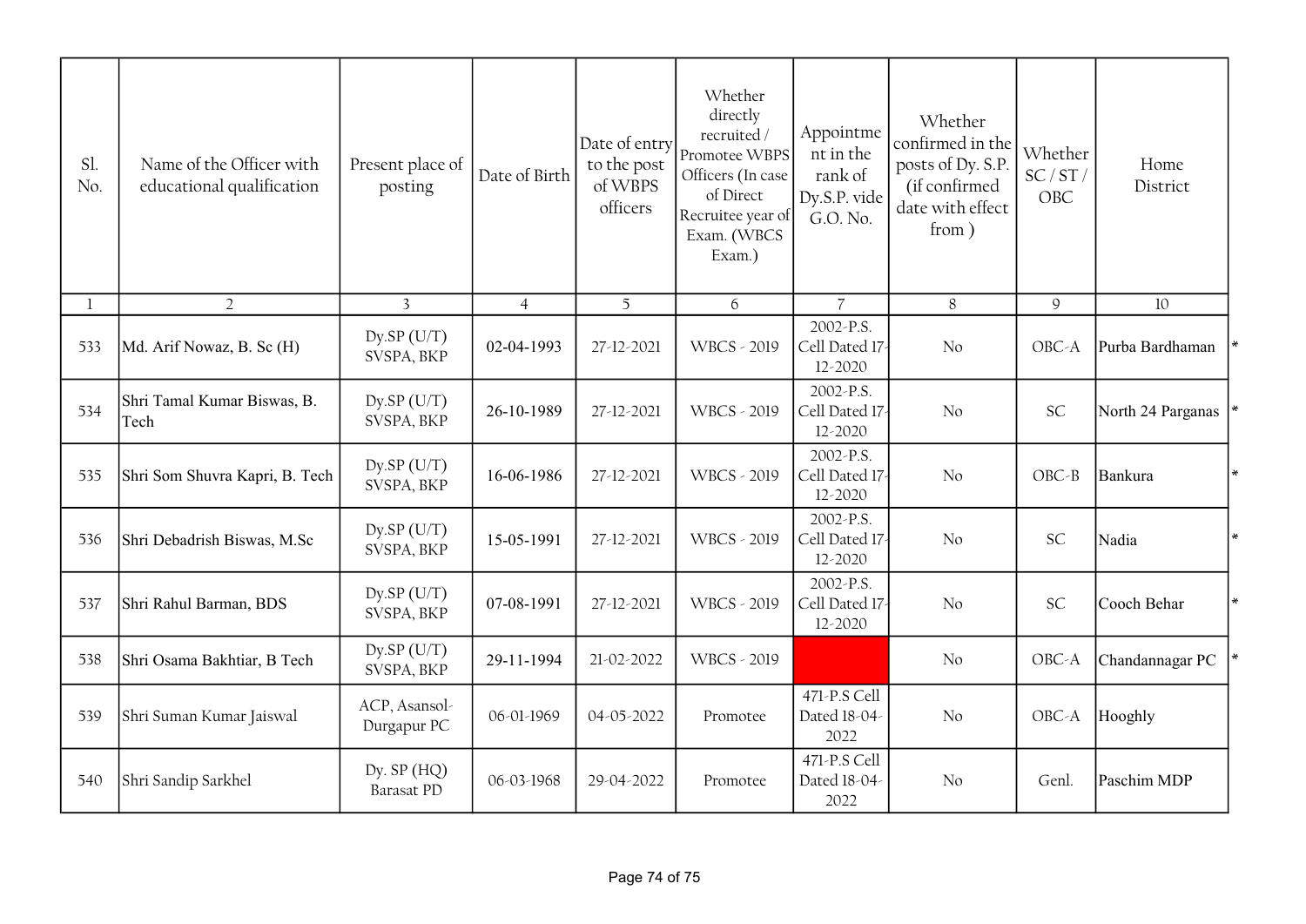| Sl. No. | Name of the Officer with educational qualification | Present place of posting | Date of Birth | Date of entry to the post of WBPS officers | Whether directly recruited / Promotee WBPS Officers (In case of Direct Recruitee year of Exam. (WBCS Exam.) | Appointment in the rank of Dy.S.P. vide G.O. No. | Whether confirmed in the posts of Dy. S.P. (if confirmed date with effect from ) | Whether SC / ST / OBC | Home District | |
|---|---|---|---|---|---|---|---|---|---|---|
| 1 | 2 | 3 | 4 | 5 | 6 | 7 | 8 | 9 | 10 | |
| 533 | Md. Arif Nowaz, B. Sc (H) | Dy.SP (U/T) SVSPA, BKP | 02-04-1993 | 27-12-2021 | WBCS - 2019 | 2002-P.S. Cell Dated 17-12-2020 | No | OBC-A | Purba Bardhaman | * |
| 534 | Shri Tamal Kumar Biswas, B. Tech | Dy.SP (U/T) SVSPA, BKP | 26-10-1989 | 27-12-2021 | WBCS - 2019 | 2002-P.S. Cell Dated 17-12-2020 | No | SC | North 24 Parganas | * |
| 535 | Shri Som Shuvra Kapri, B. Tech | Dy.SP (U/T) SVSPA, BKP | 16-06-1986 | 27-12-2021 | WBCS - 2019 | 2002-P.S. Cell Dated 17-12-2020 | No | OBC-B | Bankura | * |
| 536 | Shri Debadrish Biswas, M.Sc | Dy.SP (U/T) SVSPA, BKP | 15-05-1991 | 27-12-2021 | WBCS - 2019 | 2002-P.S. Cell Dated 17-12-2020 | No | SC | Nadia | * |
| 537 | Shri Rahul Barman, BDS | Dy.SP (U/T) SVSPA, BKP | 07-08-1991 | 27-12-2021 | WBCS - 2019 | 2002-P.S. Cell Dated 17-12-2020 | No | SC | Cooch Behar | * |
| 538 | Shri Osama Bakhtiar, B Tech | Dy.SP (U/T) SVSPA, BKP | 29-11-1994 | 21-02-2022 | WBCS - 2019 | | No | OBC-A | Chandannagar PC | * |
| 539 | Shri Suman Kumar Jaiswal | ACP, Asansol-Durgapur PC | 06-01-1969 | 04-05-2022 | Promotee | 471-P.S Cell Dated 18-04-2022 | No | OBC-A | Hooghly | |
| 540 | Shri Sandip Sarkhel | Dy. SP (HQ) Barasat PD | 06-03-1968 | 29-04-2022 | Promotee | 471-P.S Cell Dated 18-04-2022 | No | Genl. | Paschim MDP | |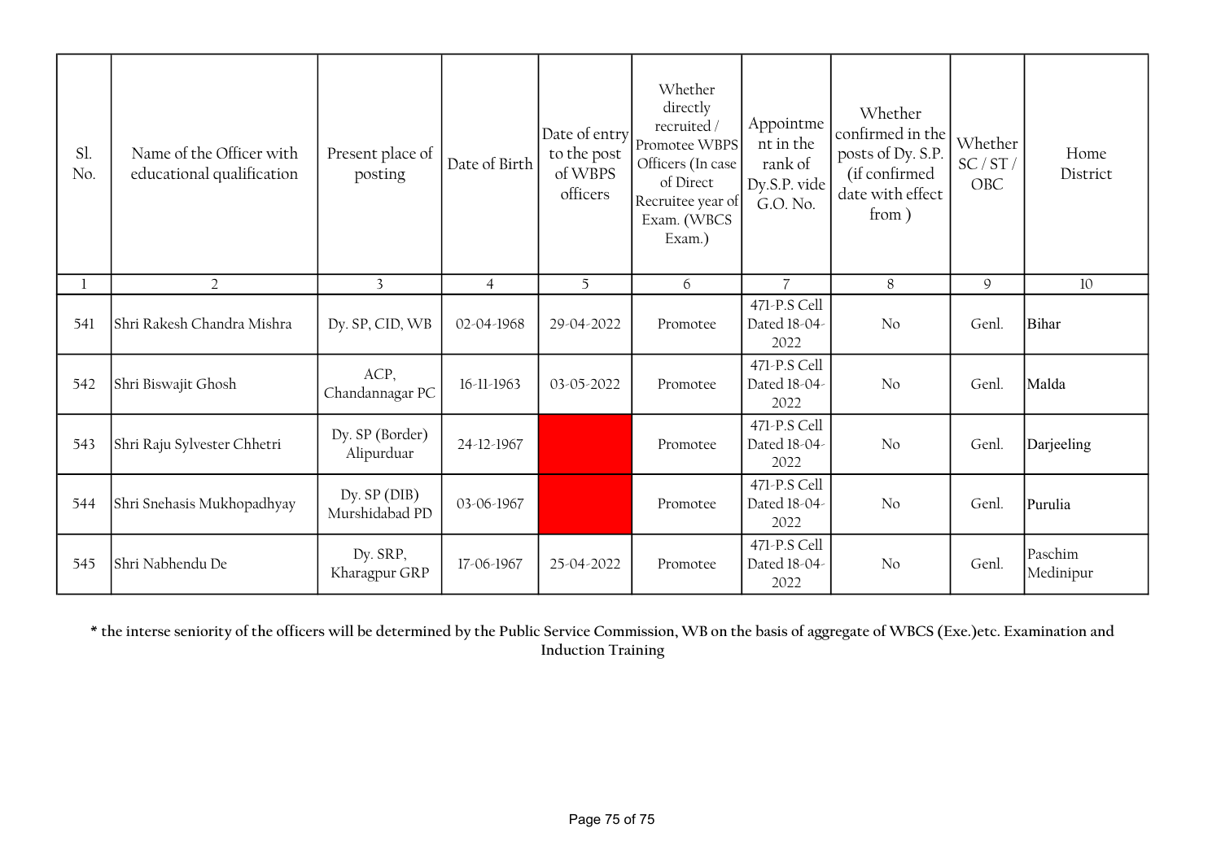| Sl. No. | Name of the Officer with educational qualification | Present place of posting | Date of Birth | Date of entry to the post of WBPS officers | Whether directly recruited / Promotee WBPS Officers (In case of Direct Recruitee year of Exam. (WBCS Exam.) | Appointment in the rank of Dy.S.P. vide G.O. No. | Whether confirmed in the posts of Dy. S.P. (if confirmed date with effect from ) | Whether SC / ST / OBC | Home District |
|---|---|---|---|---|---|---|---|---|---|
| 1 | 2 | 3 | 4 | 5 | 6 | 7 | 8 | 9 | 10 |
| 541 | Shri Rakesh Chandra Mishra | Dy. SP, CID, WB | 02-04-1968 | 29-04-2022 | Promotee | 471-P.S Cell Dated 18-04-2022 | No | Genl. | Bihar |
| 542 | Shri Biswajit Ghosh | ACP, Chandannagar PC | 16-11-1963 | 03-05-2022 | Promotee | 471-P.S Cell Dated 18-04-2022 | No | Genl. | Malda |
| 543 | Shri Raju Sylvester Chhetri | Dy. SP (Border) Alipurduar | 24-12-1967 | | Promotee | 471-P.S Cell Dated 18-04-2022 | No | Genl. | Darjeeling |
| 544 | Shri Snehasis Mukhopadhyay | Dy. SP (DIB) Murshidabad PD | 03-06-1967 | | Promotee | 471-P.S Cell Dated 18-04-2022 | No | Genl. | Purulia |
| 545 | Shri Nabhendu De | Dy. SRP, Kharagpur GRP | 17-06-1967 | 25-04-2022 | Promotee | 471-P.S Cell Dated 18-04-2022 | No | Genl. | Paschim Medinipur |

**\* the interse seniority of the officers will be determined by the Public Service Commission, WB on the basis of aggregate of WBCS (Exe.)etc. Examination and Induction Training**